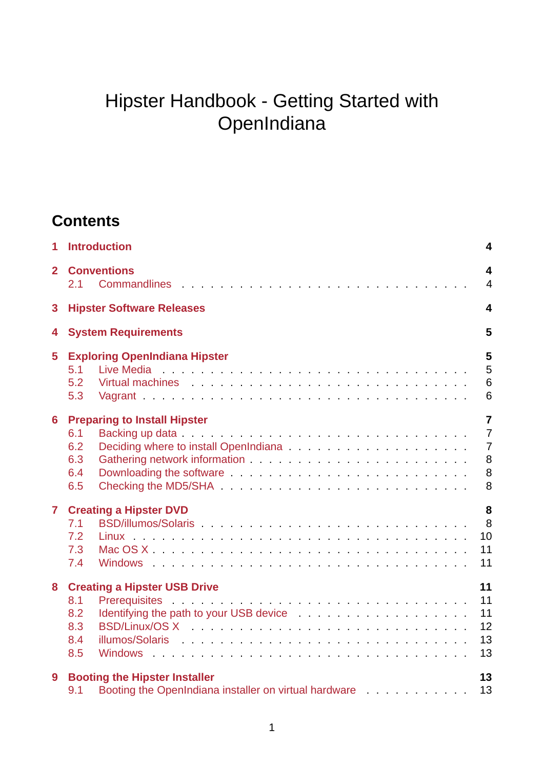# Hipster Handbook - Getting Started with OpenIndiana

## Contents

- **1 Introduction** — 4
- **2 Conventions** — 4
  - 2.1 Commandlines — 4
- **3 Hipster Software Releases** — 4
- **4 System Requirements** — 5
- **5 Exploring OpenIndiana Hipster** — 5
  - 5.1 Live Media — 5
  - 5.2 Virtual machines — 6
  - 5.3 Vagrant — 6
- **6 Preparing to Install Hipster** — 7
  - 6.1 Backing up data — 7
  - 6.2 Deciding where to install OpenIndiana — 7
  - 6.3 Gathering network information — 8
  - 6.4 Downloading the software — 8
  - 6.5 Checking the MD5/SHA — 8
- **7 Creating a Hipster DVD** — 8
  - 7.1 BSD/illumos/Solaris — 8
  - 7.2 Linux — 10
  - 7.3 Mac OS X — 11
  - 7.4 Windows — 11
- **8 Creating a Hipster USB Drive** — 11
  - 8.1 Prerequisites — 11
  - 8.2 Identifying the path to your USB device — 11
  - 8.3 BSD/Linux/OS X — 12
  - 8.4 illumos/Solaris — 13
  - 8.5 Windows — 13
- **9 Booting the Hipster Installer** — 13
  - 9.1 Booting the OpenIndiana installer on virtual hardware — 13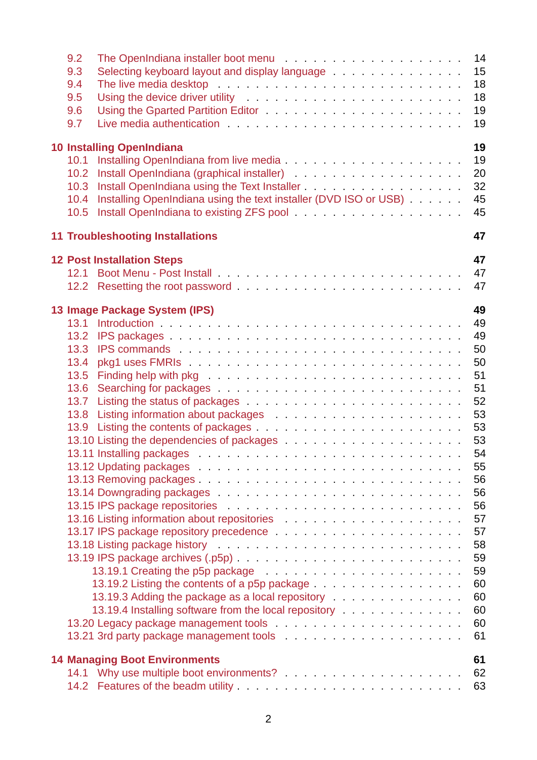- 9.2 The OpenIndiana installer boot menu . . . . . . . . . . . . . . . . . . . . 14
- 9.3 Selecting keyboard layout and display language . . . . . . . . . . . . . 15
- 9.4 The live media desktop . . . . . . . . . . . . . . . . . . . . . . . . . . 18
- 9.5 Using the device driver utility . . . . . . . . . . . . . . . . . . . . . . 18
- 9.6 Using the Gparted Partition Editor . . . . . . . . . . . . . . . . . . . . 19
- 9.7 Live media authentication . . . . . . . . . . . . . . . . . . . . . . . . 19

**10 Installing OpenIndiana** **19**

- 10.1 Installing OpenIndiana from live media . . . . . . . . . . . . . . . . . 19
- 10.2 Install OpenIndiana (graphical installer) . . . . . . . . . . . . . . . . 20
- 10.3 Install OpenIndiana using the Text Installer . . . . . . . . . . . . . . . 32
- 10.4 Installing OpenIndiana using the text installer (DVD ISO or USB) . . . . . . 45
- 10.5 Install OpenIndiana to existing ZFS pool . . . . . . . . . . . . . . . . . 45

**11 Troubleshooting Installations** **47**

**12 Post Installation Steps** **47**

- 12.1 Boot Menu - Post Install . . . . . . . . . . . . . . . . . . . . . . . . . 47
- 12.2 Resetting the root password . . . . . . . . . . . . . . . . . . . . . . . 47

**13 Image Package System (IPS)** **49**

- 13.1 Introduction . . . . . . . . . . . . . . . . . . . . . . . . . . . . . . . 49
- 13.2 IPS packages . . . . . . . . . . . . . . . . . . . . . . . . . . . . . . 49
- 13.3 IPS commands . . . . . . . . . . . . . . . . . . . . . . . . . . . . . . 50
- 13.4 pkg1 uses FMRIs . . . . . . . . . . . . . . . . . . . . . . . . . . . . 50
- 13.5 Finding help with pkg . . . . . . . . . . . . . . . . . . . . . . . . . . 51
- 13.6 Searching for packages . . . . . . . . . . . . . . . . . . . . . . . . . 51
- 13.7 Listing the status of packages . . . . . . . . . . . . . . . . . . . . . . 52
- 13.8 Listing information about packages . . . . . . . . . . . . . . . . . . . 53
- 13.9 Listing the contents of packages . . . . . . . . . . . . . . . . . . . . . 53
- 13.10 Listing the dependencies of packages . . . . . . . . . . . . . . . . . . 53
- 13.11 Installing packages . . . . . . . . . . . . . . . . . . . . . . . . . . . 54
- 13.12 Updating packages . . . . . . . . . . . . . . . . . . . . . . . . . . . 55
- 13.13 Removing packages . . . . . . . . . . . . . . . . . . . . . . . . . . . 56
- 13.14 Downgrading packages . . . . . . . . . . . . . . . . . . . . . . . . . 56
- 13.15 IPS package repositories . . . . . . . . . . . . . . . . . . . . . . . . 56
- 13.16 Listing information about repositories . . . . . . . . . . . . . . . . . 57
- 13.17 IPS package repository precedence . . . . . . . . . . . . . . . . . . . 57
- 13.18 Listing package history . . . . . . . . . . . . . . . . . . . . . . . . . 58
- 13.19 IPS package archives (.p5p) . . . . . . . . . . . . . . . . . . . . . . 59
  - 13.19.1 Creating the p5p package . . . . . . . . . . . . . . . . . . . . 59
  - 13.19.2 Listing the contents of a p5p package . . . . . . . . . . . . . . 60
  - 13.19.3 Adding the package as a local repository . . . . . . . . . . . . 60
  - 13.19.4 Installing software from the local repository . . . . . . . . . . 60
- 13.20 Legacy package management tools . . . . . . . . . . . . . . . . . . . 60
- 13.21 3rd party package management tools . . . . . . . . . . . . . . . . . . 61

**14 Managing Boot Environments** **61**

- 14.1 Why use multiple boot environments? . . . . . . . . . . . . . . . . . . 62
- 14.2 Features of the beadm utility . . . . . . . . . . . . . . . . . . . . . . 63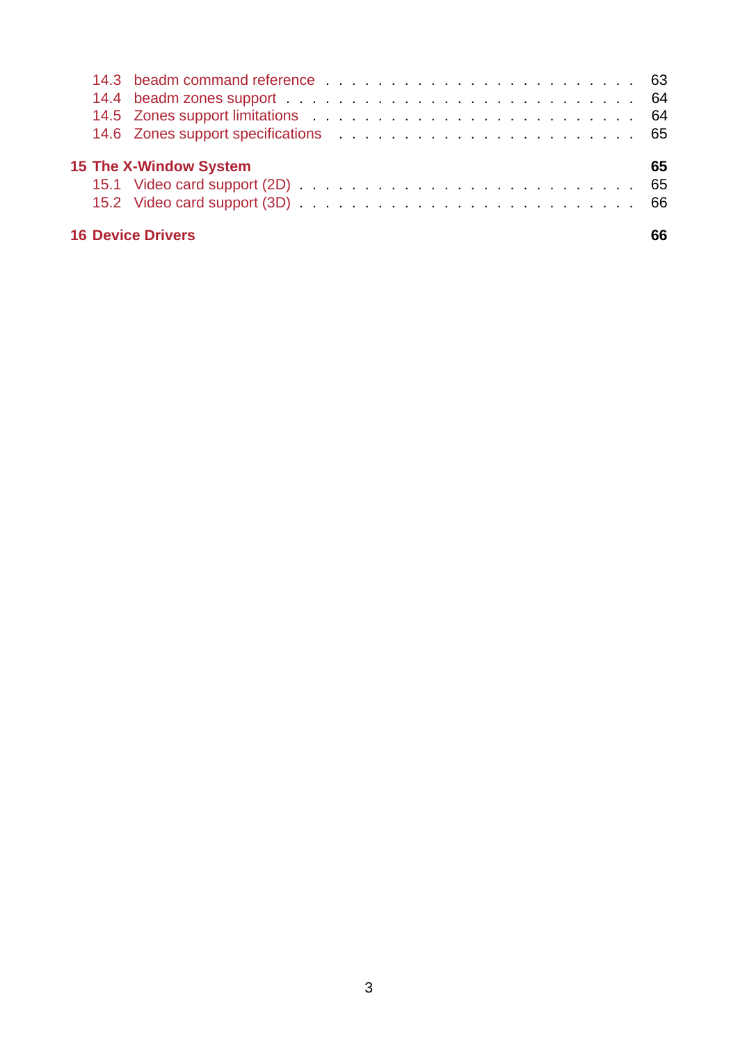- 14.3 beadm command reference . . . . . 63
- 14.4 beadm zones support . . . . . 64
- 14.5 Zones support limitations . . . . . 64
- 14.6 Zones support specifications . . . . . 65

**15 The X-Window System** **65**

- 15.1 Video card support (2D) . . . . . 65
- 15.2 Video card support (3D) . . . . . 66

**16 Device Drivers** **66**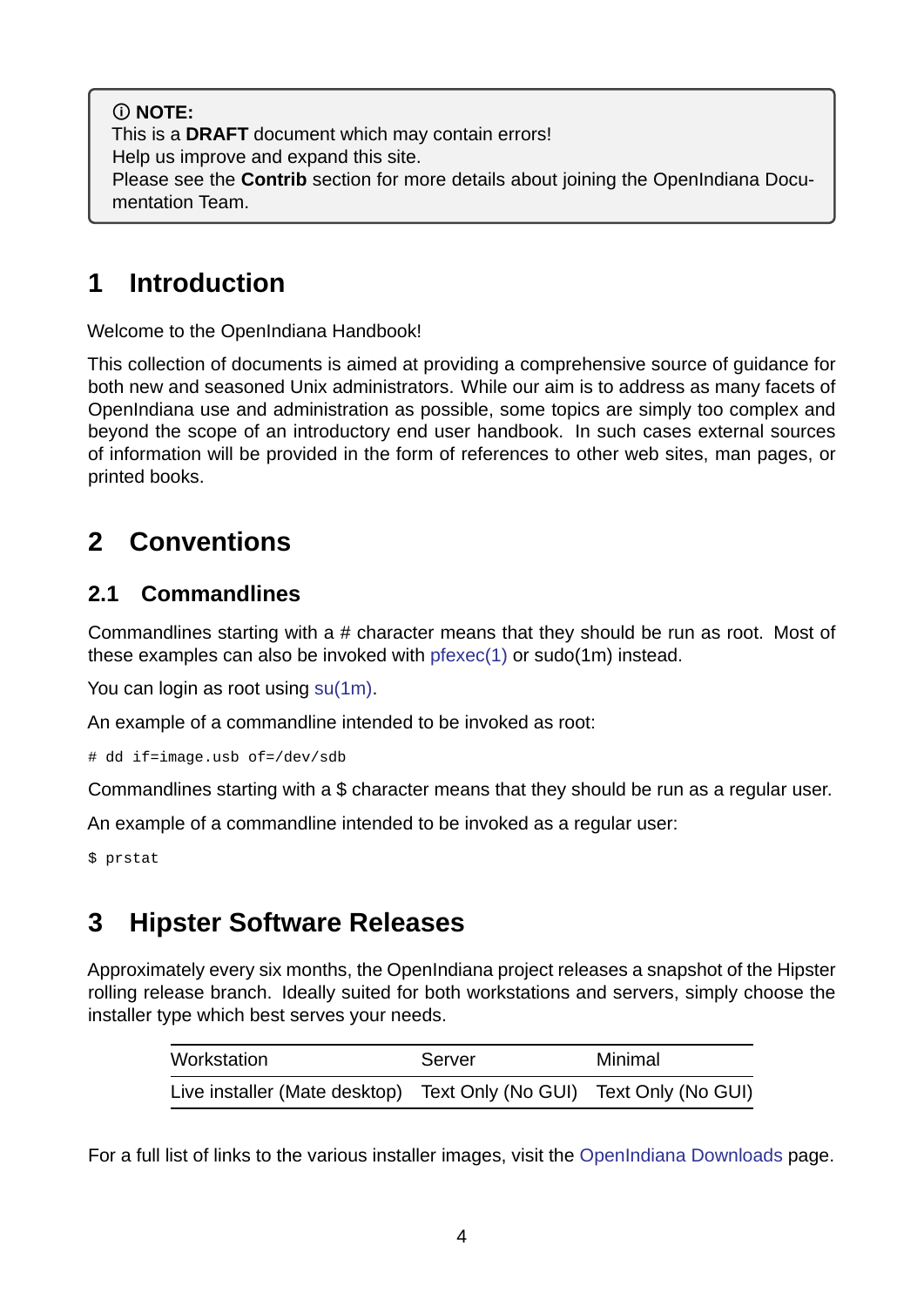> ⓘ **NOTE:**
> This is a **DRAFT** document which may contain errors!
> Help us improve and expand this site.
> Please see the **Contrib** section for more details about joining the OpenIndiana Documentation Team.

# 1 Introduction

Welcome to the OpenIndiana Handbook!

This collection of documents is aimed at providing a comprehensive source of guidance for both new and seasoned Unix administrators. While our aim is to address as many facets of OpenIndiana use and administration as possible, some topics are simply too complex and beyond the scope of an introductory end user handbook. In such cases external sources of information will be provided in the form of references to other web sites, man pages, or printed books.

# 2 Conventions

## 2.1 Commandlines

Commandlines starting with a # character means that they should be run as root. Most of these examples can also be invoked with pfexec(1) or sudo(1m) instead.

You can login as root using su(1m).

An example of a commandline intended to be invoked as root:

```
# dd if=image.usb of=/dev/sdb
```

Commandlines starting with a $ character means that they should be run as a regular user.

An example of a commandline intended to be invoked as a regular user:

```
$ prstat
```

# 3 Hipster Software Releases

Approximately every six months, the OpenIndiana project releases a snapshot of the Hipster rolling release branch. Ideally suited for both workstations and servers, simply choose the installer type which best serves your needs.

| Workstation | Server | Minimal |
|---|---|---|
| Live installer (Mate desktop) | Text Only (No GUI) | Text Only (No GUI) |

For a full list of links to the various installer images, visit the OpenIndiana Downloads page.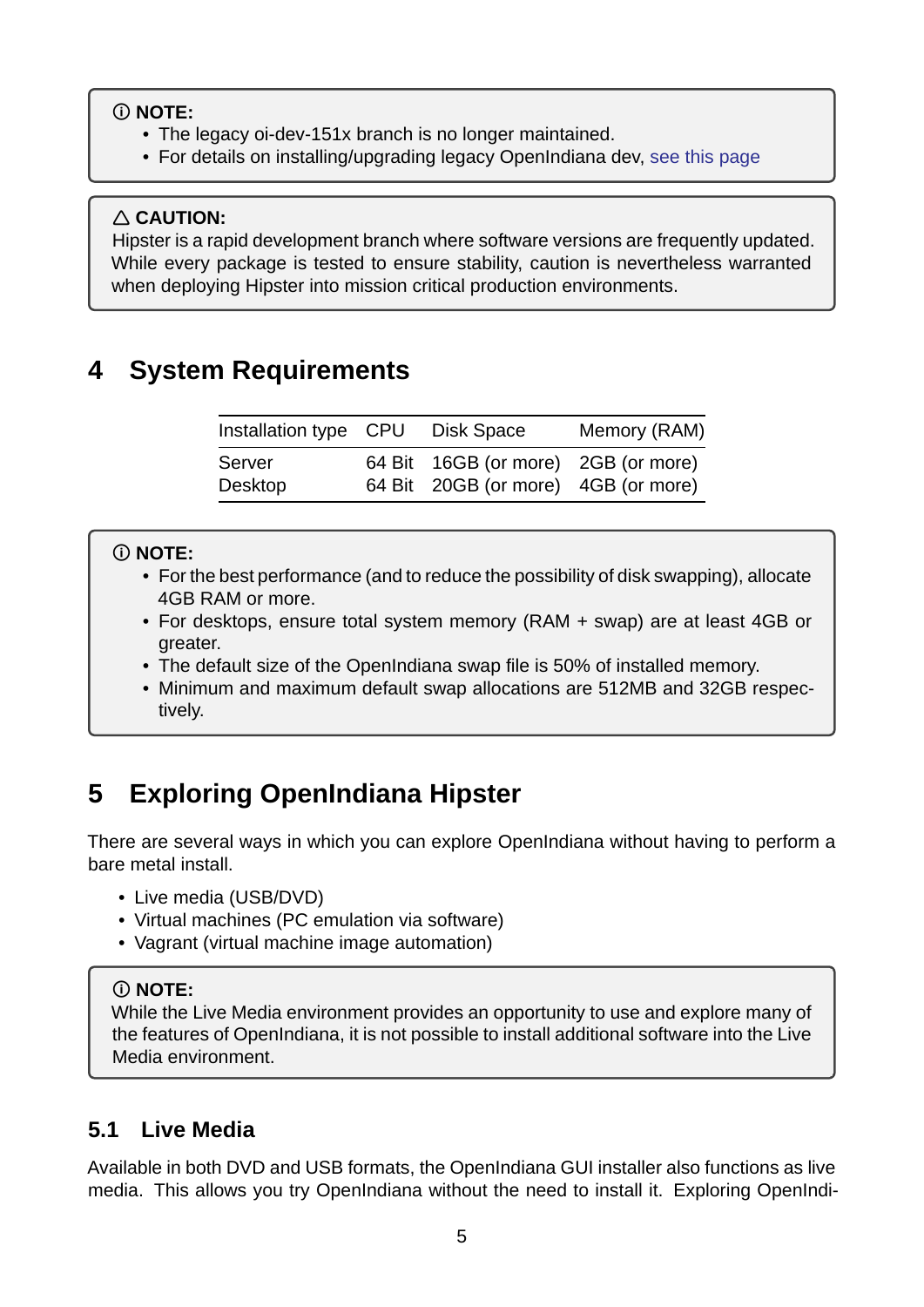> ⓘ **NOTE:**
> - The legacy oi-dev-151x branch is no longer maintained.
> - For details on installing/upgrading legacy OpenIndiana dev, see this page

> △ **CAUTION:**
> Hipster is a rapid development branch where software versions are frequently updated. While every package is tested to ensure stability, caution is nevertheless warranted when deploying Hipster into mission critical production environments.

# 4 System Requirements

| Installation type | CPU | Disk Space | Memory (RAM) |
|---|---|---|---|
| Server | 64 Bit | 16GB (or more) | 2GB (or more) |
| Desktop | 64 Bit | 20GB (or more) | 4GB (or more) |

> ⓘ **NOTE:**
> - For the best performance (and to reduce the possibility of disk swapping), allocate 4GB RAM or more.
> - For desktops, ensure total system memory (RAM + swap) are at least 4GB or greater.
> - The default size of the OpenIndiana swap file is 50% of installed memory.
> - Minimum and maximum default swap allocations are 512MB and 32GB respectively.

# 5 Exploring OpenIndiana Hipster

There are several ways in which you can explore OpenIndiana without having to perform a bare metal install.

- Live media (USB/DVD)
- Virtual machines (PC emulation via software)
- Vagrant (virtual machine image automation)

> ⓘ **NOTE:**
> While the Live Media environment provides an opportunity to use and explore many of the features of OpenIndiana, it is not possible to install additional software into the Live Media environment.

## 5.1 Live Media

Available in both DVD and USB formats, the OpenIndiana GUI installer also functions as live media. This allows you try OpenIndiana without the need to install it. Exploring OpenIndi-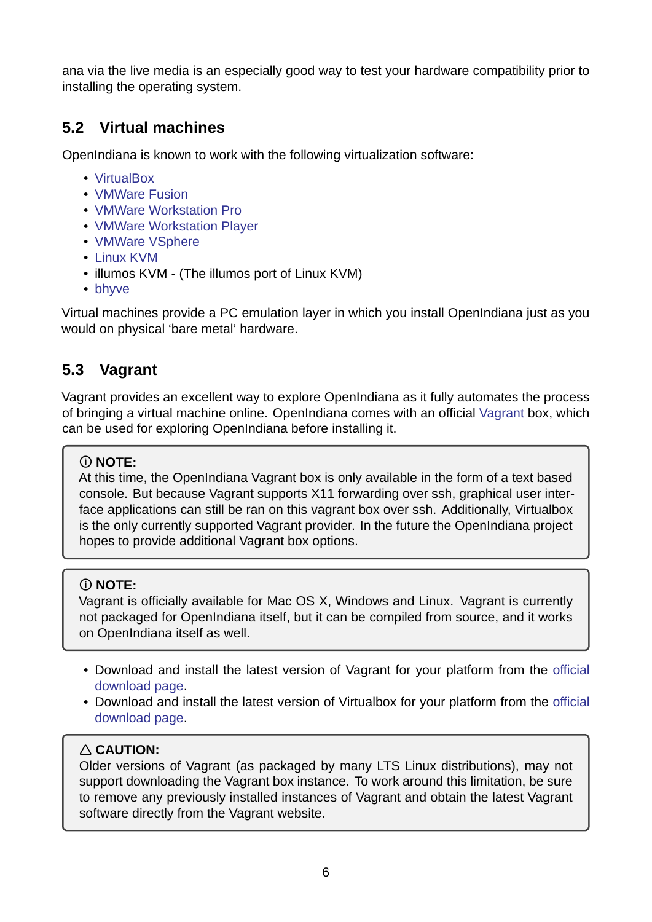ana via the live media is an especially good way to test your hardware compatibility prior to installing the operating system.

## 5.2 Virtual machines

OpenIndiana is known to work with the following virtualization software:

- VirtualBox
- VMWare Fusion
- VMWare Workstation Pro
- VMWare Workstation Player
- VMWare VSphere
- Linux KVM
- illumos KVM - (The illumos port of Linux KVM)
- bhyve

Virtual machines provide a PC emulation layer in which you install OpenIndiana just as you would on physical 'bare metal' hardware.

## 5.3 Vagrant

Vagrant provides an excellent way to explore OpenIndiana as it fully automates the process of bringing a virtual machine online. OpenIndiana comes with an official Vagrant box, which can be used for exploring OpenIndiana before installing it.

> ⓘ **NOTE:**
> At this time, the OpenIndiana Vagrant box is only available in the form of a text based console. But because Vagrant supports X11 forwarding over ssh, graphical user interface applications can still be ran on this vagrant box over ssh. Additionally, Virtualbox is the only currently supported Vagrant provider. In the future the OpenIndiana project hopes to provide additional Vagrant box options.

> ⓘ **NOTE:**
> Vagrant is officially available for Mac OS X, Windows and Linux. Vagrant is currently not packaged for OpenIndiana itself, but it can be compiled from source, and it works on OpenIndiana itself as well.

- Download and install the latest version of Vagrant for your platform from the official download page.
- Download and install the latest version of Virtualbox for your platform from the official download page.

> △ **CAUTION:**
> Older versions of Vagrant (as packaged by many LTS Linux distributions), may not support downloading the Vagrant box instance. To work around this limitation, be sure to remove any previously installed instances of Vagrant and obtain the latest Vagrant software directly from the Vagrant website.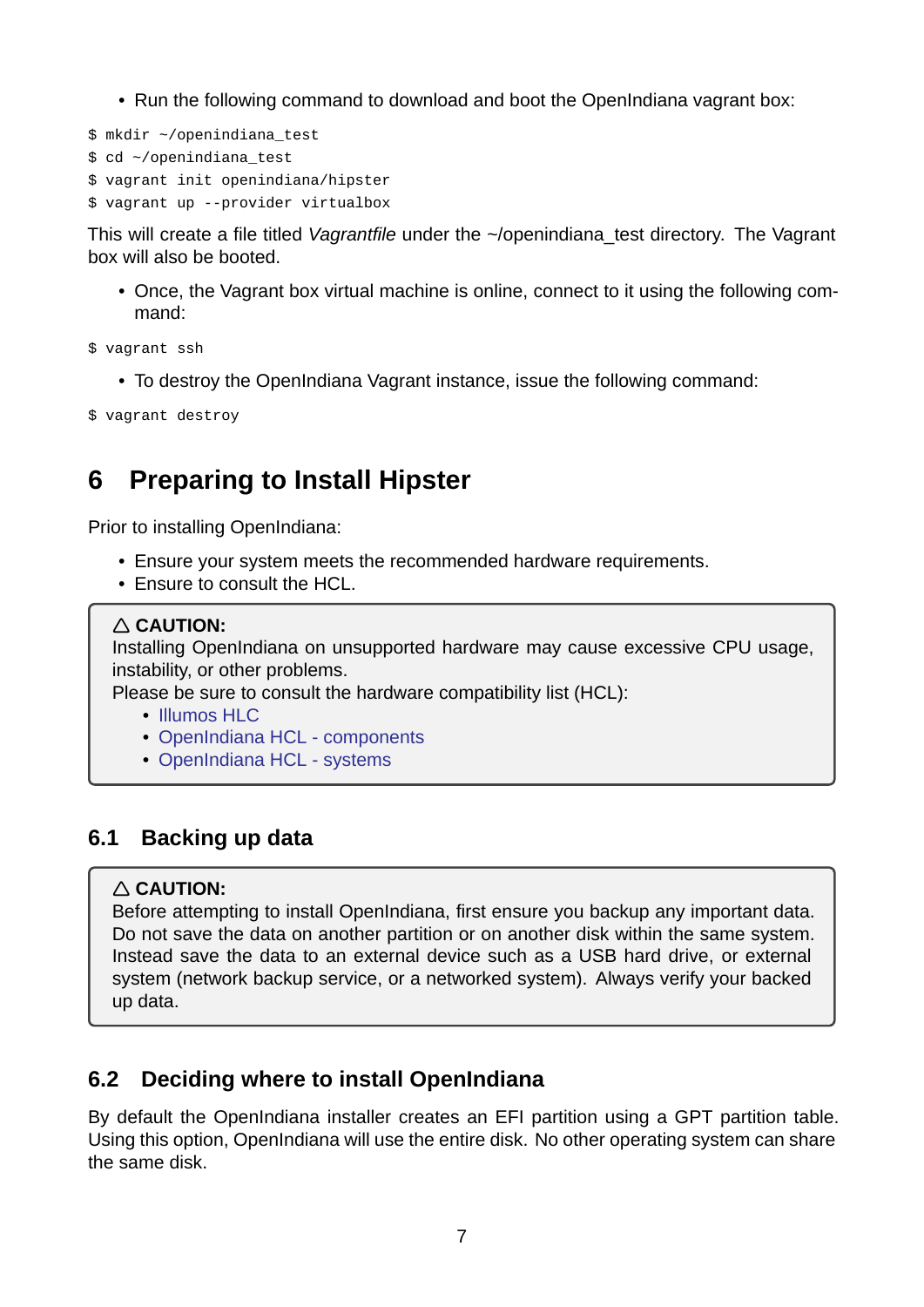- Run the following command to download and boot the OpenIndiana vagrant box:

```
$ mkdir ~/openindiana_test
$ cd ~/openindiana_test
$ vagrant init openindiana/hipster
$ vagrant up --provider virtualbox
```

This will create a file titled *Vagrantfile* under the ~/openindiana_test directory. The Vagrant box will also be booted.

- Once, the Vagrant box virtual machine is online, connect to it using the following command:

```
$ vagrant ssh
```

- To destroy the OpenIndiana Vagrant instance, issue the following command:

```
$ vagrant destroy
```

# 6 Preparing to Install Hipster

Prior to installing OpenIndiana:

- Ensure your system meets the recommended hardware requirements.
- Ensure to consult the HCL.

> △ **CAUTION:**
> Installing OpenIndiana on unsupported hardware may cause excessive CPU usage, instability, or other problems.
> Please be sure to consult the hardware compatibility list (HCL):
> - Illumos HLC
> - OpenIndiana HCL - components
> - OpenIndiana HCL - systems

## 6.1 Backing up data

> △ **CAUTION:**
> Before attempting to install OpenIndiana, first ensure you backup any important data. Do not save the data on another partition or on another disk within the same system. Instead save the data to an external device such as a USB hard drive, or external system (network backup service, or a networked system). Always verify your backed up data.

## 6.2 Deciding where to install OpenIndiana

By default the OpenIndiana installer creates an EFI partition using a GPT partition table. Using this option, OpenIndiana will use the entire disk. No other operating system can share the same disk.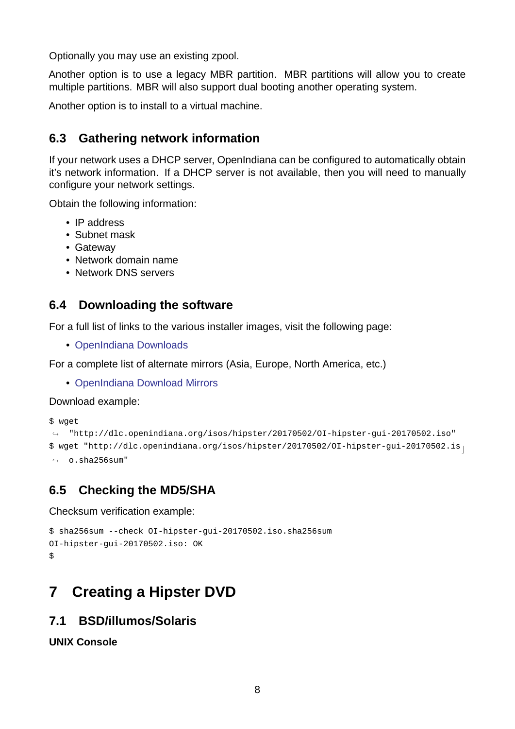Optionally you may use an existing zpool.

Another option is to use a legacy MBR partition. MBR partitions will allow you to create multiple partitions. MBR will also support dual booting another operating system.

Another option is to install to a virtual machine.

### 6.3 Gathering network information

If your network uses a DHCP server, OpenIndiana can be configured to automatically obtain it's network information. If a DHCP server is not available, then you will need to manually configure your network settings.

Obtain the following information:

- IP address
- Subnet mask
- Gateway
- Network domain name
- Network DNS servers

### 6.4 Downloading the software

For a full list of links to the various installer images, visit the following page:

- OpenIndiana Downloads

For a complete list of alternate mirrors (Asia, Europe, North America, etc.)

- OpenIndiana Download Mirrors

Download example:

```
$ wget
↪  "http://dlc.openindiana.org/isos/hipster/20170502/OI-hipster-gui-20170502.iso"
$ wget "http://dlc.openindiana.org/isos/hipster/20170502/OI-hipster-gui-20170502.is
↪  o.sha256sum"
```

### 6.5 Checking the MD5/SHA

Checksum verification example:

```
$ sha256sum --check OI-hipster-gui-20170502.iso.sha256sum
OI-hipster-gui-20170502.iso: OK
$
```

## 7 Creating a Hipster DVD

### 7.1 BSD/illumos/Solaris

**UNIX Console**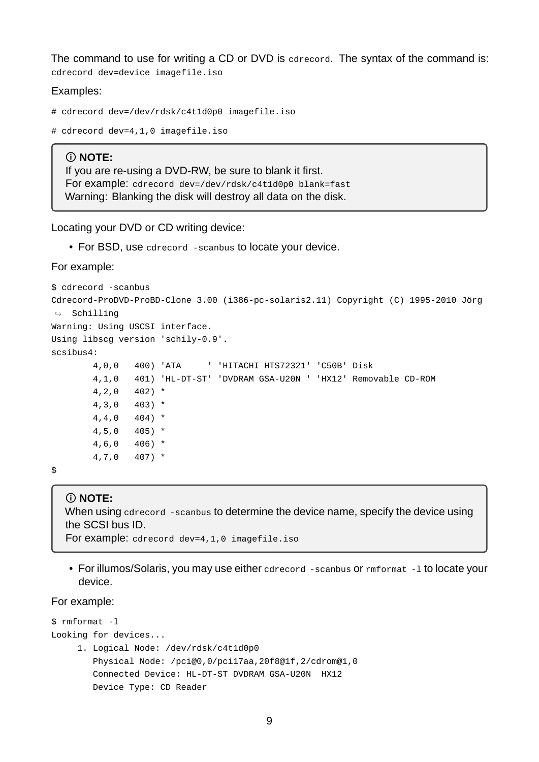The command to use for writing a CD or DVD is `cdrecord`. The syntax of the command is:

```
cdrecord dev=device imagefile.iso
```

Examples:

```
# cdrecord dev=/dev/rdsk/c4t1d0p0 imagefile.iso
```

```
# cdrecord dev=4,1,0 imagefile.iso
```

> ⓘ **NOTE:**
> If you are re-using a DVD-RW, be sure to blank it first.
> For example: `cdrecord dev=/dev/rdsk/c4t1d0p0 blank=fast`
> Warning: Blanking the disk will destroy all data on the disk.

Locating your DVD or CD writing device:

- For BSD, use `cdrecord -scanbus` to locate your device.

For example:

```
$ cdrecord -scanbus
Cdrecord-ProDVD-ProBD-Clone 3.00 (i386-pc-solaris2.11) Copyright (C) 1995-2010 Jörg
 ↪  Schilling
Warning: Using USCSI interface.
Using libscg version 'schily-0.9'.
scsibus4:
        4,0,0   400) 'ATA     ' 'HITACHI HTS72321' 'C50B' Disk
        4,1,0   401) 'HL-DT-ST' 'DVDRAM GSA-U20N ' 'HX12' Removable CD-ROM
        4,2,0   402) *
        4,3,0   403) *
        4,4,0   404) *
        4,5,0   405) *
        4,6,0   406) *
        4,7,0   407) *
$
```

> ⓘ **NOTE:**
> When using `cdrecord -scanbus` to determine the device name, specify the device using the SCSI bus ID.
> For example: `cdrecord dev=4,1,0 imagefile.iso`

- For illumos/Solaris, you may use either `cdrecord -scanbus` or `rmformat -l` to locate your device.

For example:

```
$ rmformat -l
Looking for devices...
     1. Logical Node: /dev/rdsk/c4t1d0p0
        Physical Node: /pci@0,0/pci17aa,20f8@1f,2/cdrom@1,0
        Connected Device: HL-DT-ST DVDRAM GSA-U20N  HX12
        Device Type: CD Reader
```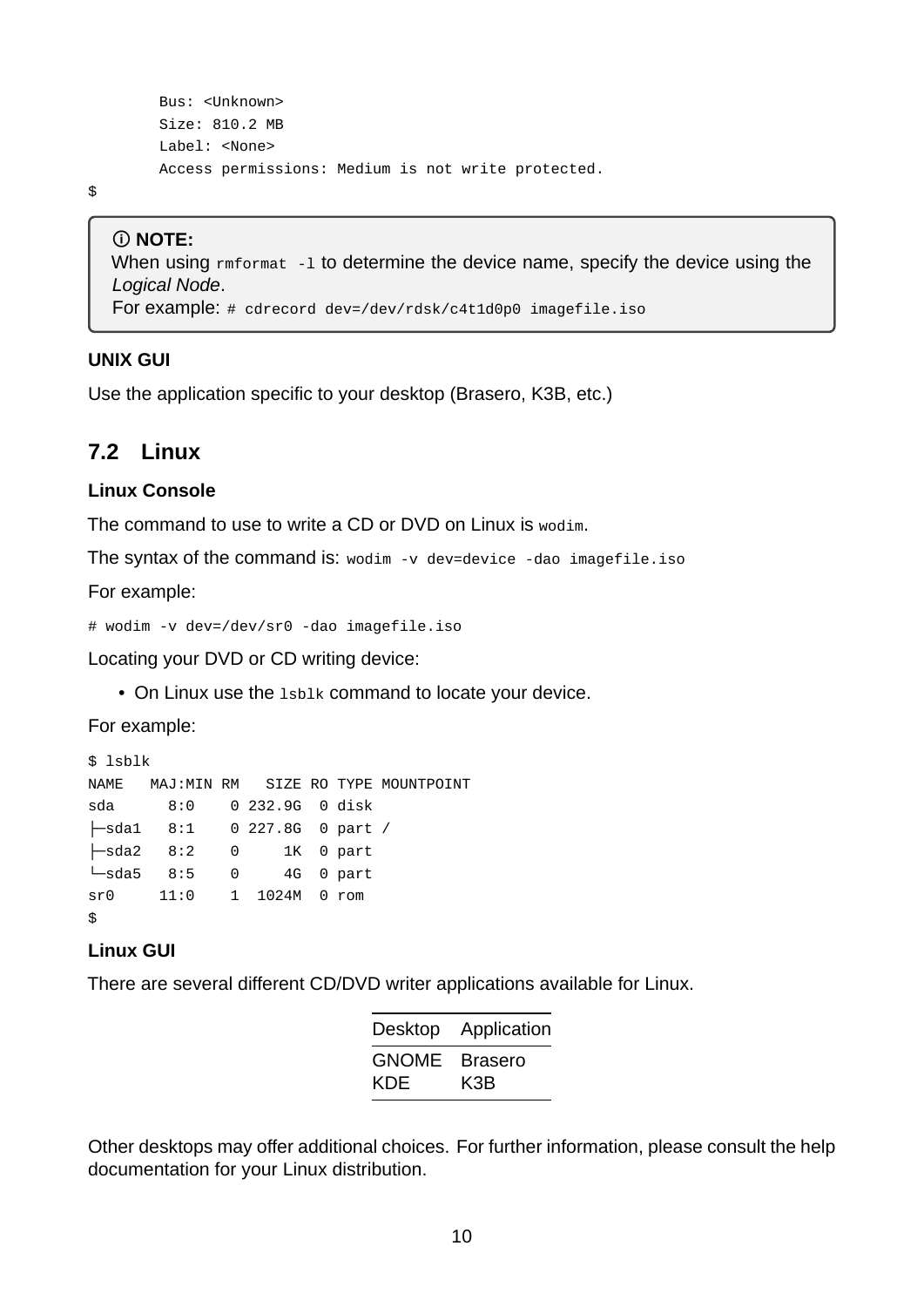```
        Bus: <Unknown>
        Size: 810.2 MB
        Label: <None>
        Access permissions: Medium is not write protected.
$
```

> ⓘ **NOTE:**
> When using `rmformat -l` to determine the device name, specify the device using the *Logical Node*.
> For example: `# cdrecord dev=/dev/rdsk/c4t1d0p0 imagefile.iso`

**UNIX GUI**

Use the application specific to your desktop (Brasero, K3B, etc.)

## 7.2 Linux

**Linux Console**

The command to use to write a CD or DVD on Linux is `wodim`.

The syntax of the command is: `wodim -v dev=device -dao imagefile.iso`

For example:

```
# wodim -v dev=/dev/sr0 -dao imagefile.iso
```

Locating your DVD or CD writing device:

- On Linux use the `lsblk` command to locate your device.

For example:

```
$ lsblk
NAME   MAJ:MIN RM   SIZE RO TYPE MOUNTPOINT
sda      8:0    0 232.9G  0 disk
├─sda1   8:1    0 227.8G  0 part /
├─sda2   8:2    0     1K  0 part
└─sda5   8:5    0     4G  0 part
sr0     11:0    1  1024M  0 rom
$
```

**Linux GUI**

There are several different CD/DVD writer applications available for Linux.

| Desktop | Application |
| --- | --- |
| GNOME | Brasero |
| KDE | K3B |

Other desktops may offer additional choices. For further information, please consult the help documentation for your Linux distribution.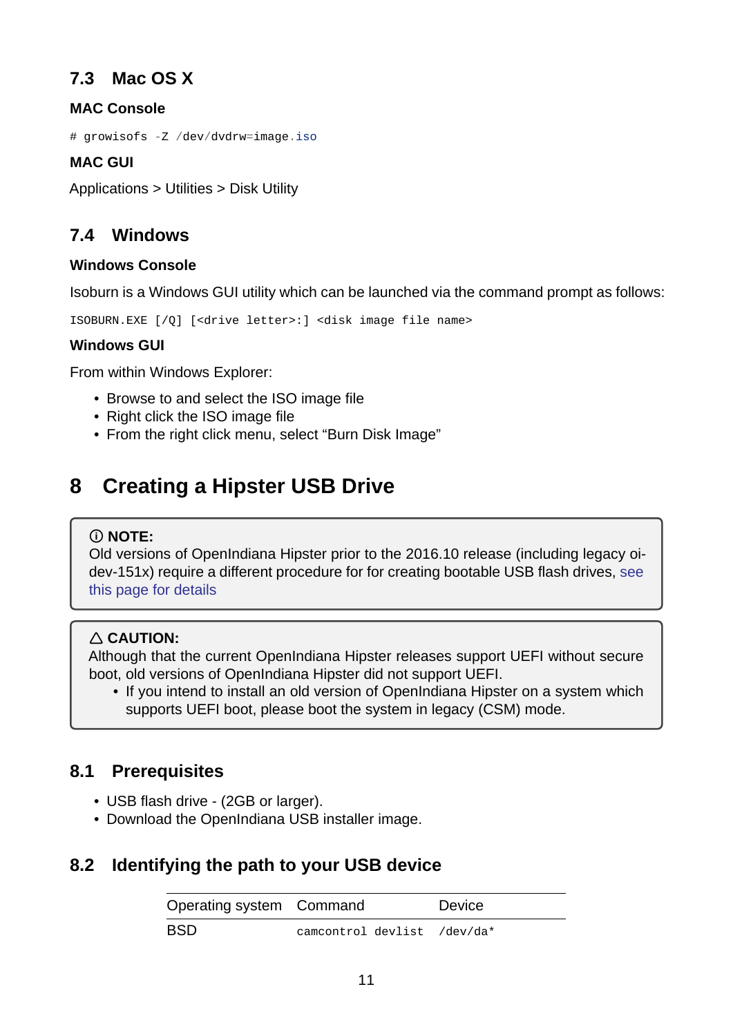## 7.3 Mac OS X

**MAC Console**

```
# growisofs -Z /dev/dvdrw=image.iso
```

**MAC GUI**

Applications > Utilities > Disk Utility

## 7.4 Windows

**Windows Console**

Isoburn is a Windows GUI utility which can be launched via the command prompt as follows:

```
ISOBURN.EXE [/Q] [<drive letter>:] <disk image file name>
```

**Windows GUI**

From within Windows Explorer:

- Browse to and select the ISO image file
- Right click the ISO image file
- From the right click menu, select "Burn Disk Image"

# 8 Creating a Hipster USB Drive

> ⓘ **NOTE:**
> Old versions of OpenIndiana Hipster prior to the 2016.10 release (including legacy oi-dev-151x) require a different procedure for for creating bootable USB flash drives, see this page for details

> △ **CAUTION:**
> Although that the current OpenIndiana Hipster releases support UEFI without secure boot, old versions of OpenIndiana Hipster did not support UEFI.
> - If you intend to install an old version of OpenIndiana Hipster on a system which supports UEFI boot, please boot the system in legacy (CSM) mode.

## 8.1 Prerequisites

- USB flash drive - (2GB or larger).
- Download the OpenIndiana USB installer image.

## 8.2 Identifying the path to your USB device

| Operating system | Command | Device |
|---|---|---|
| BSD | `camcontrol devlist` | `/dev/da*` |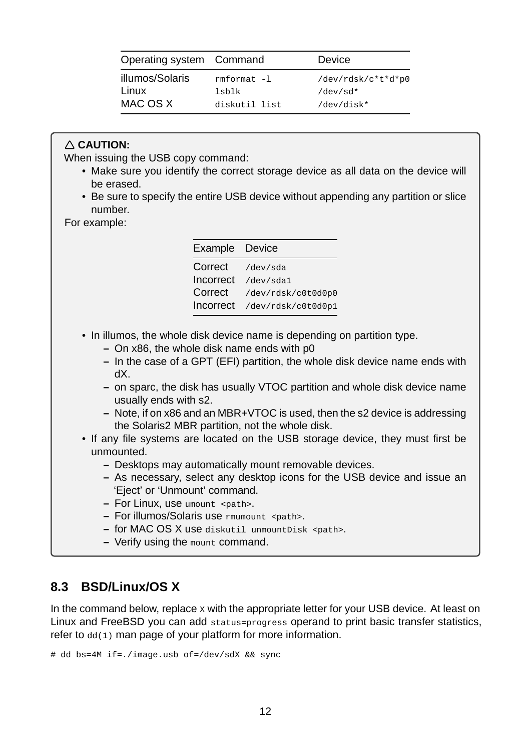| Operating system | Command | Device |
| --- | --- | --- |
| illumos/Solaris | `rmformat -l` | `/dev/rdsk/c*t*d*p0` |
| Linux | `lsblk` | `/dev/sd*` |
| MAC OS X | `diskutil list` | `/dev/disk*` |

> △ **CAUTION:**
>
> When issuing the USB copy command:
>
> - Make sure you identify the correct storage device as all data on the device will be erased.
> - Be sure to specify the entire USB device without appending any partition or slice number.
>
> For example:
>
> | Example | Device |
> | --- | --- |
> | Correct | `/dev/sda` |
> | Incorrect | `/dev/sda1` |
> | Correct | `/dev/rdsk/c0t0d0p0` |
> | Incorrect | `/dev/rdsk/c0t0d0p1` |
>
> - In illumos, the whole disk device name is depending on partition type.
>   - On x86, the whole disk name ends with p0
>   - In the case of a GPT (EFI) partition, the whole disk device name ends with dX.
>   - on sparc, the disk has usually VTOC partition and whole disk device name usually ends with s2.
>   - Note, if on x86 and an MBR+VTOC is used, then the s2 device is addressing the Solaris2 MBR partition, not the whole disk.
> - If any file systems are located on the USB storage device, they must first be unmounted.
>   - Desktops may automatically mount removable devices.
>   - As necessary, select any desktop icons for the USB device and issue an 'Eject' or 'Unmount' command.
>   - For Linux, use `umount <path>`.
>   - For illumos/Solaris use `rmumount <path>`.
>   - for MAC OS X use `diskutil unmountDisk <path>`.
>   - Verify using the `mount` command.

## 8.3 BSD/Linux/OS X

In the command below, replace `X` with the appropriate letter for your USB device. At least on Linux and FreeBSD you can add `status=progress` operand to print basic transfer statistics, refer to `dd(1)` man page of your platform for more information.

```
# dd bs=4M if=./image.usb of=/dev/sdX && sync
```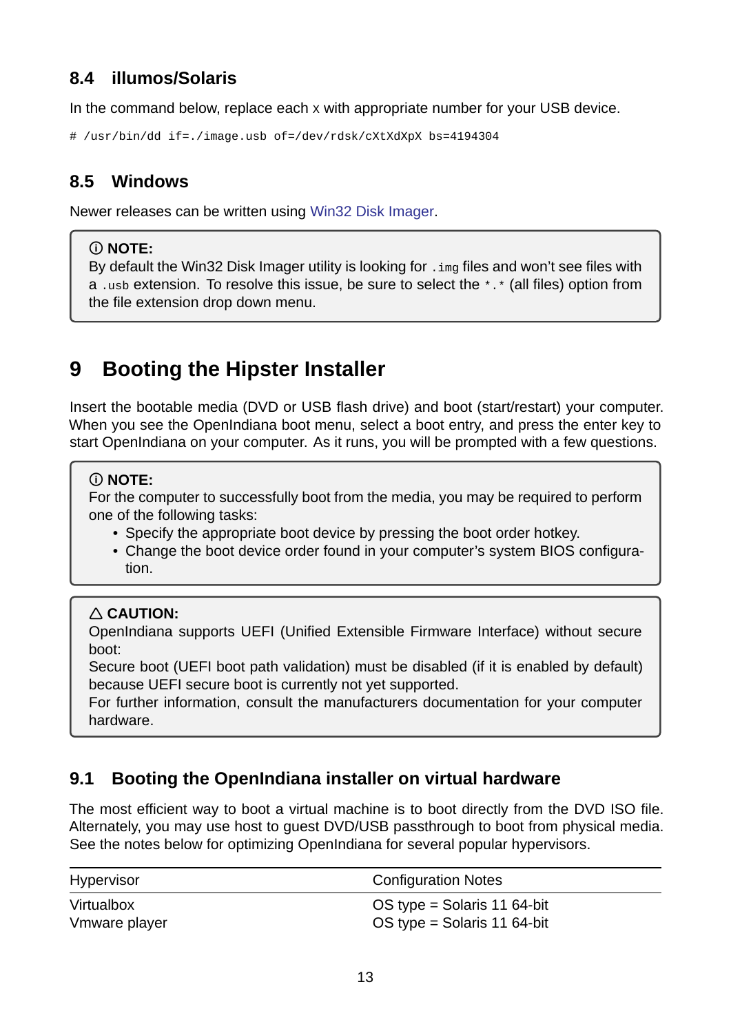### 8.4 illumos/Solaris

In the command below, replace each x with appropriate number for your USB device.

```
# /usr/bin/dd if=./image.usb of=/dev/rdsk/cXtXdXpX bs=4194304
```

### 8.5 Windows

Newer releases can be written using Win32 Disk Imager.

> ⓘ **NOTE:**
> By default the Win32 Disk Imager utility is looking for `.img` files and won't see files with a `.usb` extension. To resolve this issue, be sure to select the `*.*` (all files) option from the file extension drop down menu.

## 9 Booting the Hipster Installer

Insert the bootable media (DVD or USB flash drive) and boot (start/restart) your computer. When you see the OpenIndiana boot menu, select a boot entry, and press the enter key to start OpenIndiana on your computer. As it runs, you will be prompted with a few questions.

> ⓘ **NOTE:**
> For the computer to successfully boot from the media, you may be required to perform one of the following tasks:
> - Specify the appropriate boot device by pressing the boot order hotkey.
> - Change the boot device order found in your computer's system BIOS configuration.

> △ **CAUTION:**
> OpenIndiana supports UEFI (Unified Extensible Firmware Interface) without secure boot:
> Secure boot (UEFI boot path validation) must be disabled (if it is enabled by default) because UEFI secure boot is currently not yet supported.
> For further information, consult the manufacturers documentation for your computer hardware.

### 9.1 Booting the OpenIndiana installer on virtual hardware

The most efficient way to boot a virtual machine is to boot directly from the DVD ISO file. Alternately, you may use host to guest DVD/USB passthrough to boot from physical media. See the notes below for optimizing OpenIndiana for several popular hypervisors.

| Hypervisor | Configuration Notes |
|---|---|
| Virtualbox | OS type = Solaris 11 64-bit |
| Vmware player | OS type = Solaris 11 64-bit |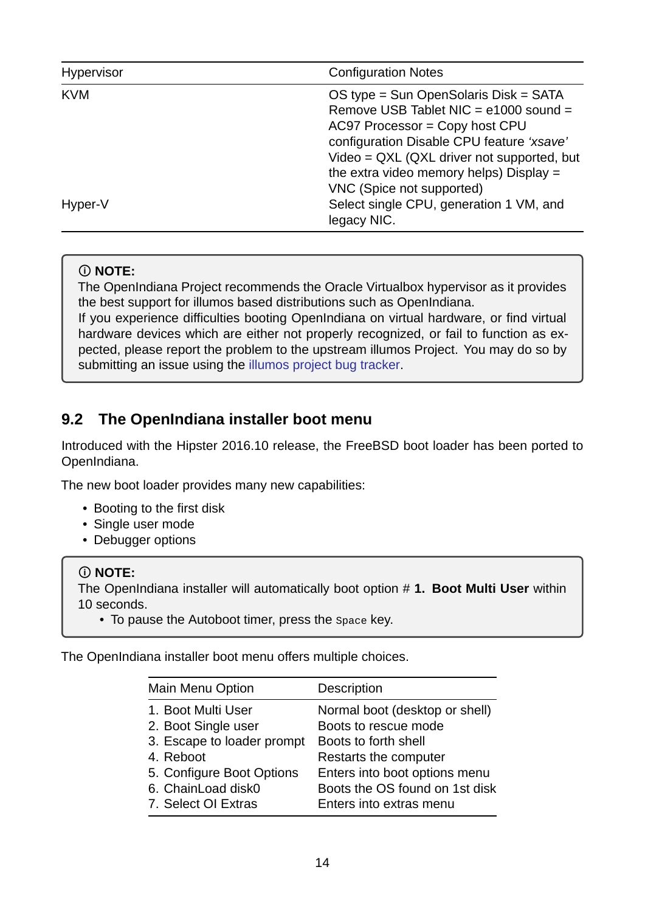| Hypervisor | Configuration Notes |
| --- | --- |
| KVM | OS type = Sun OpenSolaris Disk = SATA Remove USB Tablet NIC = e1000 sound = AC97 Processor = Copy host CPU configuration Disable CPU feature *'xsave'* Video = QXL (QXL driver not supported, but the extra video memory helps) Display = VNC (Spice not supported) |
| Hyper-V | Select single CPU, generation 1 VM, and legacy NIC. |

> ⓘ **NOTE:**
> The OpenIndiana Project recommends the Oracle Virtualbox hypervisor as it provides the best support for illumos based distributions such as OpenIndiana.
> If you experience difficulties booting OpenIndiana on virtual hardware, or find virtual hardware devices which are either not properly recognized, or fail to function as expected, please report the problem to the upstream illumos Project. You may do so by submitting an issue using the illumos project bug tracker.

## 9.2 The OpenIndiana installer boot menu

Introduced with the Hipster 2016.10 release, the FreeBSD boot loader has been ported to OpenIndiana.

The new boot loader provides many new capabilities:

- Booting to the first disk
- Single user mode
- Debugger options

> ⓘ **NOTE:**
> The OpenIndiana installer will automatically boot option # **1. Boot Multi User** within 10 seconds.
> - To pause the Autoboot timer, press the `Space` key.

The OpenIndiana installer boot menu offers multiple choices.

| Main Menu Option | Description |
| --- | --- |
| 1. Boot Multi User | Normal boot (desktop or shell) |
| 2. Boot Single user | Boots to rescue mode |
| 3. Escape to loader prompt | Boots to forth shell |
| 4. Reboot | Restarts the computer |
| 5. Configure Boot Options | Enters into boot options menu |
| 6. ChainLoad disk0 | Boots the OS found on 1st disk |
| 7. Select OI Extras | Enters into extras menu |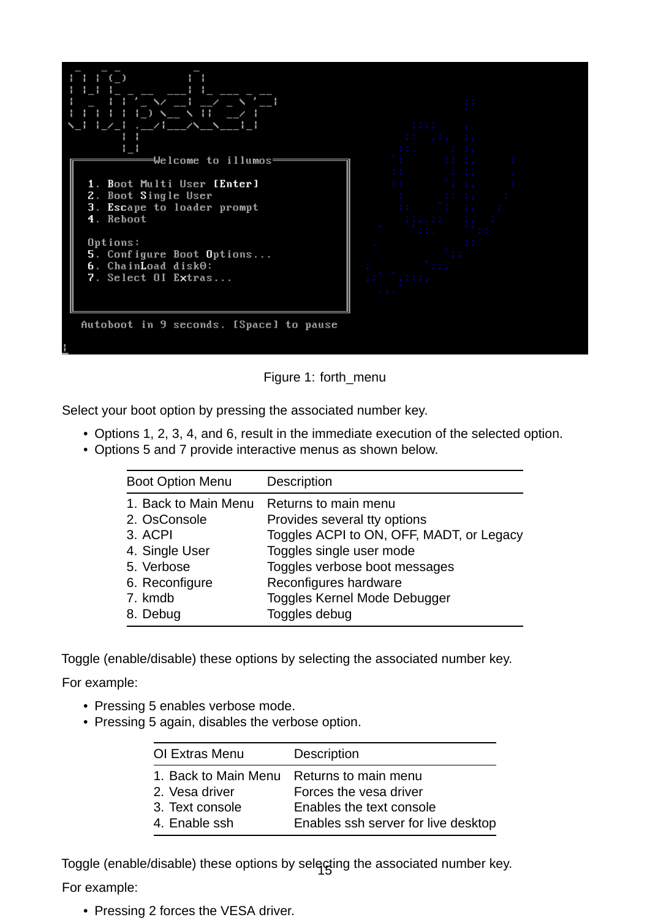Figure 1: forth_menu

Select your boot option by pressing the associated number key.

- Options 1, 2, 3, 4, and 6, result in the immediate execution of the selected option.
- Options 5 and 7 provide interactive menus as shown below.

| Boot Option Menu | Description |
| --- | --- |
| 1. Back to Main Menu | Returns to main menu |
| 2. OsConsole | Provides several tty options |
| 3. ACPI | Toggles ACPI to ON, OFF, MADT, or Legacy |
| 4. Single User | Toggles single user mode |
| 5. Verbose | Toggles verbose boot messages |
| 6. Reconfigure | Reconfigures hardware |
| 7. kmdb | Toggles Kernel Mode Debugger |
| 8. Debug | Toggles debug |

Toggle (enable/disable) these options by selecting the associated number key.

For example:

- Pressing 5 enables verbose mode.
- Pressing 5 again, disables the verbose option.

| OI Extras Menu | Description |
| --- | --- |
| 1. Back to Main Menu | Returns to main menu |
| 2. Vesa driver | Forces the vesa driver |
| 3. Text console | Enables the text console |
| 4. Enable ssh | Enables ssh server for live desktop |

Toggle (enable/disable) these options by selecting the associated number key.

For example:

- Pressing 2 forces the VESA driver.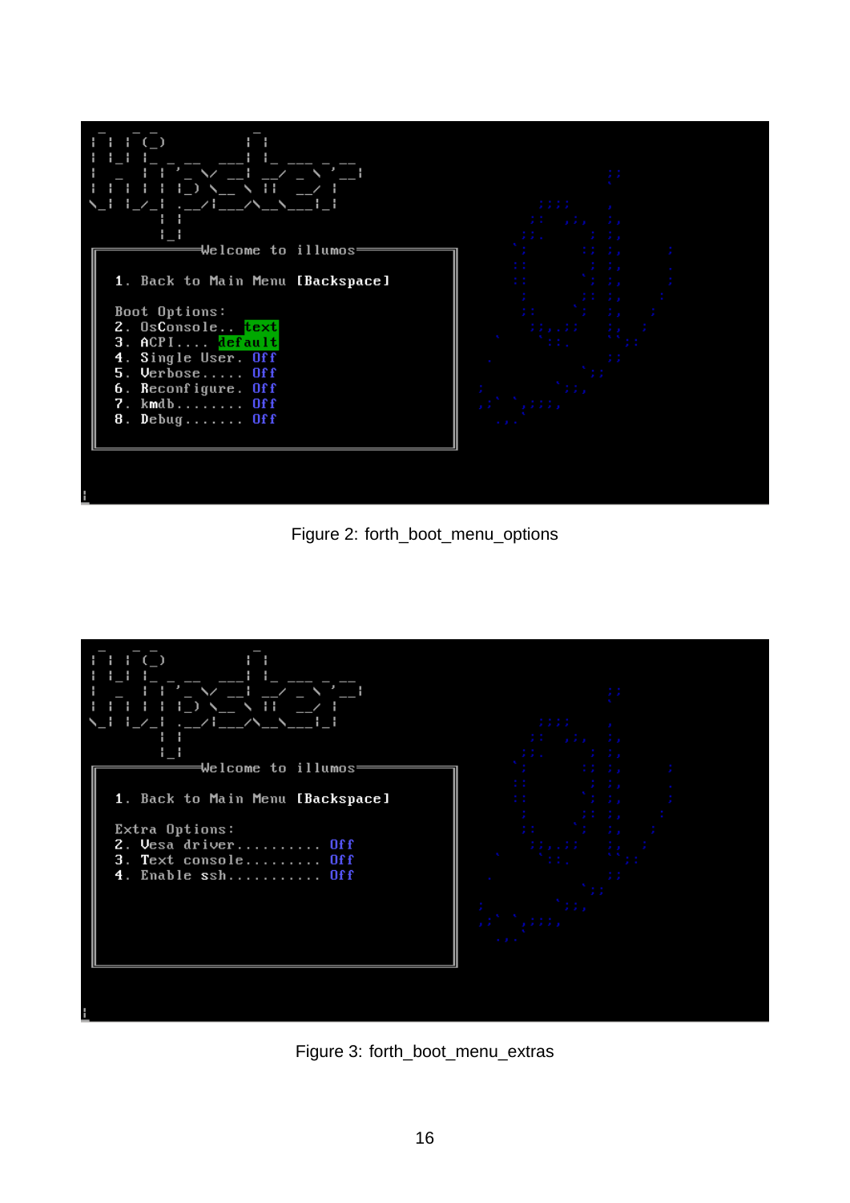```
Welcome to illumos

1. Back to Main Menu [Backspace]

Boot Options:
2. OsConsole.. text
3. ACPI.... default
4. Single User. Off
5. Verbose..... Off
6. Reconfigure. Off
7. kmdb........ Off
8. Debug....... Off
```

Figure 2: forth_boot_menu_options

```
Welcome to illumos

1. Back to Main Menu [Backspace]

Extra Options:
2. Vesa driver.......... Off
3. Text console......... Off
4. Enable ssh........... Off
```

Figure 3: forth_boot_menu_extras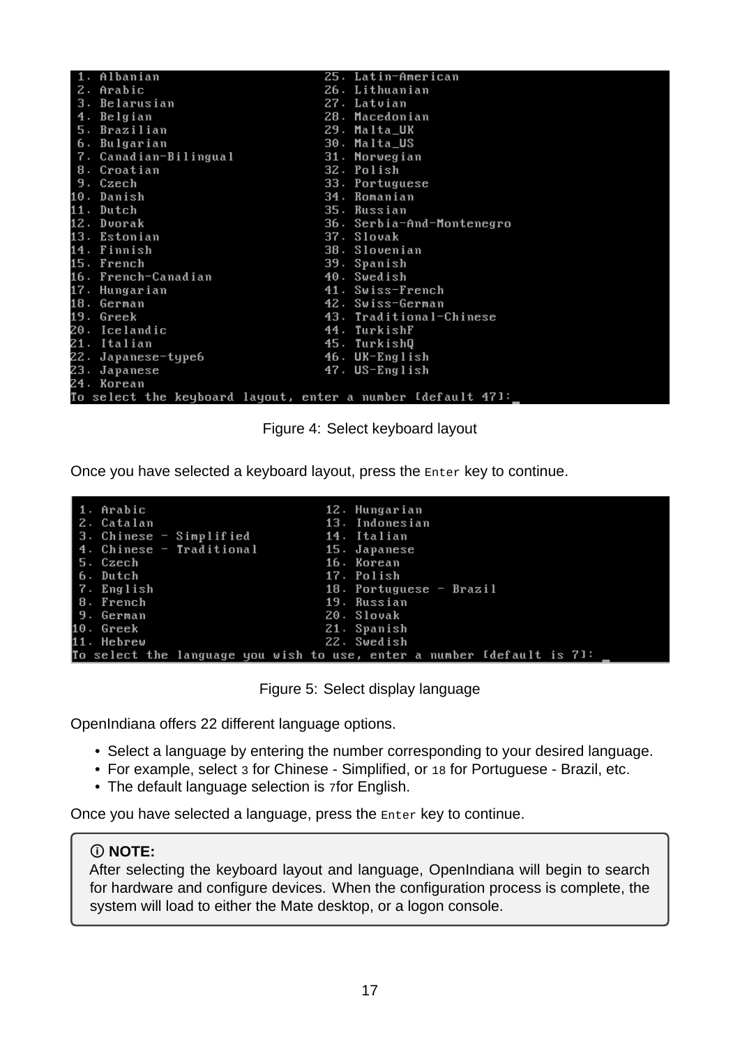```
 1. Albanian                    25. Latin-American
 2. Arabic                      26. Lithuanian
 3. Belarusian                  27. Latvian
 4. Belgian                     28. Macedonian
 5. Brazilian                   29. Malta_UK
 6. Bulgarian                   30. Malta_US
 7. Canadian-Bilingual          31. Norwegian
 8. Croatian                    32. Polish
 9. Czech                       33. Portuguese
10. Danish                      34. Romanian
11. Dutch                       35. Russian
12. Dvorak                      36. Serbia-And-Montenegro
13. Estonian                    37. Slovak
14. Finnish                     38. Slovenian
15. French                      39. Spanish
16. French-Canadian             40. Swedish
17. Hungarian                   41. Swiss-French
18. German                      42. Swiss-German
19. Greek                       43. Traditional-Chinese
20. Icelandic                   44. TurkishF
21. Italian                     45. TurkishQ
22. Japanese-type6              46. UK-English
23. Japanese                    47. US-English
24. Korean
To select the keyboard layout, enter a number [default 47]:_
```

Figure 4: Select keyboard layout

Once you have selected a keyboard layout, press the `Enter` key to continue.

```
 1. Arabic                      12. Hungarian
 2. Catalan                     13. Indonesian
 3. Chinese - Simplified        14. Italian
 4. Chinese - Traditional       15. Japanese
 5. Czech                       16. Korean
 6. Dutch                       17. Polish
 7. English                     18. Portuguese - Brazil
 8. French                      19. Russian
 9. German                      20. Slovak
10. Greek                       21. Spanish
11. Hebrew                      22. Swedish
To select the language you wish to use, enter a number [default is 7]: _
```

Figure 5: Select display language

OpenIndiana offers 22 different language options.

- Select a language by entering the number corresponding to your desired language.
- For example, select `3` for Chinese - Simplified, or `18` for Portuguese - Brazil, etc.
- The default language selection is `7`for English.

Once you have selected a language, press the `Enter` key to continue.

> ⓘ **NOTE:**
> After selecting the keyboard layout and language, OpenIndiana will begin to search for hardware and configure devices. When the configuration process is complete, the system will load to either the Mate desktop, or a logon console.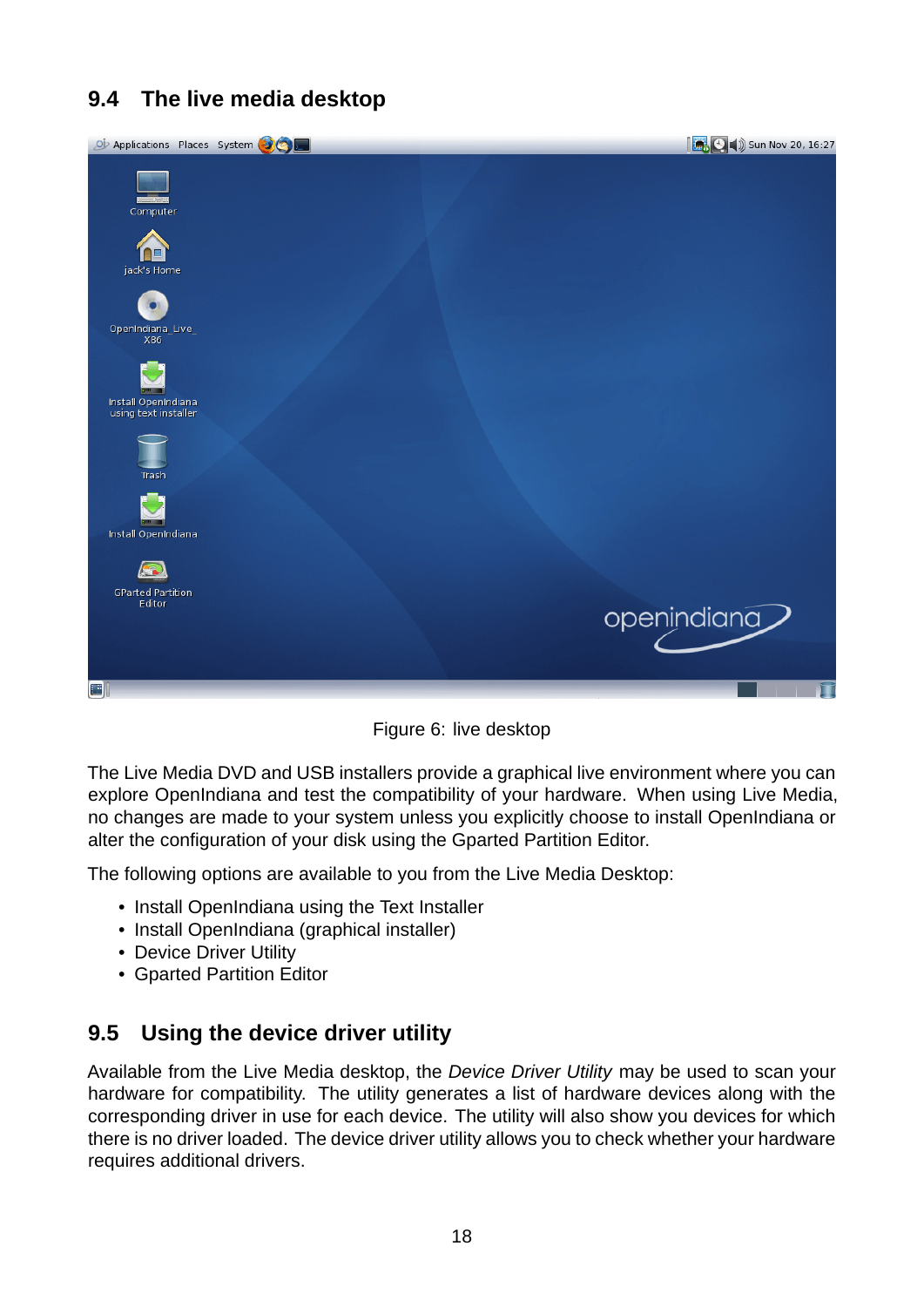## 9.4 The live media desktop

Figure 6: live desktop

The Live Media DVD and USB installers provide a graphical live environment where you can explore OpenIndiana and test the compatibility of your hardware. When using Live Media, no changes are made to your system unless you explicitly choose to install OpenIndiana or alter the configuration of your disk using the Gparted Partition Editor.

The following options are available to you from the Live Media Desktop:

- Install OpenIndiana using the Text Installer
- Install OpenIndiana (graphical installer)
- Device Driver Utility
- Gparted Partition Editor

## 9.5 Using the device driver utility

Available from the Live Media desktop, the *Device Driver Utility* may be used to scan your hardware for compatibility. The utility generates a list of hardware devices along with the corresponding driver in use for each device. The utility will also show you devices for which there is no driver loaded. The device driver utility allows you to check whether your hardware requires additional drivers.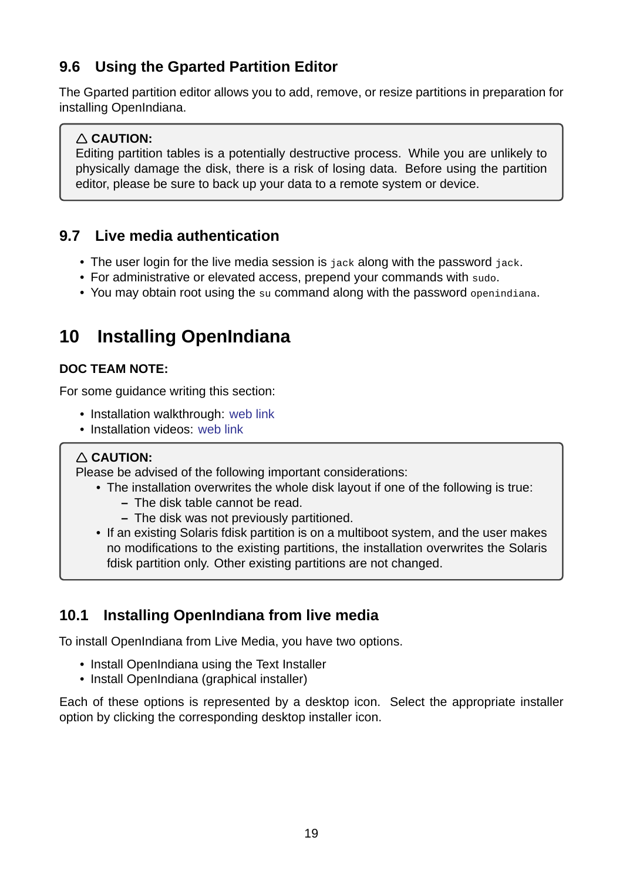### 9.6 Using the Gparted Partition Editor

The Gparted partition editor allows you to add, remove, or resize partitions in preparation for installing OpenIndiana.

> △ **CAUTION:**
> Editing partition tables is a potentially destructive process. While you are unlikely to physically damage the disk, there is a risk of losing data. Before using the partition editor, please be sure to back up your data to a remote system or device.

### 9.7 Live media authentication

- The user login for the live media session is `jack` along with the password `jack`.
- For administrative or elevated access, prepend your commands with `sudo`.
- You may obtain root using the `su` command along with the password `openindiana`.

## 10 Installing OpenIndiana

**DOC TEAM NOTE:**

For some guidance writing this section:

- Installation walkthrough: web link
- Installation videos: web link

> △ **CAUTION:**
> Please be advised of the following important considerations:
> - The installation overwrites the whole disk layout if one of the following is true:
>   - The disk table cannot be read.
>   - The disk was not previously partitioned.
> - If an existing Solaris fdisk partition is on a multiboot system, and the user makes no modifications to the existing partitions, the installation overwrites the Solaris fdisk partition only. Other existing partitions are not changed.

### 10.1 Installing OpenIndiana from live media

To install OpenIndiana from Live Media, you have two options.

- Install OpenIndiana using the Text Installer
- Install OpenIndiana (graphical installer)

Each of these options is represented by a desktop icon. Select the appropriate installer option by clicking the corresponding desktop installer icon.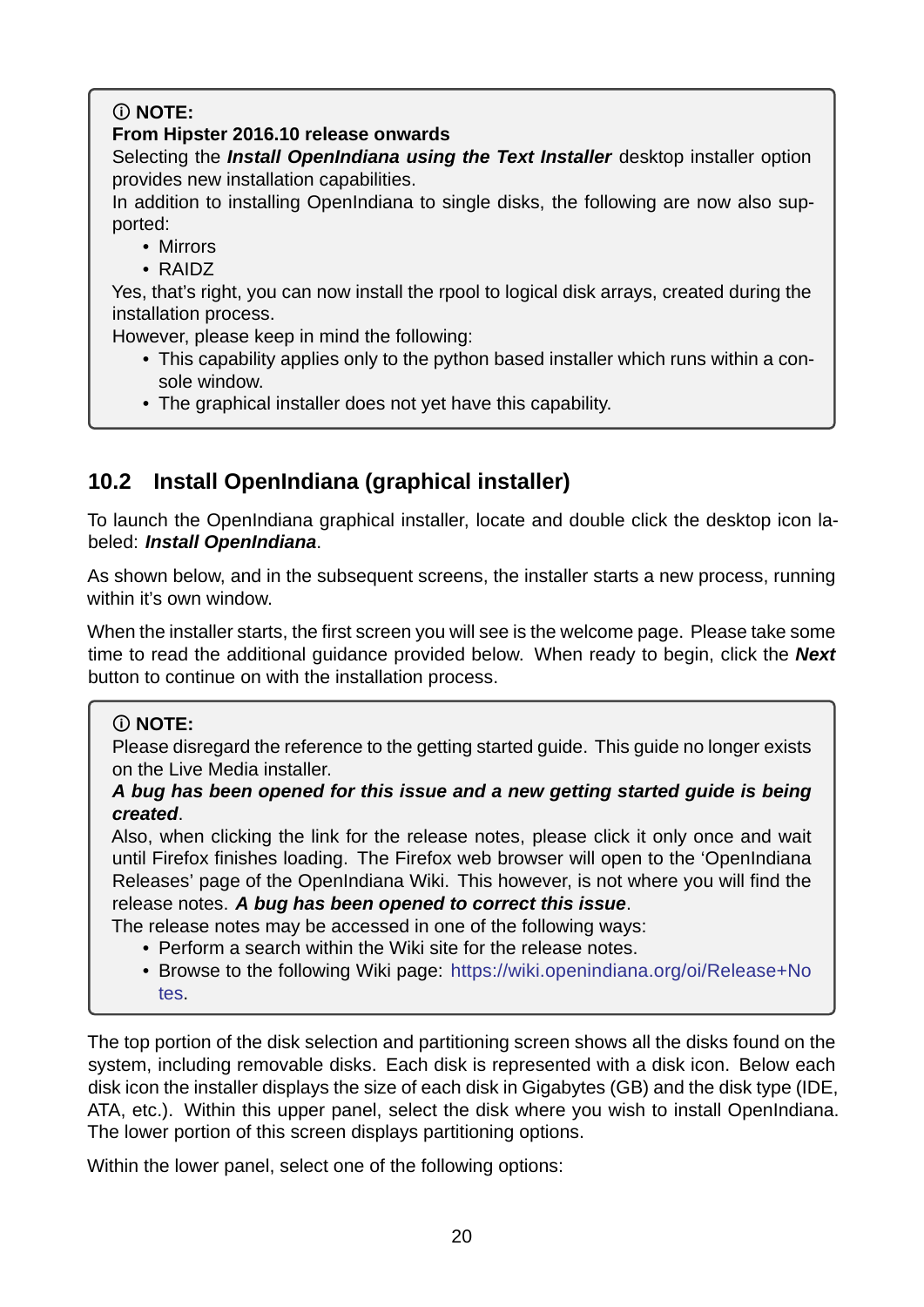> ⓘ **NOTE:**
> **From Hipster 2016.10 release onwards**
> Selecting the ***Install OpenIndiana using the Text Installer*** desktop installer option provides new installation capabilities.
> In addition to installing OpenIndiana to single disks, the following are now also supported:
>
> - Mirrors
> - RAIDZ
>
> Yes, that's right, you can now install the rpool to logical disk arrays, created during the installation process.
> However, please keep in mind the following:
>
> - This capability applies only to the python based installer which runs within a console window.
> - The graphical installer does not yet have this capability.

## 10.2 Install OpenIndiana (graphical installer)

To launch the OpenIndiana graphical installer, locate and double click the desktop icon labeled: ***Install OpenIndiana***.

As shown below, and in the subsequent screens, the installer starts a new process, running within it's own window.

When the installer starts, the first screen you will see is the welcome page. Please take some time to read the additional guidance provided below. When ready to begin, click the ***Next*** button to continue on with the installation process.

> ⓘ **NOTE:**
> Please disregard the reference to the getting started guide. This guide no longer exists on the Live Media installer.
> ***A bug has been opened for this issue and a new getting started guide is being created***.
> Also, when clicking the link for the release notes, please click it only once and wait until Firefox finishes loading. The Firefox web browser will open to the 'OpenIndiana Releases' page of the OpenIndiana Wiki. This however, is not where you will find the release notes. ***A bug has been opened to correct this issue***.
> The release notes may be accessed in one of the following ways:
>
> - Perform a search within the Wiki site for the release notes.
> - Browse to the following Wiki page: https://wiki.openindiana.org/oi/Release+Notes.

The top portion of the disk selection and partitioning screen shows all the disks found on the system, including removable disks. Each disk is represented with a disk icon. Below each disk icon the installer displays the size of each disk in Gigabytes (GB) and the disk type (IDE, ATA, etc.). Within this upper panel, select the disk where you wish to install OpenIndiana. The lower portion of this screen displays partitioning options.

Within the lower panel, select one of the following options: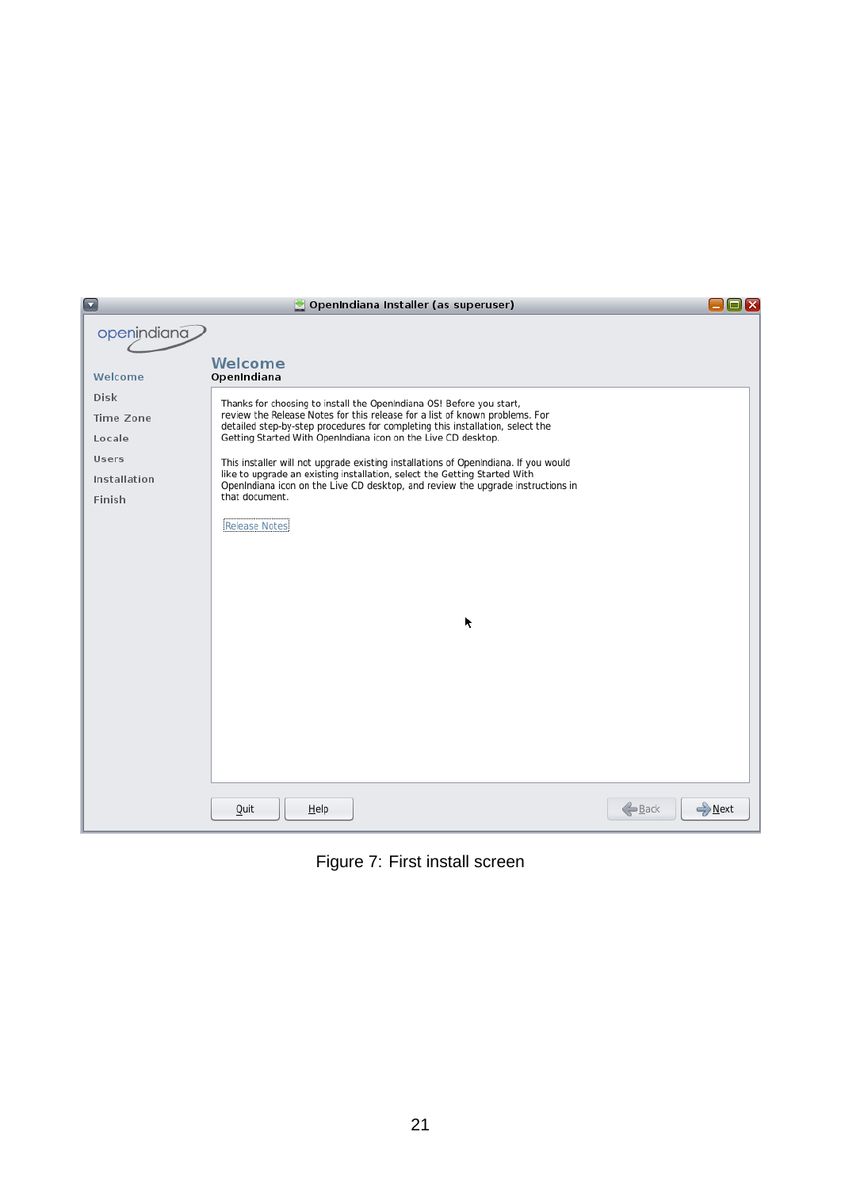Figure 7: First install screen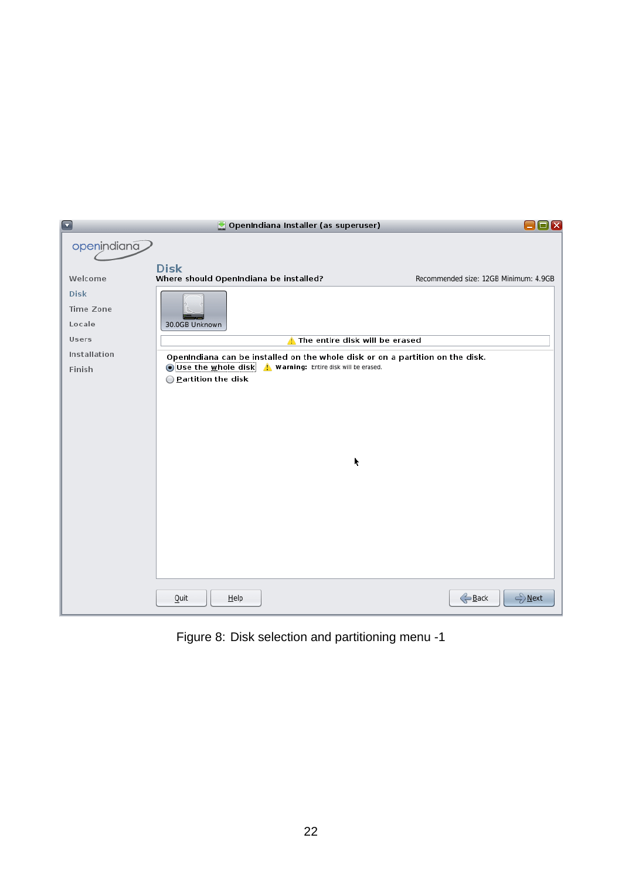Figure 8: Disk selection and partitioning menu -1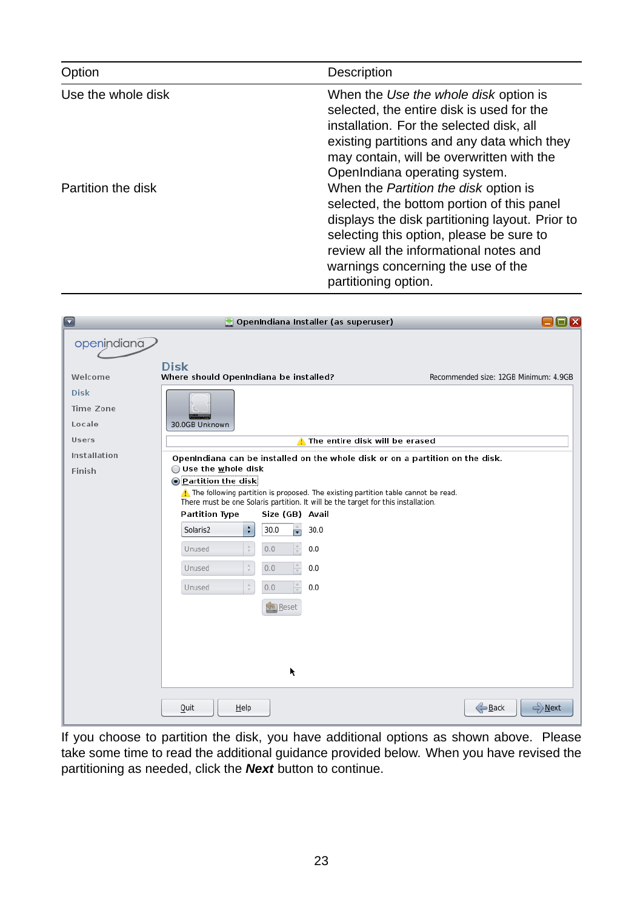| Option | Description |
|---|---|
| Use the whole disk | When the *Use the whole disk* option is selected, the entire disk is used for the installation. For the selected disk, all existing partitions and any data which they may contain, will be overwritten with the OpenIndiana operating system. |
| Partition the disk | When the *Partition the disk* option is selected, the bottom portion of this panel displays the disk partitioning layout. Prior to selecting this option, please be sure to review all the informational notes and warnings concerning the use of the partitioning option. |

If you choose to partition the disk, you have additional options as shown above. Please take some time to read the additional guidance provided below. When you have revised the partitioning as needed, click the ***Next*** button to continue.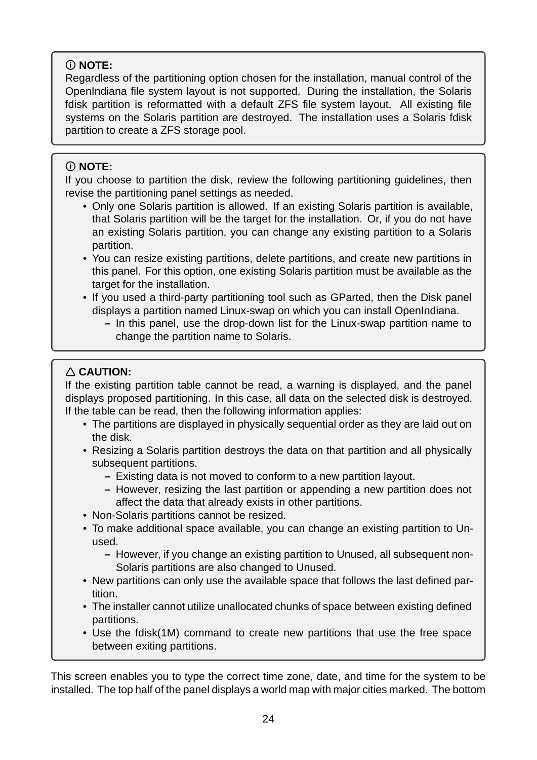> ⓘ **NOTE:**
> Regardless of the partitioning option chosen for the installation, manual control of the OpenIndiana file system layout is not supported. During the installation, the Solaris fdisk partition is reformatted with a default ZFS file system layout. All existing file systems on the Solaris partition are destroyed. The installation uses a Solaris fdisk partition to create a ZFS storage pool.

> ⓘ **NOTE:**
> If you choose to partition the disk, review the following partitioning guidelines, then revise the partitioning panel settings as needed.
>
> - Only one Solaris partition is allowed. If an existing Solaris partition is available, that Solaris partition will be the target for the installation. Or, if you do not have an existing Solaris partition, you can change any existing partition to a Solaris partition.
> - You can resize existing partitions, delete partitions, and create new partitions in this panel. For this option, one existing Solaris partition must be available as the target for the installation.
> - If you used a third-party partitioning tool such as GParted, then the Disk panel displays a partition named Linux-swap on which you can install OpenIndiana.
>   – In this panel, use the drop-down list for the Linux-swap partition name to change the partition name to Solaris.

> △ **CAUTION:**
> If the existing partition table cannot be read, a warning is displayed, and the panel displays proposed partitioning. In this case, all data on the selected disk is destroyed. If the table can be read, then the following information applies:
>
> - The partitions are displayed in physically sequential order as they are laid out on the disk.
> - Resizing a Solaris partition destroys the data on that partition and all physically subsequent partitions.
>   – Existing data is not moved to conform to a new partition layout.
>   – However, resizing the last partition or appending a new partition does not affect the data that already exists in other partitions.
> - Non-Solaris partitions cannot be resized.
> - To make additional space available, you can change an existing partition to Unused.
>   – However, if you change an existing partition to Unused, all subsequent non-Solaris partitions are also changed to Unused.
> - New partitions can only use the available space that follows the last defined partition.
> - The installer cannot utilize unallocated chunks of space between existing defined partitions.
> - Use the fdisk(1M) command to create new partitions that use the free space between exiting partitions.

This screen enables you to type the correct time zone, date, and time for the system to be installed. The top half of the panel displays a world map with major cities marked. The bottom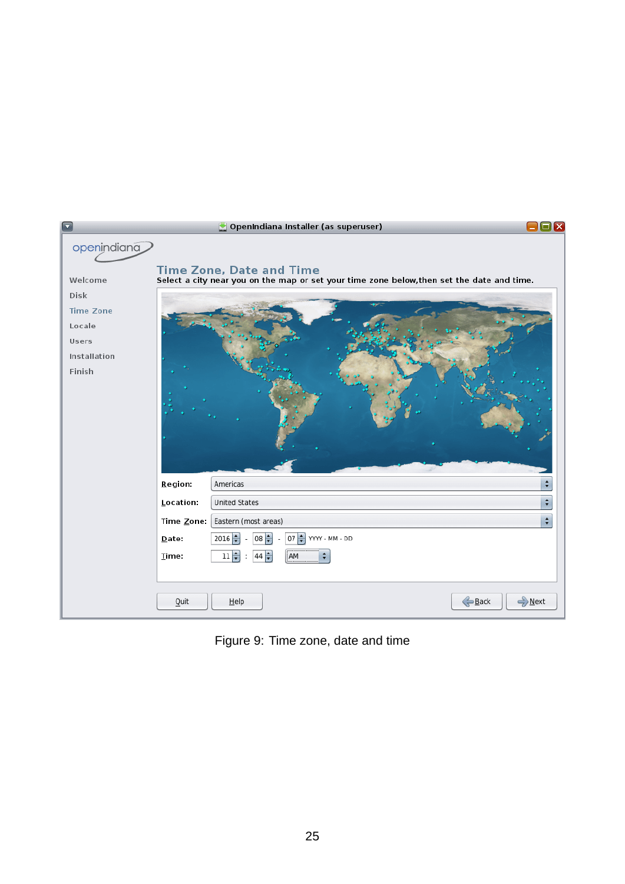Figure 9: Time zone, date and time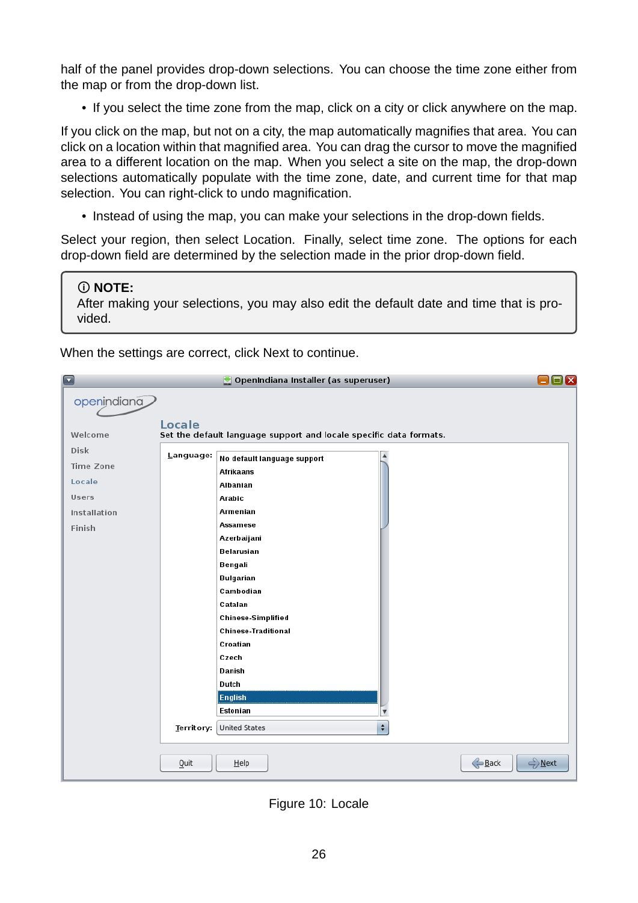half of the panel provides drop-down selections. You can choose the time zone either from the map or from the drop-down list.

- If you select the time zone from the map, click on a city or click anywhere on the map.

If you click on the map, but not on a city, the map automatically magnifies that area. You can click on a location within that magnified area. You can drag the cursor to move the magnified area to a different location on the map. When you select a site on the map, the drop-down selections automatically populate with the time zone, date, and current time for that map selection. You can right-click to undo magnification.

- Instead of using the map, you can make your selections in the drop-down fields.

Select your region, then select Location. Finally, select time zone. The options for each drop-down field are determined by the selection made in the prior drop-down field.

> ⓘ **NOTE:**
> After making your selections, you may also edit the default date and time that is provided.

When the settings are correct, click Next to continue.

Figure 10: Locale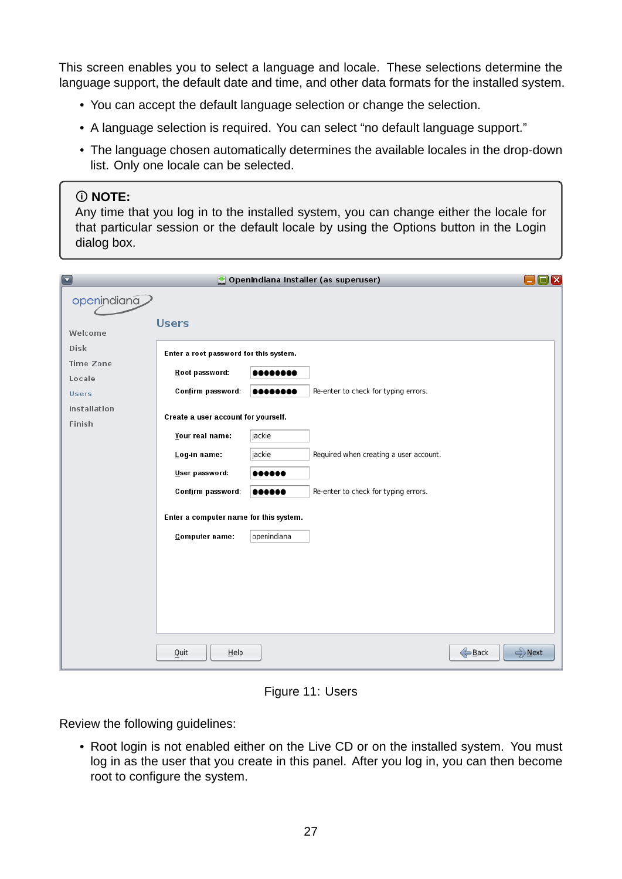This screen enables you to select a language and locale. These selections determine the language support, the default date and time, and other data formats for the installed system.

- You can accept the default language selection or change the selection.
- A language selection is required. You can select “no default language support.”
- The language chosen automatically determines the available locales in the drop-down list. Only one locale can be selected.

> ⓘ **NOTE:**
> Any time that you log in to the installed system, you can change either the locale for that particular session or the default locale by using the Options button in the Login dialog box.

Figure 11: Users

Review the following guidelines:

- Root login is not enabled either on the Live CD or on the installed system. You must log in as the user that you create in this panel. After you log in, you can then become root to configure the system.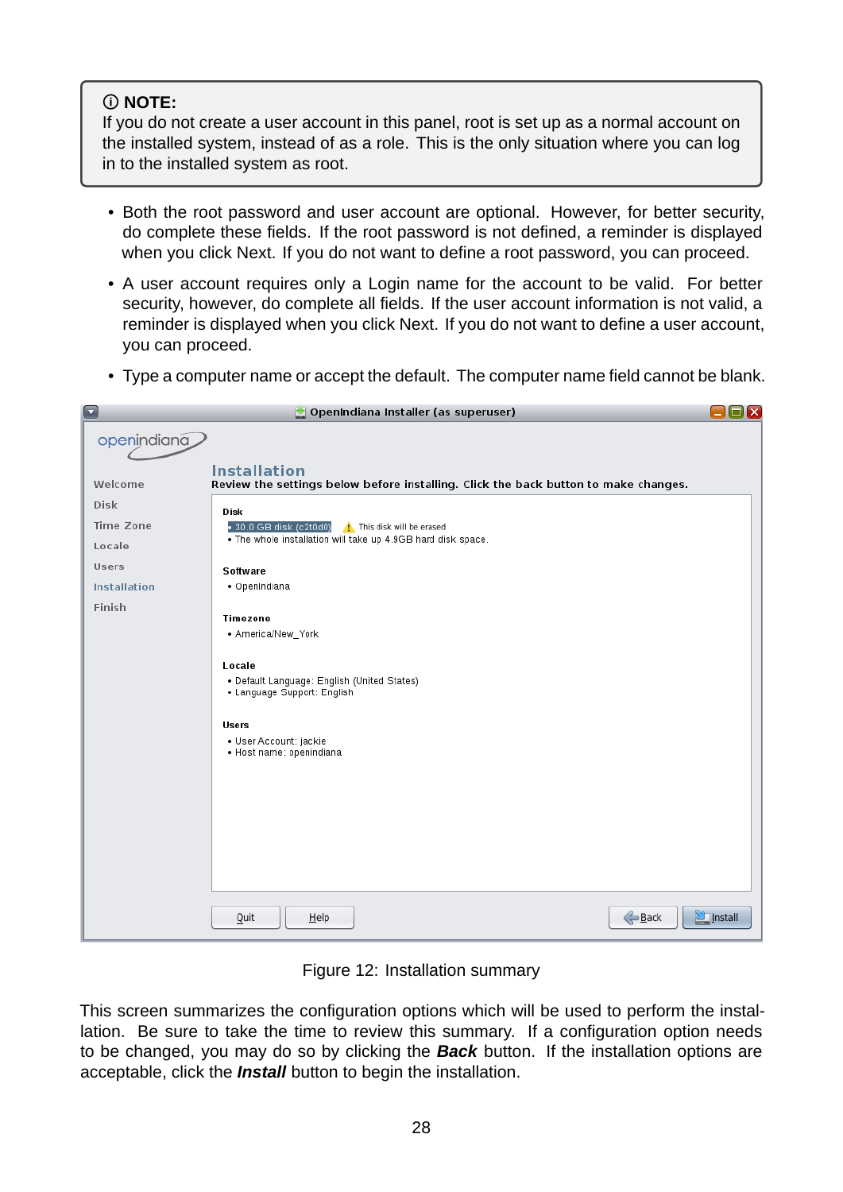> ⓘ **NOTE:**
> If you do not create a user account in this panel, root is set up as a normal account on the installed system, instead of as a role. This is the only situation where you can log in to the installed system as root.

- Both the root password and user account are optional. However, for better security, do complete these fields. If the root password is not defined, a reminder is displayed when you click Next. If you do not want to define a root password, you can proceed.
- A user account requires only a Login name for the account to be valid. For better security, however, do complete all fields. If the user account information is not valid, a reminder is displayed when you click Next. If you do not want to define a user account, you can proceed.
- Type a computer name or accept the default. The computer name field cannot be blank.

Figure 12: Installation summary

This screen summarizes the configuration options which will be used to perform the installation. Be sure to take the time to review this summary. If a configuration option needs to be changed, you may do so by clicking the ***Back*** button. If the installation options are acceptable, click the ***Install*** button to begin the installation.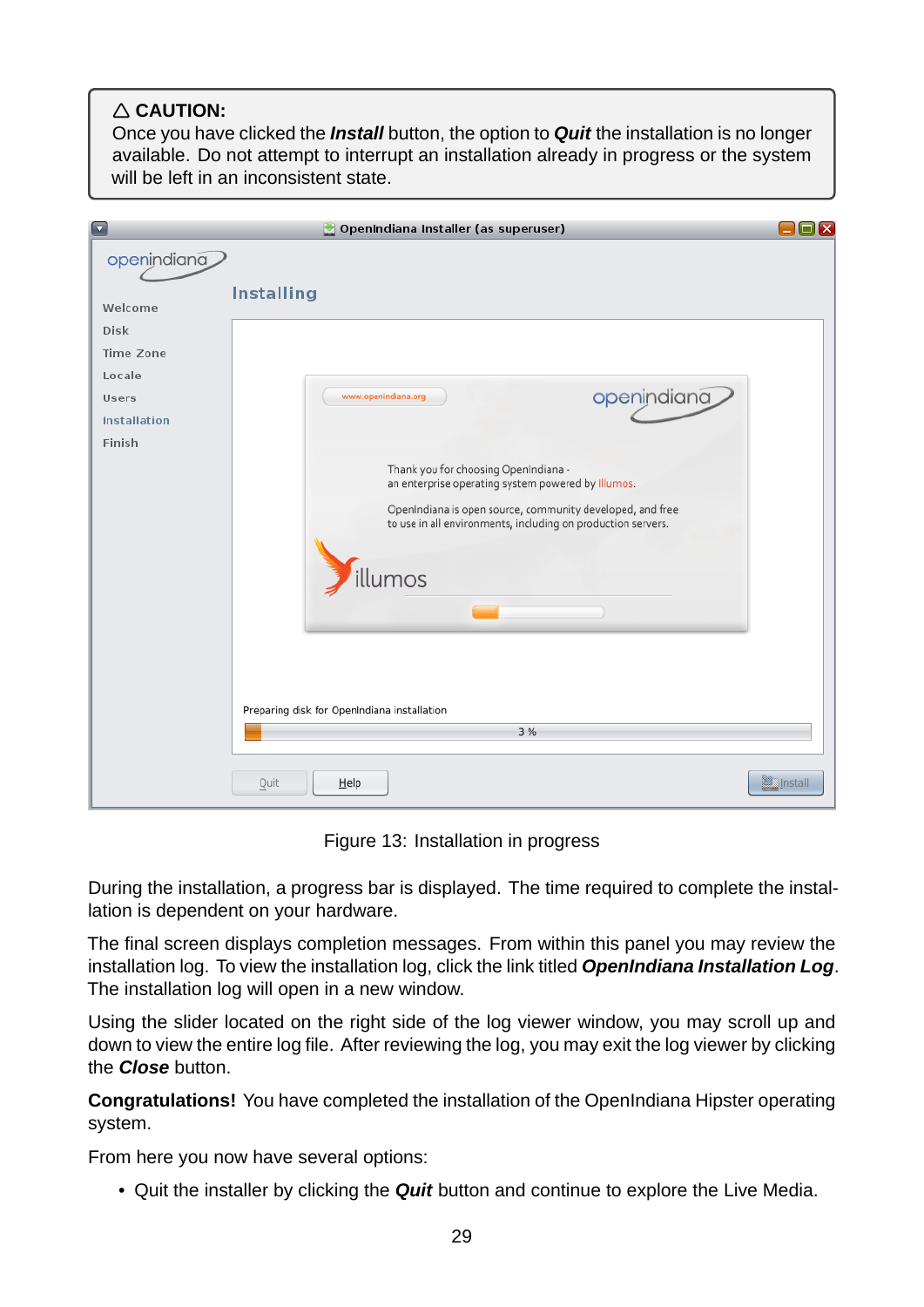> ⚠ **CAUTION:**
> Once you have clicked the ***Install*** button, the option to ***Quit*** the installation is no longer available. Do not attempt to interrupt an installation already in progress or the system will be left in an inconsistent state.

Figure 13: Installation in progress

During the installation, a progress bar is displayed. The time required to complete the installation is dependent on your hardware.

The final screen displays completion messages. From within this panel you may review the installation log. To view the installation log, click the link titled ***OpenIndiana Installation Log***. The installation log will open in a new window.

Using the slider located on the right side of the log viewer window, you may scroll up and down to view the entire log file. After reviewing the log, you may exit the log viewer by clicking the ***Close*** button.

**Congratulations!** You have completed the installation of the OpenIndiana Hipster operating system.

From here you now have several options:

- Quit the installer by clicking the ***Quit*** button and continue to explore the Live Media.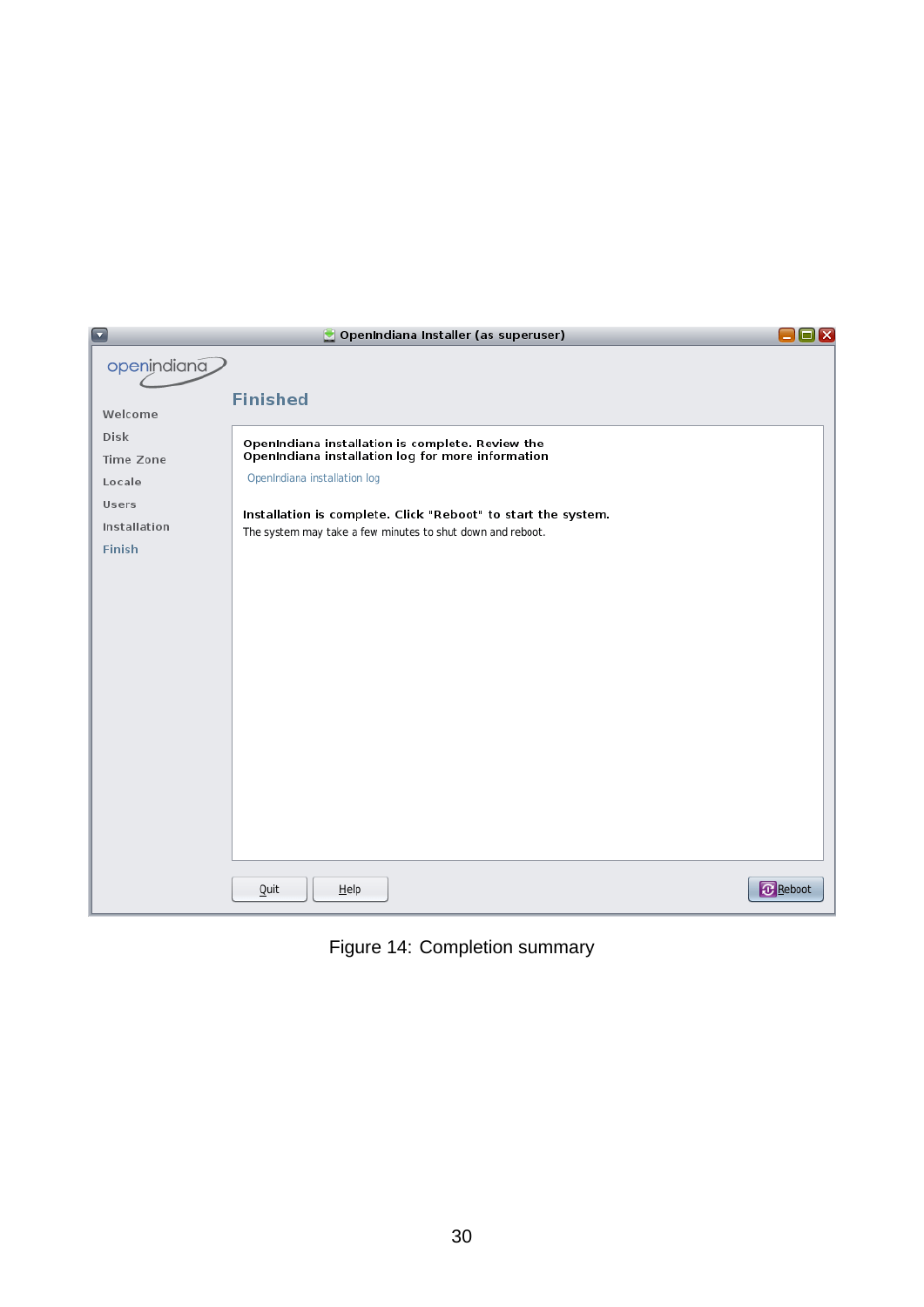Figure 14: Completion summary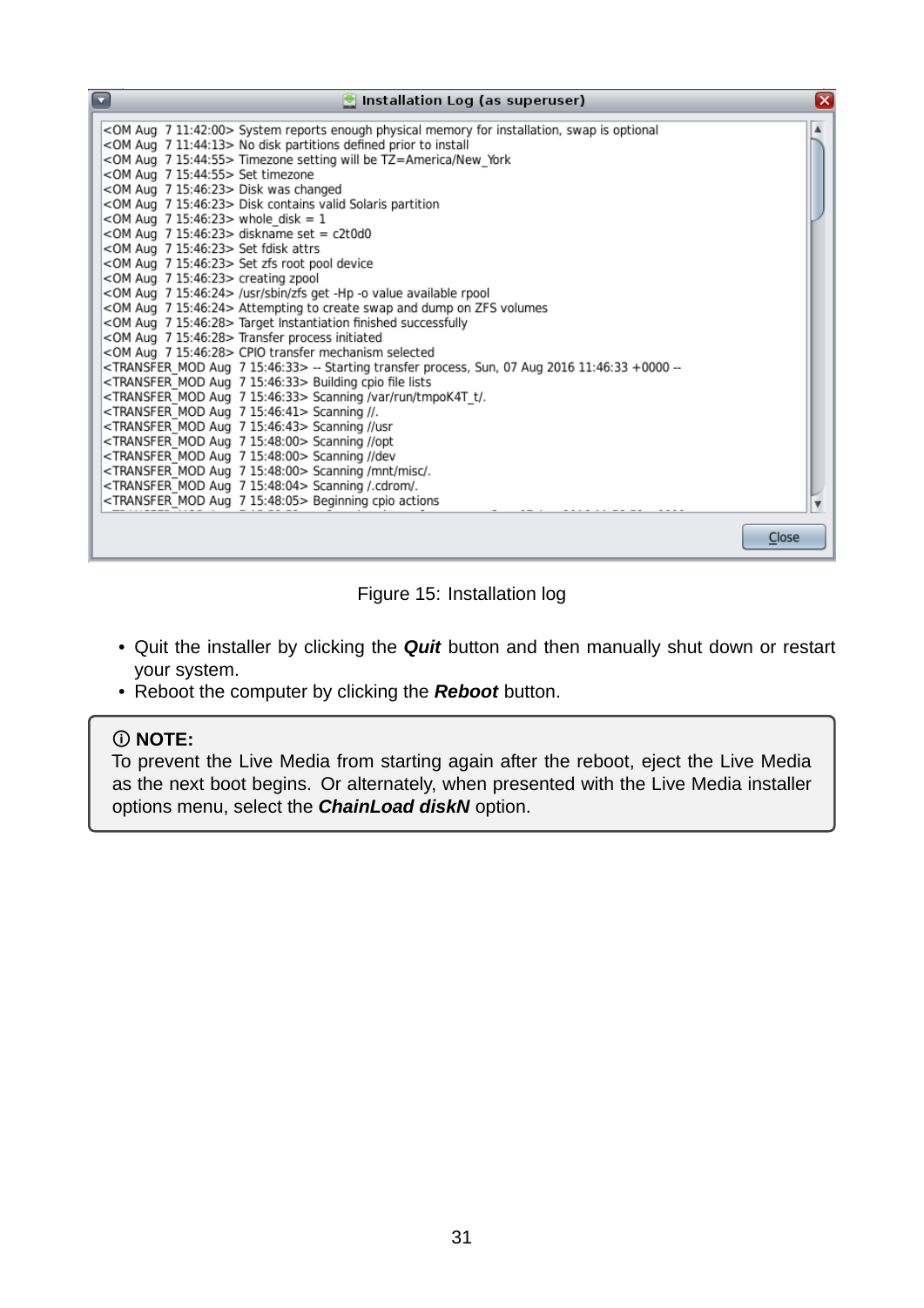```
Installation Log (as superuser)

<OM Aug  7 11:42:00> System reports enough physical memory for installation, swap is optional
<OM Aug  7 11:44:13> No disk partitions defined prior to install
<OM Aug  7 15:44:55> Timezone setting will be TZ=America/New_York
<OM Aug  7 15:44:55> Set timezone
<OM Aug  7 15:46:23> Disk was changed
<OM Aug  7 15:46:23> Disk contains valid Solaris partition
<OM Aug  7 15:46:23> whole_disk = 1
<OM Aug  7 15:46:23> diskname set = c2t0d0
<OM Aug  7 15:46:23> Set fdisk attrs
<OM Aug  7 15:46:23> Set zfs root pool device
<OM Aug  7 15:46:23> creating zpool
<OM Aug  7 15:46:24> /usr/sbin/zfs get -Hp -o value available rpool
<OM Aug  7 15:46:24> Attempting to create swap and dump on ZFS volumes
<OM Aug  7 15:46:28> Target Instantiation finished successfully
<OM Aug  7 15:46:28> Transfer process initiated
<OM Aug  7 15:46:28> CPIO transfer mechanism selected
<TRANSFER_MOD Aug  7 15:46:33> -- Starting transfer process, Sun, 07 Aug 2016 11:46:33 +0000 --
<TRANSFER_MOD Aug  7 15:46:33> Building cpio file lists
<TRANSFER_MOD Aug  7 15:46:33> Scanning /var/run/tmpoK4T_t/.
<TRANSFER_MOD Aug  7 15:46:41> Scanning //.
<TRANSFER_MOD Aug  7 15:46:43> Scanning //usr
<TRANSFER_MOD Aug  7 15:48:00> Scanning //opt
<TRANSFER_MOD Aug  7 15:48:00> Scanning //dev
<TRANSFER_MOD Aug  7 15:48:00> Scanning /mnt/misc/.
<TRANSFER_MOD Aug  7 15:48:04> Scanning /.cdrom/.
<TRANSFER_MOD Aug  7 15:48:05> Beginning cpio actions

Close
```

Figure 15: Installation log

- Quit the installer by clicking the ***Quit*** button and then manually shut down or restart your system.
- Reboot the computer by clicking the ***Reboot*** button.

> ⓘ **NOTE:**
> To prevent the Live Media from starting again after the reboot, eject the Live Media as the next boot begins. Or alternately, when presented with the Live Media installer options menu, select the ***ChainLoad diskN*** option.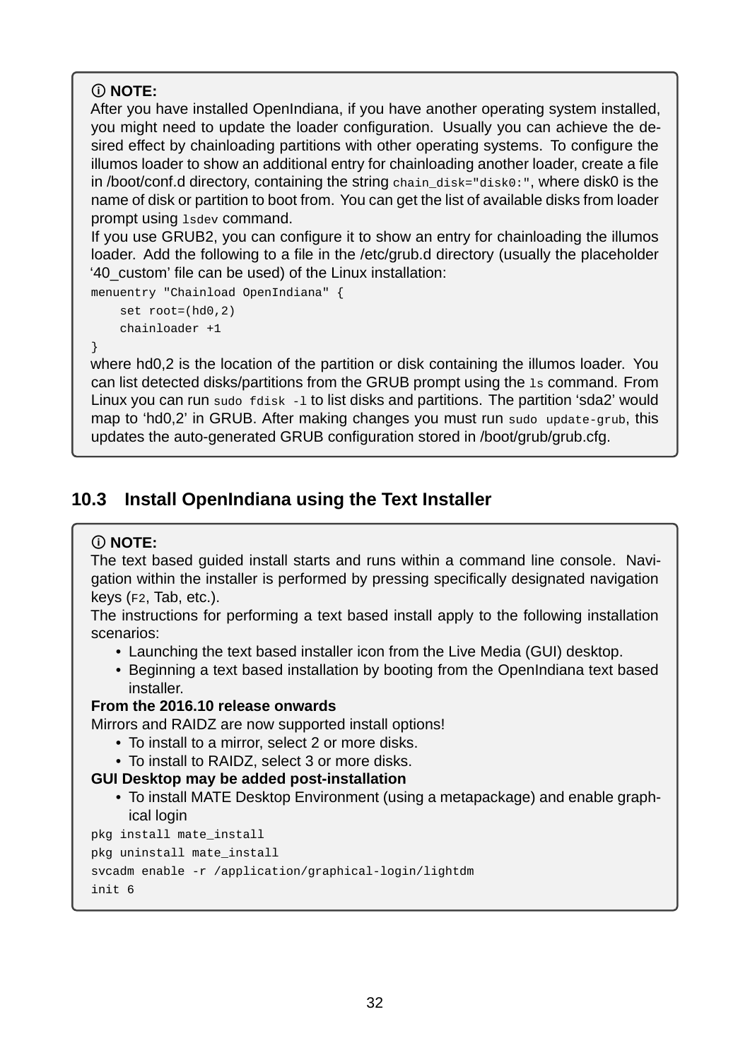ⓘ **NOTE:**
After you have installed OpenIndiana, if you have another operating system installed, you might need to update the loader configuration. Usually you can achieve the desired effect by chainloading partitions with other operating systems. To configure the illumos loader to show an additional entry for chainloading another loader, create a file in /boot/conf.d directory, containing the string `chain_disk="disk0:"`, where disk0 is the name of disk or partition to boot from. You can get the list of available disks from loader prompt using `lsdev` command.
If you use GRUB2, you can configure it to show an entry for chainloading the illumos loader. Add the following to a file in the /etc/grub.d directory (usually the placeholder '40_custom' file can be used) of the Linux installation:

```
menuentry "Chainload OpenIndiana" {
    set root=(hd0,2)
    chainloader +1
}
```

where hd0,2 is the location of the partition or disk containing the illumos loader. You can list detected disks/partitions from the GRUB prompt using the `ls` command. From Linux you can run `sudo fdisk -l` to list disks and partitions. The partition 'sda2' would map to 'hd0,2' in GRUB. After making changes you must run `sudo update-grub`, this updates the auto-generated GRUB configuration stored in /boot/grub/grub.cfg.

## 10.3 Install OpenIndiana using the Text Installer

ⓘ **NOTE:**
The text based guided install starts and runs within a command line console. Navigation within the installer is performed by pressing specifically designated navigation keys (`F2`, Tab, etc.).
The instructions for performing a text based install apply to the following installation scenarios:

- Launching the text based installer icon from the Live Media (GUI) desktop.
- Beginning a text based installation by booting from the OpenIndiana text based installer.

**From the 2016.10 release onwards**
Mirrors and RAIDZ are now supported install options!

- To install to a mirror, select 2 or more disks.
- To install to RAIDZ, select 3 or more disks.

**GUI Desktop may be added post-installation**

- To install MATE Desktop Environment (using a metapackage) and enable graphical login

```
pkg install mate_install
pkg uninstall mate_install
svcadm enable -r /application/graphical-login/lightdm
init 6
```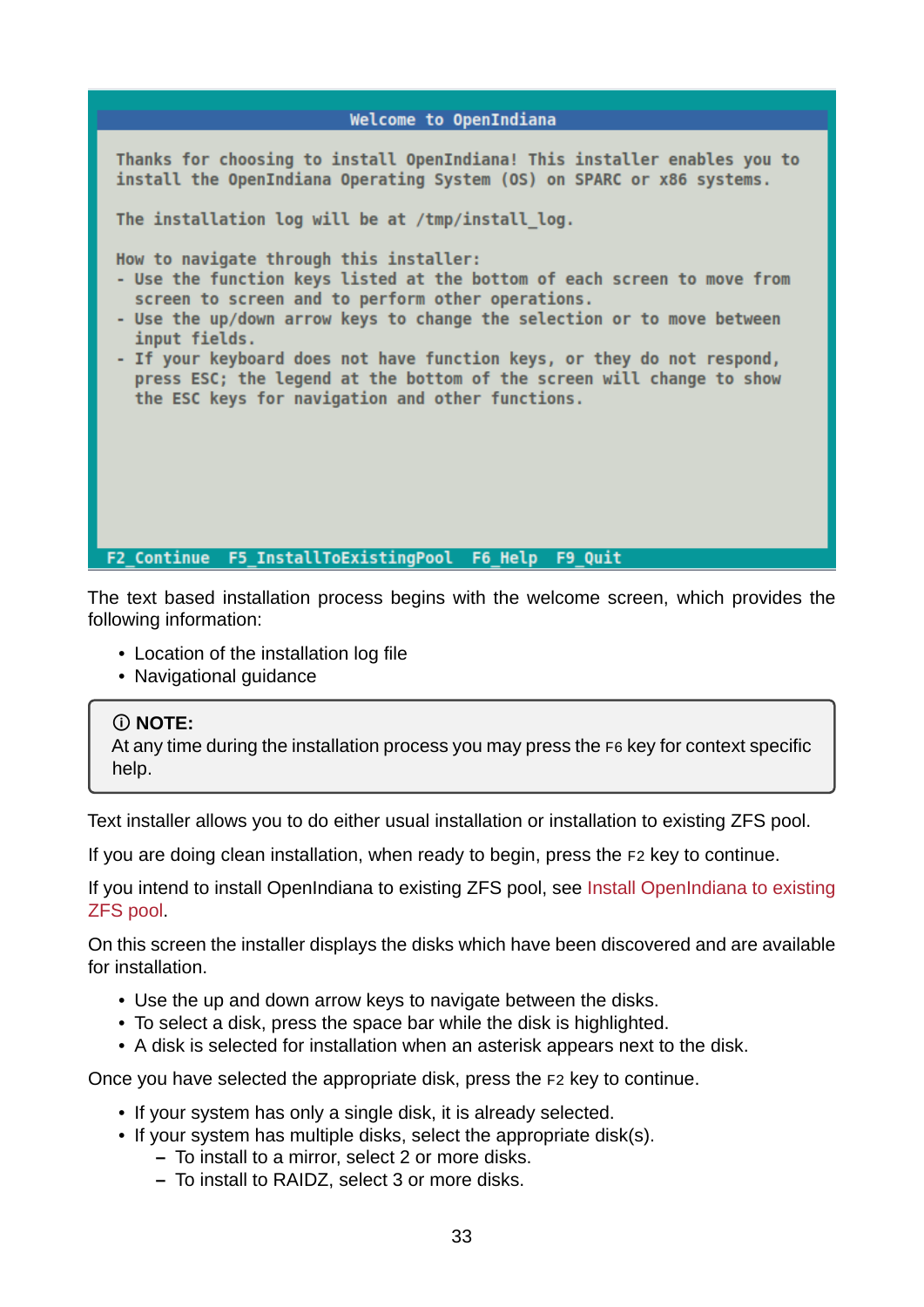```
                         Welcome to OpenIndiana

 Thanks for choosing to install OpenIndiana! This installer enables you to
 install the OpenIndiana Operating System (OS) on SPARC or x86 systems.

 The installation log will be at /tmp/install_log.

 How to navigate through this installer:
 - Use the function keys listed at the bottom of each screen to move from
   screen to screen and to perform other operations.
 - Use the up/down arrow keys to change the selection or to move between
   input fields.
 - If your keyboard does not have function keys, or they do not respond,
   press ESC; the legend at the bottom of the screen will change to show
   the ESC keys for navigation and other functions.

 F2_Continue  F5_InstallToExistingPool  F6_Help  F9_Quit
```

The text based installation process begins with the welcome screen, which provides the following information:

- Location of the installation log file
- Navigational guidance

> ⓘ **NOTE:**
> At any time during the installation process you may press the `F6` key for context specific help.

Text installer allows you to do either usual installation or installation to existing ZFS pool.

If you are doing clean installation, when ready to begin, press the `F2` key to continue.

If you intend to install OpenIndiana to existing ZFS pool, see Install OpenIndiana to existing ZFS pool.

On this screen the installer displays the disks which have been discovered and are available for installation.

- Use the up and down arrow keys to navigate between the disks.
- To select a disk, press the space bar while the disk is highlighted.
- A disk is selected for installation when an asterisk appears next to the disk.

Once you have selected the appropriate disk, press the `F2` key to continue.

- If your system has only a single disk, it is already selected.
- If your system has multiple disks, select the appropriate disk(s).
  - To install to a mirror, select 2 or more disks.
  - To install to RAIDZ, select 3 or more disks.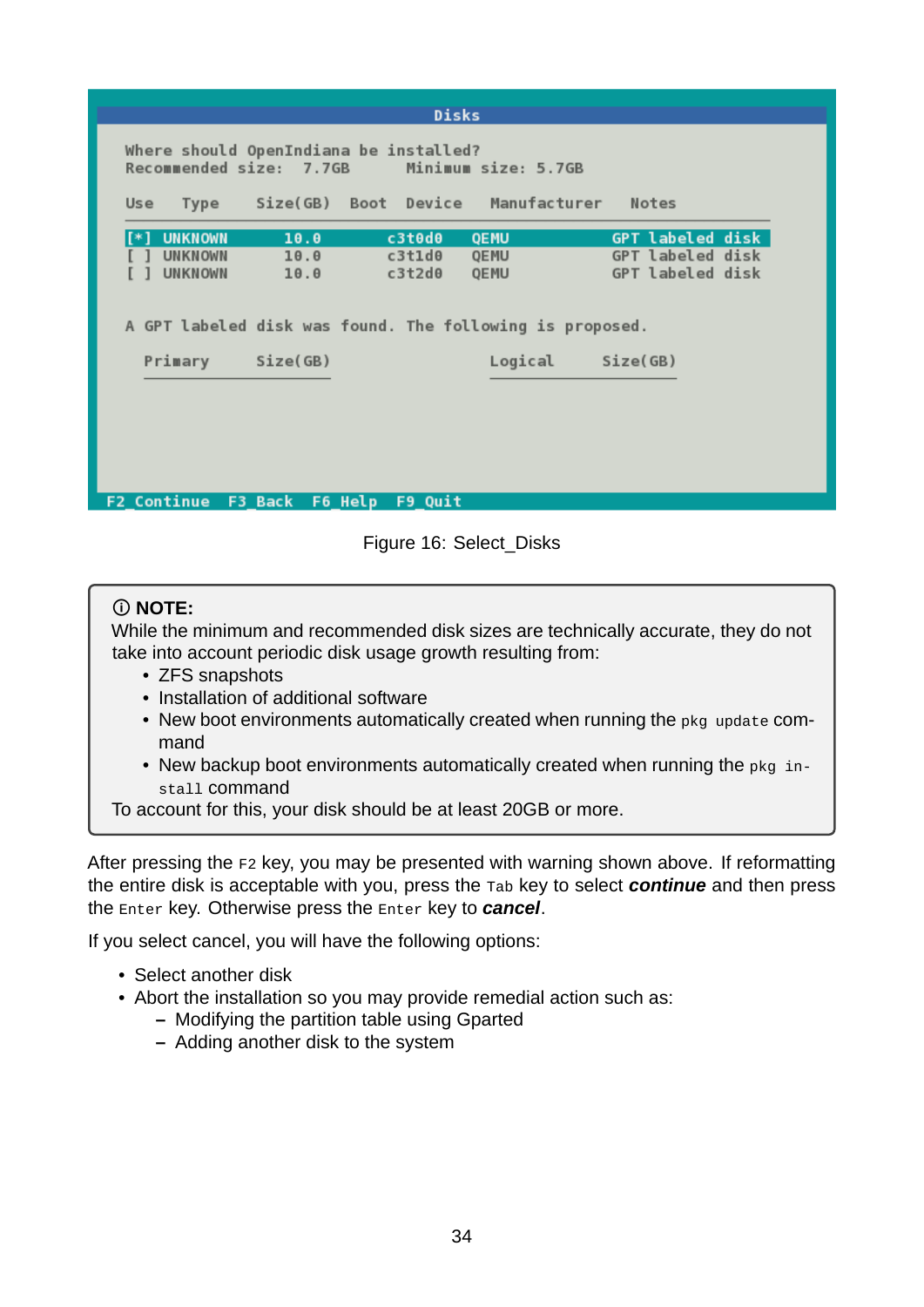```
                                   Disks

  Where should OpenIndiana be installed?
  Recommended size:  7.7GB      Minimum size: 5.7GB

  Use   Type      Size(GB)  Boot  Device    Manufacturer   Notes
  ---------------------------------------------------------------
  [*] UNKNOWN       10.0          c3t0d0    QEMU           GPT labeled disk
  [ ] UNKNOWN       10.0          c3t1d0    QEMU           GPT labeled disk
  [ ] UNKNOWN       10.0          c3t2d0    QEMU           GPT labeled disk

  A GPT labeled disk was found. The following is proposed.

    Primary       Size(GB)              Logical       Size(GB)

F2_Continue  F3_Back  F6_Help  F9_Quit
```

Figure 16: Select_Disks

> ⓘ **NOTE:**
> While the minimum and recommended disk sizes are technically accurate, they do not take into account periodic disk usage growth resulting from:
> - ZFS snapshots
> - Installation of additional software
> - New boot environments automatically created when running the `pkg update` command
> - New backup boot environments automatically created when running the `pkg install` command
>
> To account for this, your disk should be at least 20GB or more.

After pressing the `F2` key, you may be presented with warning shown above. If reformatting the entire disk is acceptable with you, press the `Tab` key to select ***continue*** and then press the `Enter` key. Otherwise press the `Enter` key to ***cancel***.

If you select cancel, you will have the following options:

- Select another disk
- Abort the installation so you may provide remedial action such as:
  - Modifying the partition table using Gparted
  - Adding another disk to the system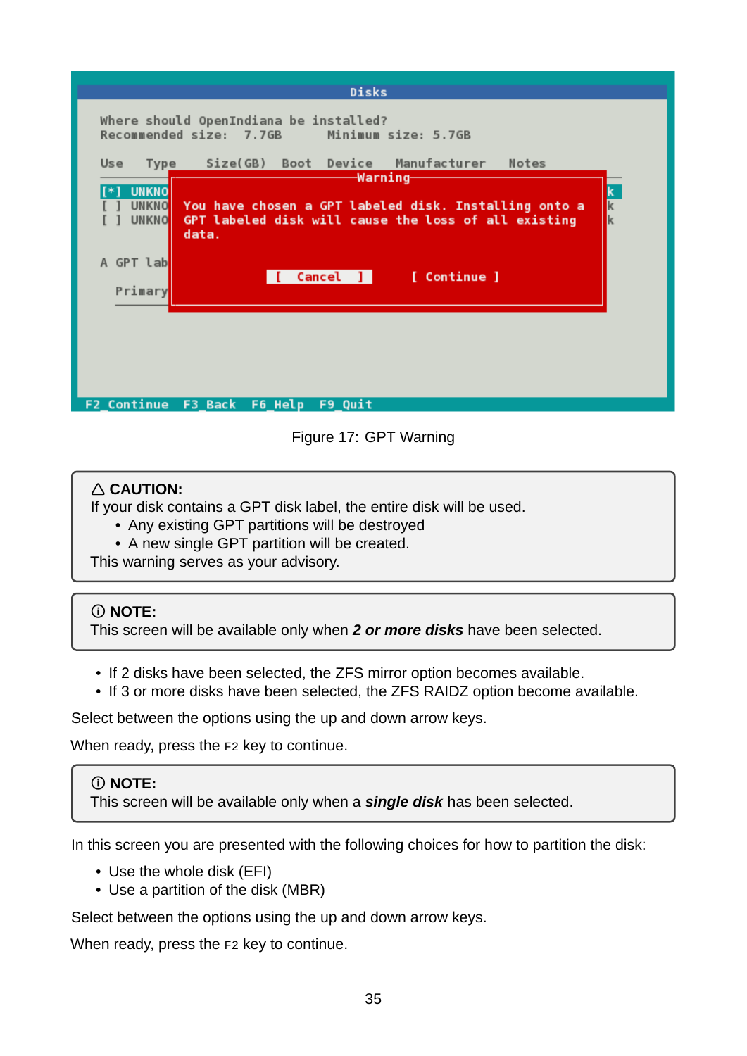Figure 17: GPT Warning

> △ **CAUTION:**
> If your disk contains a GPT disk label, the entire disk will be used.
> - Any existing GPT partitions will be destroyed
> - A new single GPT partition will be created.
>
> This warning serves as your advisory.

> ⓘ **NOTE:**
> This screen will be available only when ***2 or more disks*** have been selected.

- If 2 disks have been selected, the ZFS mirror option becomes available.
- If 3 or more disks have been selected, the ZFS RAIDZ option become available.

Select between the options using the up and down arrow keys.

When ready, press the `F2` key to continue.

> ⓘ **NOTE:**
> This screen will be available only when a ***single disk*** has been selected.

In this screen you are presented with the following choices for how to partition the disk:

- Use the whole disk (EFI)
- Use a partition of the disk (MBR)

Select between the options using the up and down arrow keys.

When ready, press the `F2` key to continue.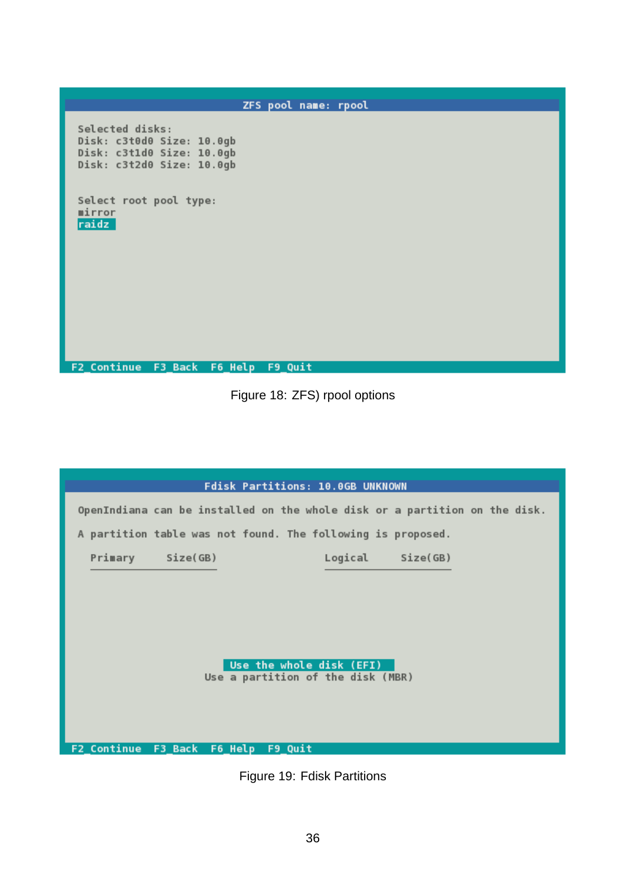```
                              ZFS pool name: rpool

Selected disks:
Disk: c3t0d0 Size: 10.0gb
Disk: c3t1d0 Size: 10.0gb
Disk: c3t2d0 Size: 10.0gb


Select root pool type:
mirror
raidz
















F2_Continue  F3_Back  F6_Help  F9_Quit
```

Figure 18: ZFS) rpool options

```
                      Fdisk Partitions: 10.0GB UNKNOWN

OpenIndiana can be installed on the whole disk or a partition on the disk.

A partition table was not found. The following is proposed.

   Primary       Size(GB)                   Logical      Size(GB)










                        Use the whole disk (EFI)
                      Use a partition of the disk (MBR)





F2_Continue  F3_Back  F6_Help  F9_Quit
```

Figure 19: Fdisk Partitions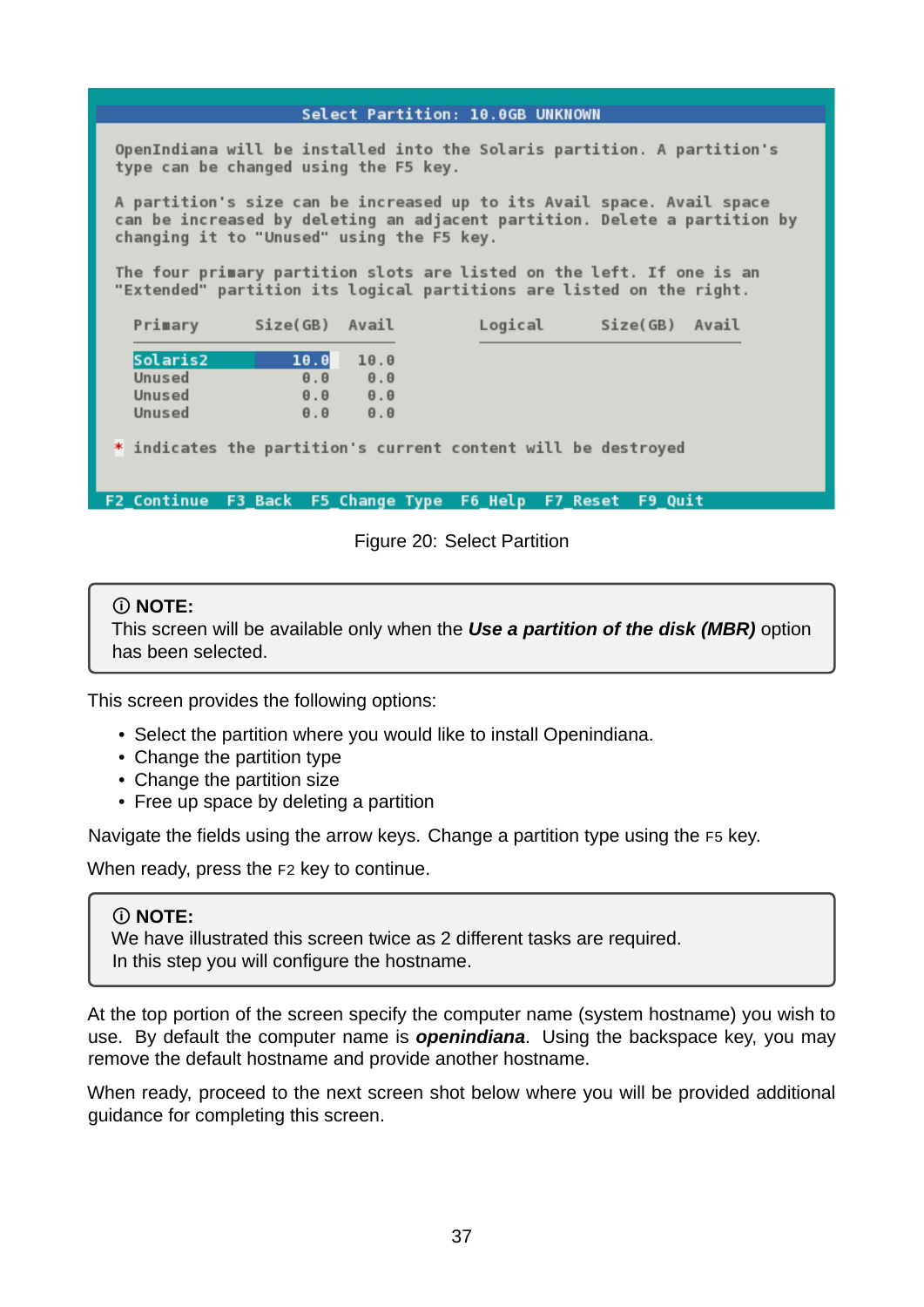```
                          Select Partition: 10.0GB UNKNOWN

 OpenIndiana will be installed into the Solaris partition. A partition's
 type can be changed using the F5 key.

 A partition's size can be increased up to its Avail space. Avail space
 can be increased by deleting an adjacent partition. Delete a partition by
 changing it to "Unused" using the F5 key.

 The four primary partition slots are listed on the left. If one is an
 "Extended" partition its logical partitions are listed on the right.

   Primary       Size(GB)  Avail         Logical       Size(GB)  Avail

   Solaris2          10.0   10.0
   Unused             0.0    0.0
   Unused             0.0    0.0
   Unused             0.0    0.0

 * indicates the partition's current content will be destroyed

 F2_Continue  F3_Back  F5_Change Type  F6_Help  F7_Reset  F9_Quit
```

Figure 20: Select Partition

> ⓘ **NOTE:**
> This screen will be available only when the ***Use a partition of the disk (MBR)*** option has been selected.

This screen provides the following options:

- Select the partition where you would like to install Openindiana.
- Change the partition type
- Change the partition size
- Free up space by deleting a partition

Navigate the fields using the arrow keys. Change a partition type using the `F5` key.

When ready, press the `F2` key to continue.

> ⓘ **NOTE:**
> We have illustrated this screen twice as 2 different tasks are required.
> In this step you will configure the hostname.

At the top portion of the screen specify the computer name (system hostname) you wish to use. By default the computer name is ***openindiana***. Using the backspace key, you may remove the default hostname and provide another hostname.

When ready, proceed to the next screen shot below where you will be provided additional guidance for completing this screen.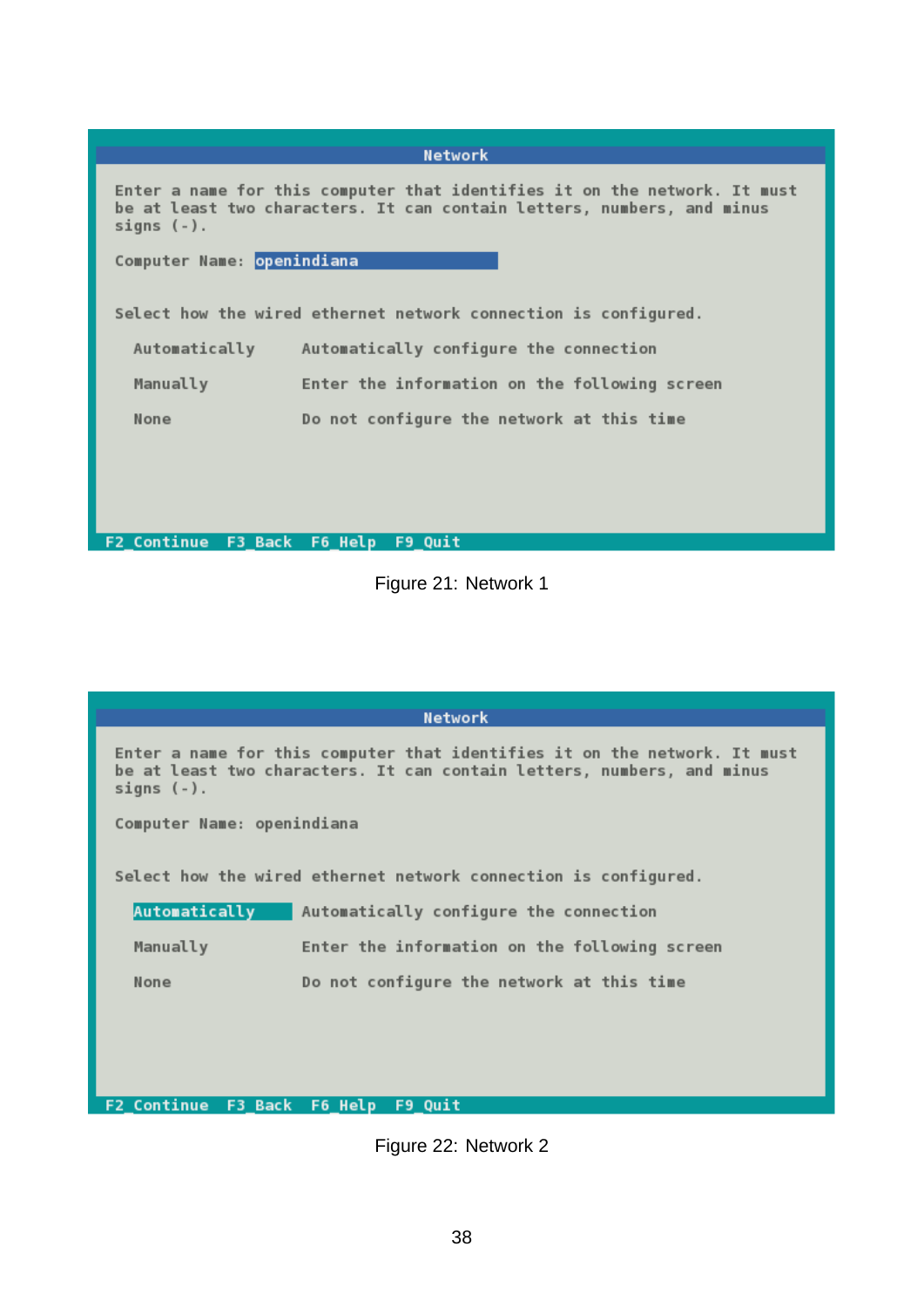```
                              Network

Enter a name for this computer that identifies it on the network. It must
be at least two characters. It can contain letters, numbers, and minus
signs (-).

Computer Name: openindiana


Select how the wired ethernet network connection is configured.

  Automatically      Automatically configure the connection

  Manually           Enter the information on the following screen

  None               Do not configure the network at this time




F2_Continue  F3_Back  F6_Help  F9_Quit
```

Figure 21: Network 1

```
                              Network

Enter a name for this computer that identifies it on the network. It must
be at least two characters. It can contain letters, numbers, and minus
signs (-).

Computer Name: openindiana


Select how the wired ethernet network connection is configured.

  Automatically      Automatically configure the connection

  Manually           Enter the information on the following screen

  None               Do not configure the network at this time




F2_Continue  F3_Back  F6_Help  F9_Quit
```

Figure 22: Network 2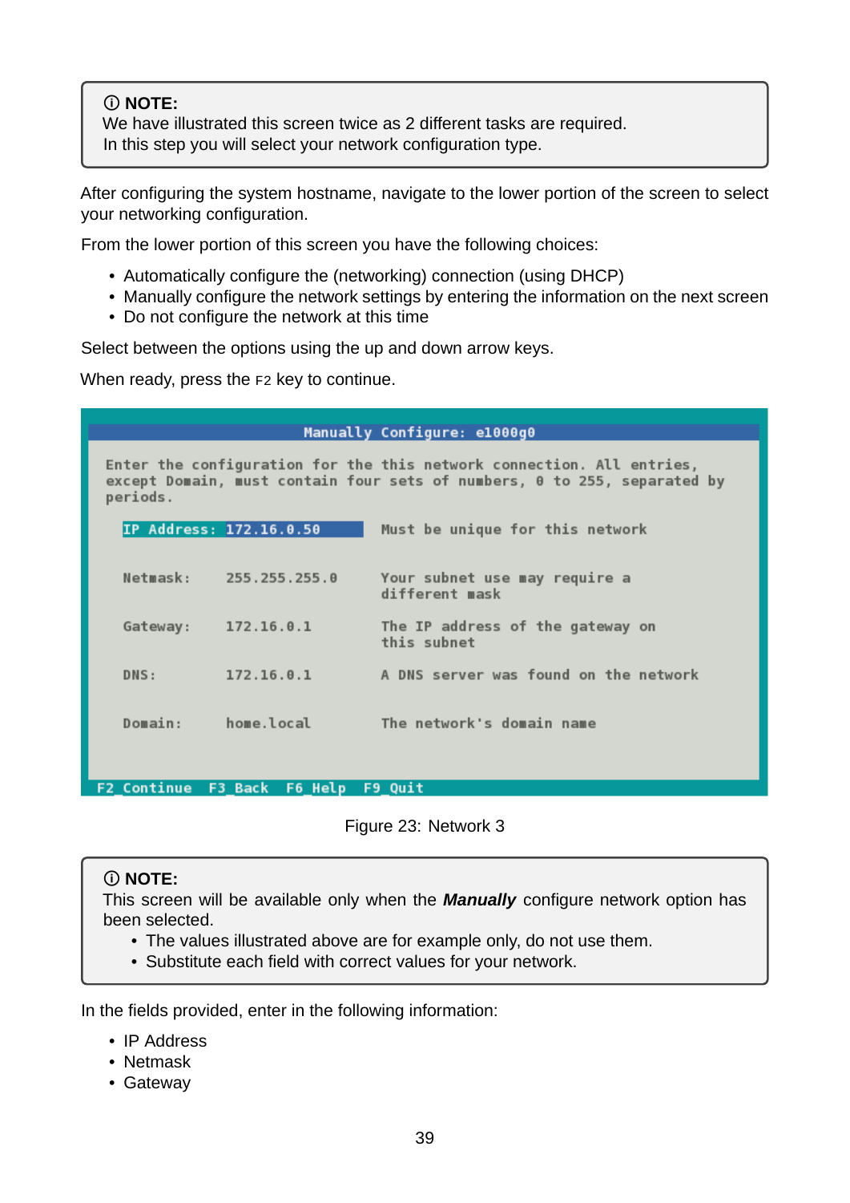> ⓘ **NOTE:**
> We have illustrated this screen twice as 2 different tasks are required.
> In this step you will select your network configuration type.

After configuring the system hostname, navigate to the lower portion of the screen to select your networking configuration.

From the lower portion of this screen you have the following choices:

- Automatically configure the (networking) connection (using DHCP)
- Manually configure the network settings by entering the information on the next screen
- Do not configure the network at this time

Select between the options using the up and down arrow keys.

When ready, press the `F2` key to continue.

```
                        Manually Configure: e1000g0

  Enter the configuration for the this network connection. All entries,
  except Domain, must contain four sets of numbers, 0 to 255, separated by
  periods.

     IP Address: 172.16.0.50          Must be unique for this network

     Netmask:    255.255.255.0        Your subnet use may require a
                                      different mask

     Gateway:    172.16.0.1           The IP address of the gateway on
                                      this subnet

     DNS:        172.16.0.1           A DNS server was found on the network

     Domain:     home.local           The network's domain name

 F2_Continue  F3_Back  F6_Help  F9_Quit
```

Figure 23: Network 3

> ⓘ **NOTE:**
> This screen will be available only when the ***Manually*** configure network option has been selected.
> - The values illustrated above are for example only, do not use them.
> - Substitute each field with correct values for your network.

In the fields provided, enter in the following information:

- IP Address
- Netmask
- Gateway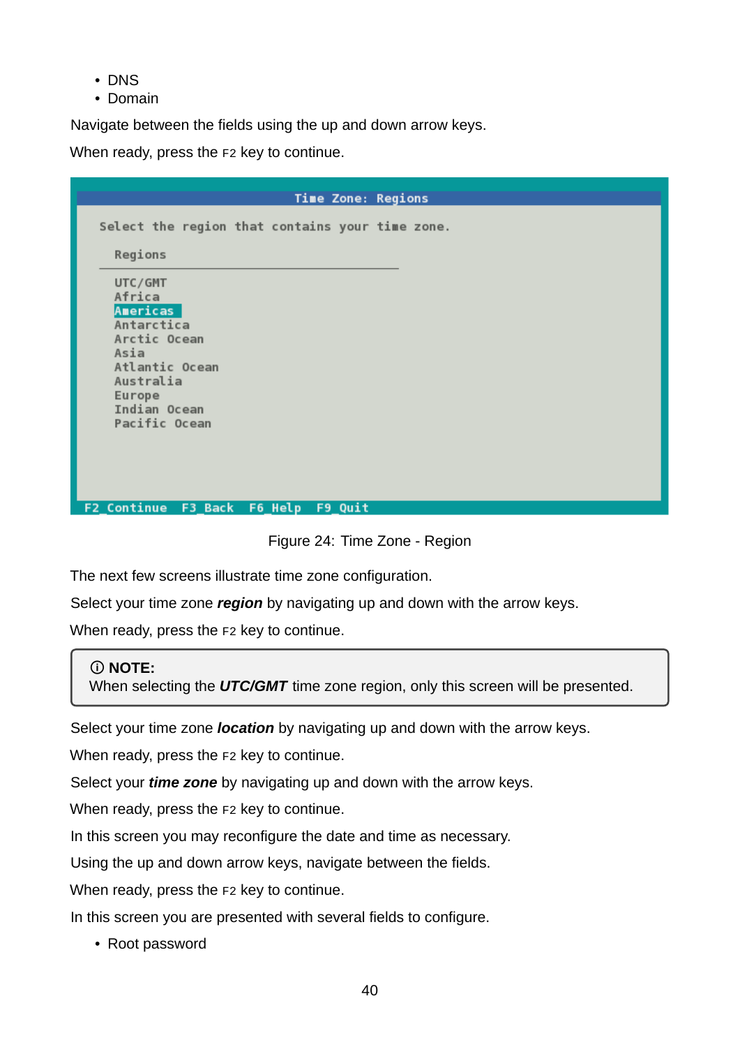- DNS
- Domain

Navigate between the fields using the up and down arrow keys.

When ready, press the F2 key to continue.

```
                    Time Zone: Regions

 Select the region that contains your time zone.

   Regions
 ─────────────────────────────────────
   UTC/GMT
   Africa
   Americas
   Antarctica
   Arctic Ocean
   Asia
   Atlantic Ocean
   Australia
   Europe
   Indian Ocean
   Pacific Ocean

F2_Continue  F3_Back  F6_Help  F9_Quit
```

Figure 24: Time Zone - Region

The next few screens illustrate time zone configuration.

Select your time zone ***region*** by navigating up and down with the arrow keys.

When ready, press the F2 key to continue.

> ⓘ **NOTE:**
> When selecting the ***UTC/GMT*** time zone region, only this screen will be presented.

Select your time zone ***location*** by navigating up and down with the arrow keys.

When ready, press the F2 key to continue.

Select your ***time zone*** by navigating up and down with the arrow keys.

When ready, press the F2 key to continue.

In this screen you may reconfigure the date and time as necessary.

Using the up and down arrow keys, navigate between the fields.

When ready, press the F2 key to continue.

In this screen you are presented with several fields to configure.

- Root password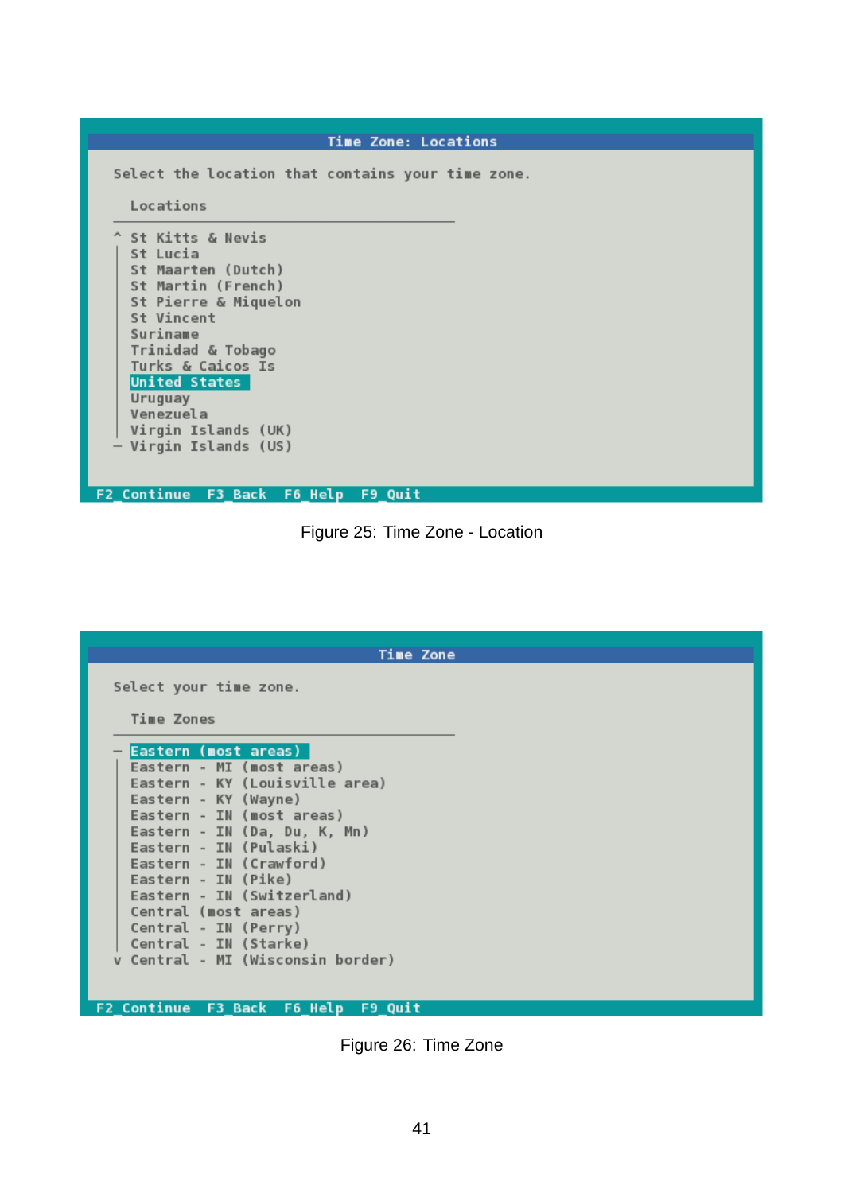```
Time Zone: Locations

Select the location that contains your time zone.

  Locations
  ─────────────────────────────────
^ St Kitts & Nevis
│ St Lucia
│ St Maarten (Dutch)
│ St Martin (French)
│ St Pierre & Miquelon
│ St Vincent
│ Suriname
│ Trinidad & Tobago
│ Turks & Caicos Is
│ United States
│ Uruguay
│ Venezuela
│ Virgin Islands (UK)
─ Virgin Islands (US)

F2 Continue  F3 Back  F6 Help  F9 Quit
```

Figure 25: Time Zone - Location

```
Time Zone

Select your time zone.

  Time Zones
  ─────────────────────────────────
─ Eastern (most areas)
│ Eastern - MI (most areas)
│ Eastern - KY (Louisville area)
│ Eastern - KY (Wayne)
│ Eastern - IN (most areas)
│ Eastern - IN (Da, Du, K, Mn)
│ Eastern - IN (Pulaski)
│ Eastern - IN (Crawford)
│ Eastern - IN (Pike)
│ Eastern - IN (Switzerland)
│ Central (most areas)
│ Central - IN (Perry)
│ Central - IN (Starke)
v Central - MI (Wisconsin border)

F2 Continue  F3 Back  F6 Help  F9 Quit
```

Figure 26: Time Zone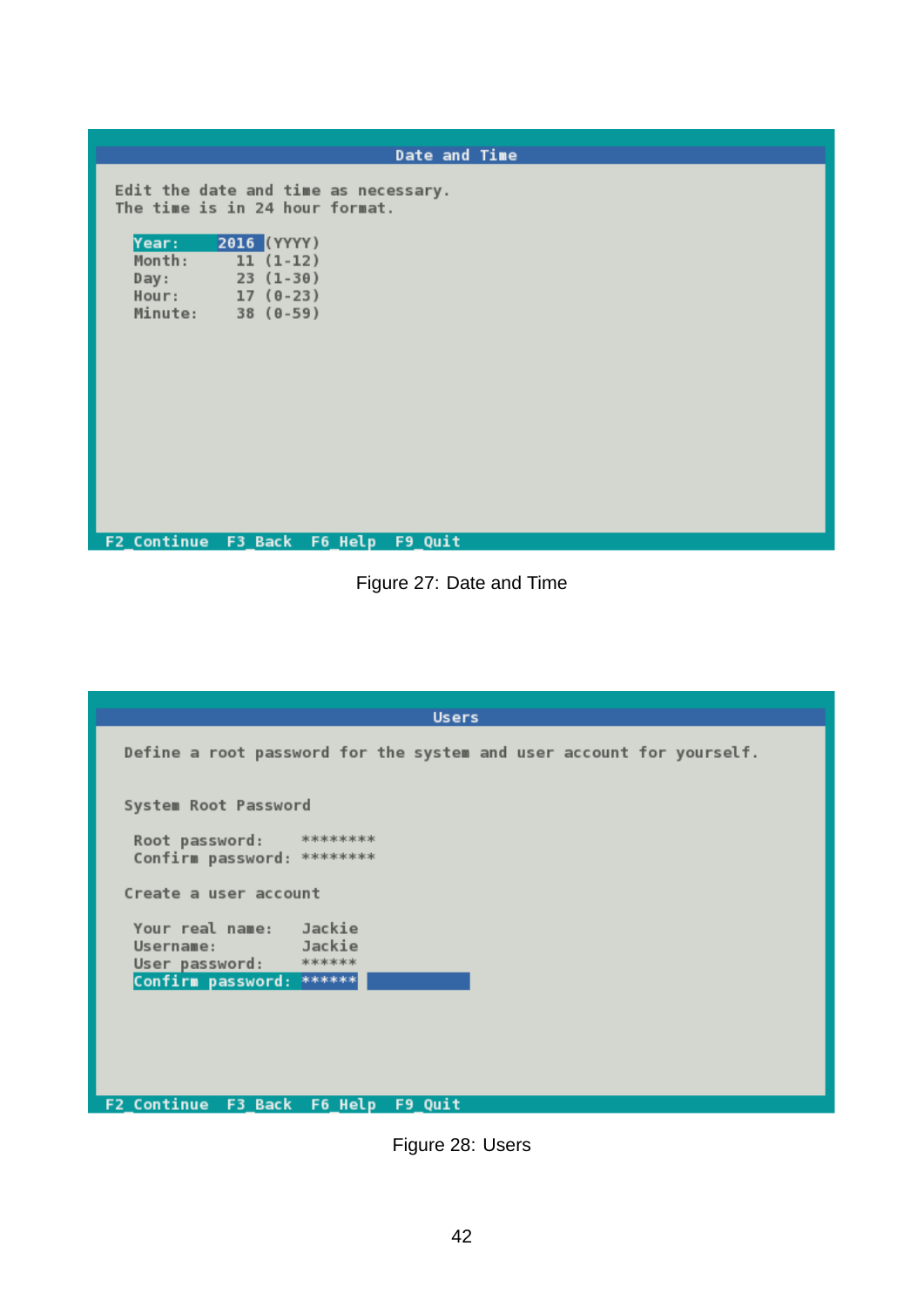```
                              Date and Time

 Edit the date and time as necessary.
 The time is in 24 hour format.

   Year:        2016 (YYYY)
   Month:         11 (1-12)
   Day:           23 (1-30)
   Hour:          17 (0-23)
   Minute:        38 (0-59)

F2 Continue  F3 Back  F6 Help  F9 Quit
```

Figure 27: Date and Time

```
                                  Users

  Define a root password for the system and user account for yourself.

  System Root Password

   Root password:     ********
   Confirm password:  ********

  Create a user account

   Your real name:    Jackie
   Username:          Jackie
   User password:     ******
   Confirm password:  ******

F2 Continue  F3 Back  F6 Help  F9 Quit
```

Figure 28: Users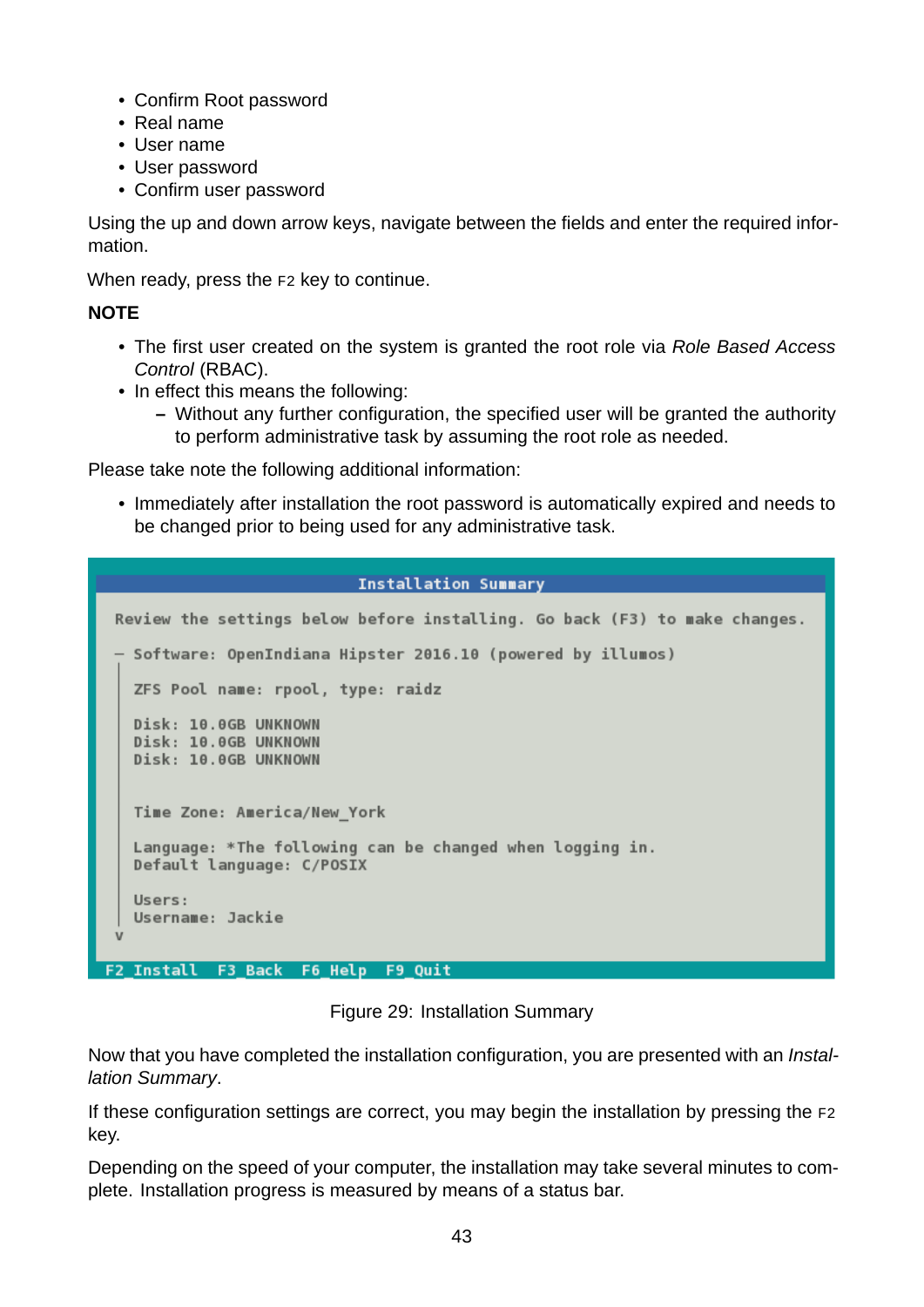- Confirm Root password
- Real name
- User name
- User password
- Confirm user password

Using the up and down arrow keys, navigate between the fields and enter the required information.

When ready, press the F2 key to continue.

**NOTE**

- The first user created on the system is granted the root role via *Role Based Access Control* (RBAC).
- In effect this means the following:
  - Without any further configuration, the specified user will be granted the authority to perform administrative task by assuming the root role as needed.

Please take note the following additional information:

- Immediately after installation the root password is automatically expired and needs to be changed prior to being used for any administrative task.

```
                         Installation Summary

 Review the settings below before installing. Go back (F3) to make changes.

 - Software: OpenIndiana Hipster 2016.10 (powered by illumos)
 |
 |  ZFS Pool name: rpool, type: raidz
 |
 |  Disk: 10.0GB UNKNOWN
 |  Disk: 10.0GB UNKNOWN
 |  Disk: 10.0GB UNKNOWN
 |
 |
 |  Time Zone: America/New_York
 |
 |  Language: *The following can be changed when logging in.
 |  Default language: C/POSIX
 |
 |  Users:
 |  Username: Jackie
 v

 F2_Install   F3_Back   F6_Help   F9_Quit
```

Figure 29: Installation Summary

Now that you have completed the installation configuration, you are presented with an *Installation Summary*.

If these configuration settings are correct, you may begin the installation by pressing the F2 key.

Depending on the speed of your computer, the installation may take several minutes to complete. Installation progress is measured by means of a status bar.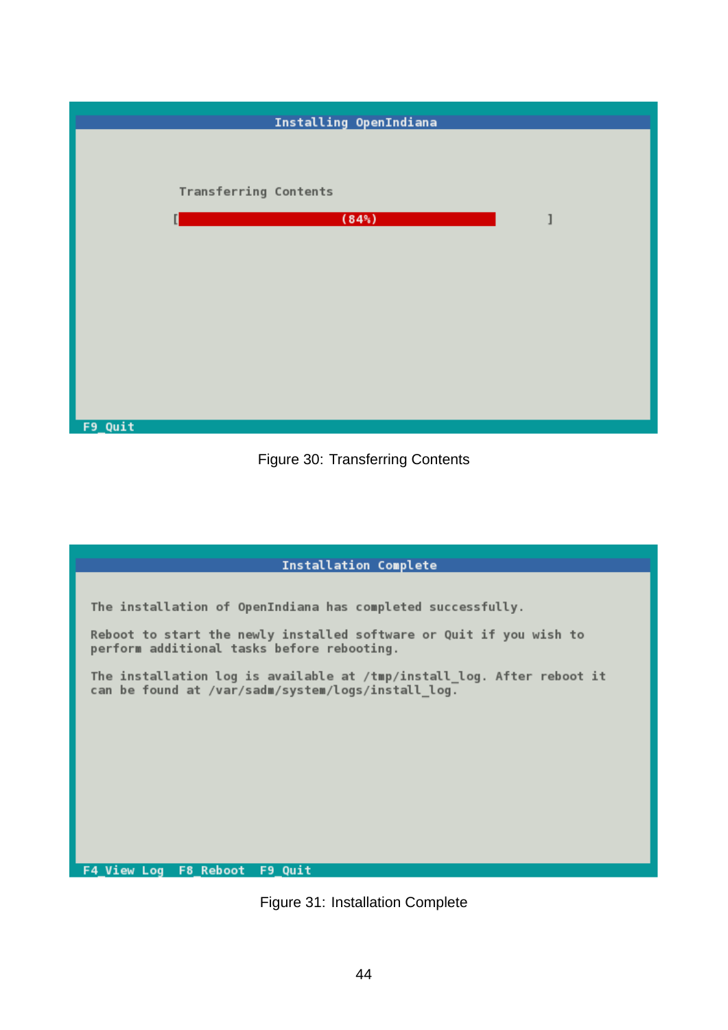```
                         Installing OpenIndiana

          Transferring Contents
         [               (84%)                    ]

F9_Quit
```

Figure 30: Transferring Contents

```
                         Installation Complete

 The installation of OpenIndiana has completed successfully.

 Reboot to start the newly installed software or Quit if you wish to
 perform additional tasks before rebooting.

 The installation log is available at /tmp/install_log. After reboot it
 can be found at /var/sadm/system/logs/install_log.

F4_View Log   F8_Reboot   F9_Quit
```

Figure 31: Installation Complete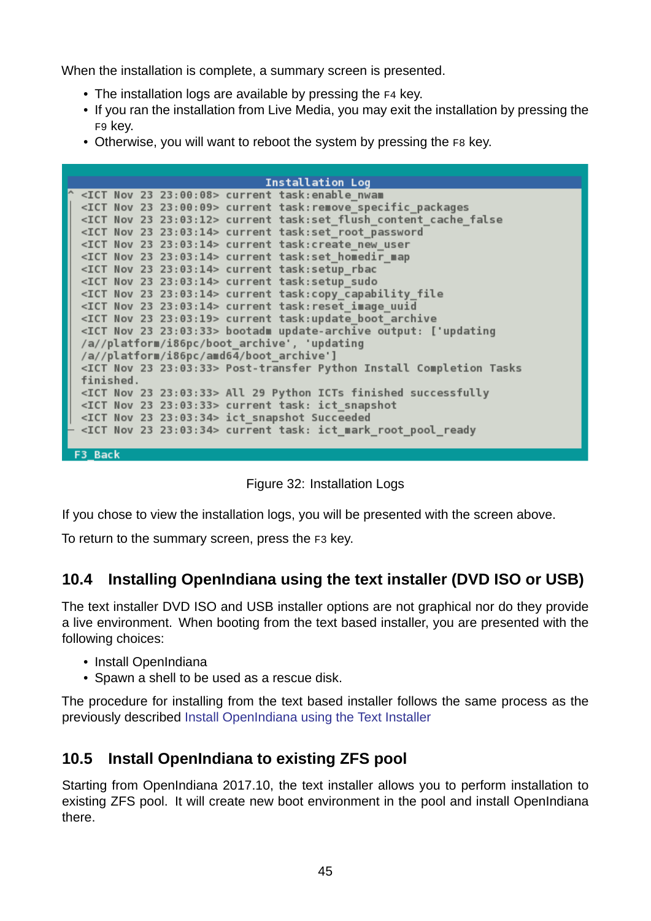When the installation is complete, a summary screen is presented.

- The installation logs are available by pressing the F4 key.
- If you ran the installation from Live Media, you may exit the installation by pressing the F9 key.
- Otherwise, you will want to reboot the system by pressing the F8 key.

```
                         Installation Log
<ICT Nov 23 23:00:08> current task:enable_nwam
<ICT Nov 23 23:00:09> current task:remove_specific_packages
<ICT Nov 23 23:03:12> current task:set_flush_content_cache_false
<ICT Nov 23 23:03:14> current task:set_root_password
<ICT Nov 23 23:03:14> current task:create_new_user
<ICT Nov 23 23:03:14> current task:set_homedir_map
<ICT Nov 23 23:03:14> current task:setup_rbac
<ICT Nov 23 23:03:14> current task:setup_sudo
<ICT Nov 23 23:03:14> current task:copy_capability_file
<ICT Nov 23 23:03:14> current task:reset_image_uuid
<ICT Nov 23 23:03:19> current task:update_boot_archive
<ICT Nov 23 23:03:33> bootadm update-archive output: ['updating
/a//platform/i86pc/boot_archive', 'updating
/a//platform/i86pc/amd64/boot_archive']
<ICT Nov 23 23:03:33> Post-transfer Python Install Completion Tasks
finished.
<ICT Nov 23 23:03:33> All 29 Python ICTs finished successfully
<ICT Nov 23 23:03:33> current task: ict_snapshot
<ICT Nov 23 23:03:34> ict_snapshot Succeeded
<ICT Nov 23 23:03:34> current task: ict_mark_root_pool_ready

F3_Back
```

Figure 32: Installation Logs

If you chose to view the installation logs, you will be presented with the screen above.

To return to the summary screen, press the F3 key.

## 10.4 Installing OpenIndiana using the text installer (DVD ISO or USB)

The text installer DVD ISO and USB installer options are not graphical nor do they provide a live environment. When booting from the text based installer, you are presented with the following choices:

- Install OpenIndiana
- Spawn a shell to be used as a rescue disk.

The procedure for installing from the text based installer follows the same process as the previously described Install OpenIndiana using the Text Installer

## 10.5 Install OpenIndiana to existing ZFS pool

Starting from OpenIndiana 2017.10, the text installer allows you to perform installation to existing ZFS pool. It will create new boot environment in the pool and install OpenIndiana there.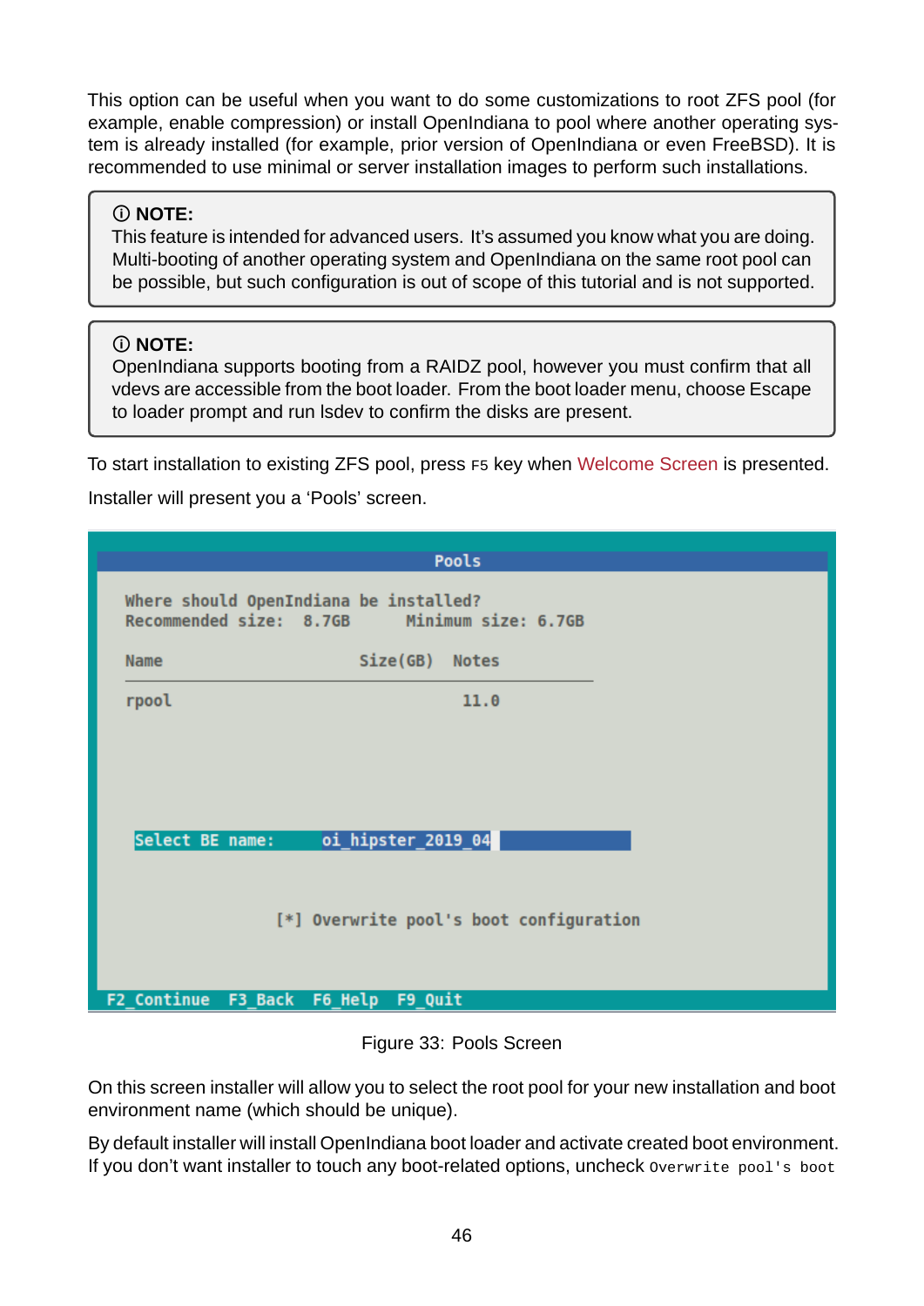This option can be useful when you want to do some customizations to root ZFS pool (for example, enable compression) or install OpenIndiana to pool where another operating system is already installed (for example, prior version of OpenIndiana or even FreeBSD). It is recommended to use minimal or server installation images to perform such installations.

> ⓘ **NOTE:**
> This feature is intended for advanced users. It's assumed you know what you are doing. Multi-booting of another operating system and OpenIndiana on the same root pool can be possible, but such configuration is out of scope of this tutorial and is not supported.

> ⓘ **NOTE:**
> OpenIndiana supports booting from a RAIDZ pool, however you must confirm that all vdevs are accessible from the boot loader. From the boot loader menu, choose Escape to loader prompt and run lsdev to confirm the disks are present.

To start installation to existing ZFS pool, press `F5` key when Welcome Screen is presented.

Installer will present you a 'Pools' screen.

```
                                  Pools

   Where should OpenIndiana be installed?
   Recommended size:  8.7GB       Minimum size: 6.7GB

   Name                      Size(GB)   Notes
   ----------------------------------------------
   rpool                           11.0



    Select BE name:      oi_hipster_2019_04


                  [*] Overwrite pool's boot configuration

 F2_Continue  F3_Back  F6_Help  F9_Quit
```

Figure 33: Pools Screen

On this screen installer will allow you to select the root pool for your new installation and boot environment name (which should be unique).

By default installer will install OpenIndiana boot loader and activate created boot environment. If you don't want installer to touch any boot-related options, uncheck `Overwrite pool's boot`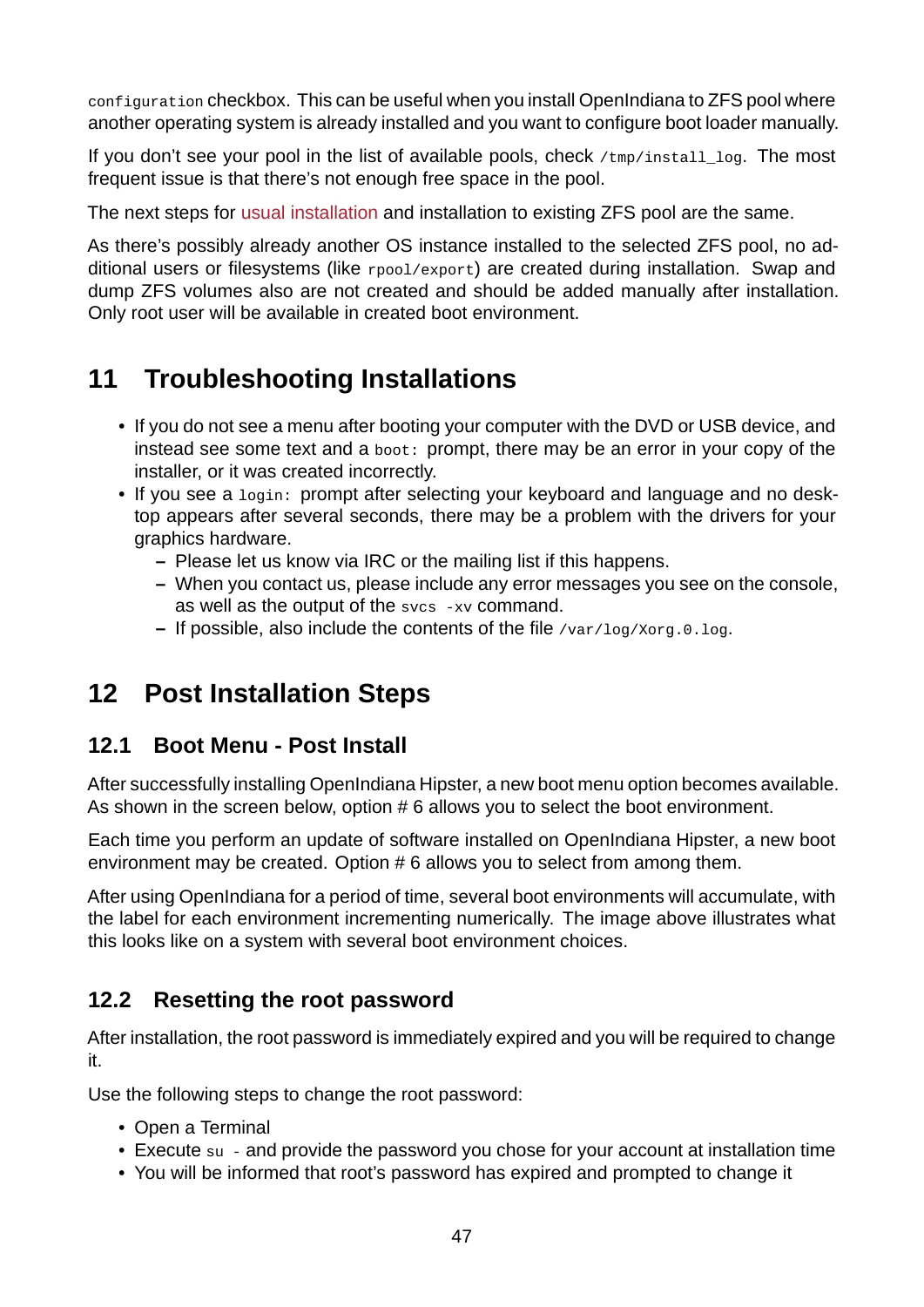`configuration` checkbox. This can be useful when you install OpenIndiana to ZFS pool where another operating system is already installed and you want to configure boot loader manually.

If you don't see your pool in the list of available pools, check `/tmp/install_log`. The most frequent issue is that there's not enough free space in the pool.

The next steps for usual installation and installation to existing ZFS pool are the same.

As there's possibly already another OS instance installed to the selected ZFS pool, no additional users or filesystems (like `rpool/export`) are created during installation. Swap and dump ZFS volumes also are not created and should be added manually after installation. Only root user will be available in created boot environment.

# 11 Troubleshooting Installations

- If you do not see a menu after booting your computer with the DVD or USB device, and instead see some text and a `boot:` prompt, there may be an error in your copy of the installer, or it was created incorrectly.
- If you see a `login:` prompt after selecting your keyboard and language and no desktop appears after several seconds, there may be a problem with the drivers for your graphics hardware.
  - Please let us know via IRC or the mailing list if this happens.
  - When you contact us, please include any error messages you see on the console, as well as the output of the `svcs -xv` command.
  - If possible, also include the contents of the file `/var/log/Xorg.0.log`.

# 12 Post Installation Steps

## 12.1 Boot Menu - Post Install

After successfully installing OpenIndiana Hipster, a new boot menu option becomes available. As shown in the screen below, option # 6 allows you to select the boot environment.

Each time you perform an update of software installed on OpenIndiana Hipster, a new boot environment may be created. Option # 6 allows you to select from among them.

After using OpenIndiana for a period of time, several boot environments will accumulate, with the label for each environment incrementing numerically. The image above illustrates what this looks like on a system with several boot environment choices.

## 12.2 Resetting the root password

After installation, the root password is immediately expired and you will be required to change it.

Use the following steps to change the root password:

- Open a Terminal
- Execute `su -` and provide the password you chose for your account at installation time
- You will be informed that root's password has expired and prompted to change it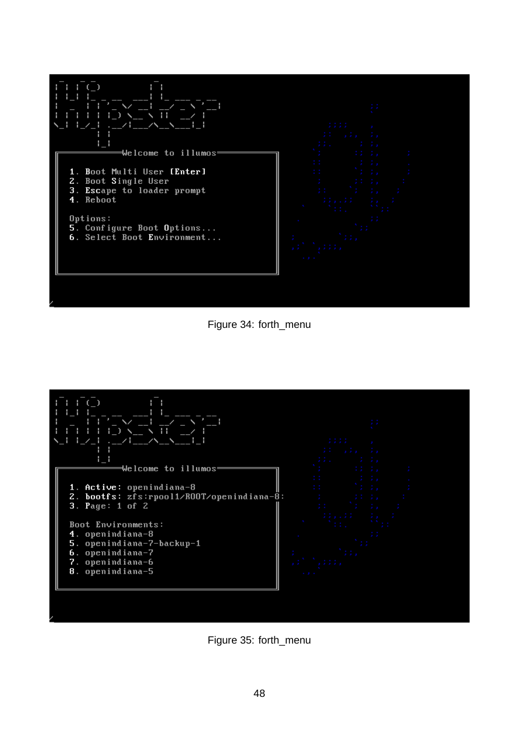Figure 34: forth_menu

Figure 35: forth_menu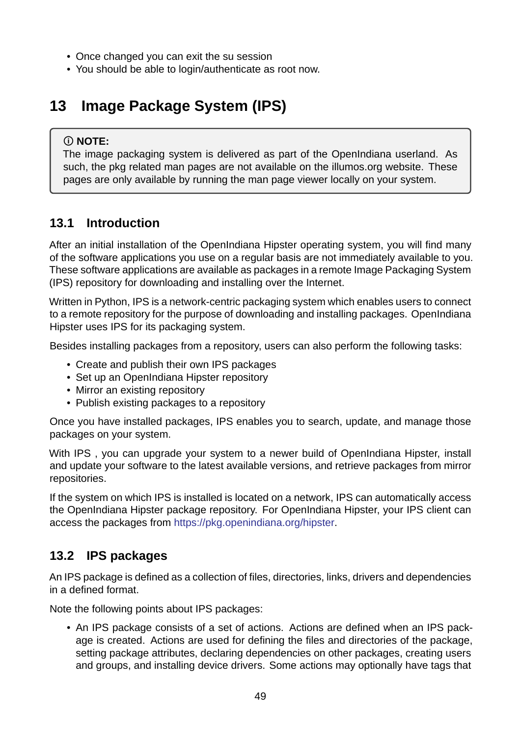- Once changed you can exit the su session
- You should be able to login/authenticate as root now.

# 13 Image Package System (IPS)

> ⓘ **NOTE:**
> The image packaging system is delivered as part of the OpenIndiana userland. As such, the pkg related man pages are not available on the illumos.org website. These pages are only available by running the man page viewer locally on your system.

## 13.1 Introduction

After an initial installation of the OpenIndiana Hipster operating system, you will find many of the software applications you use on a regular basis are not immediately available to you. These software applications are available as packages in a remote Image Packaging System (IPS) repository for downloading and installing over the Internet.

Written in Python, IPS is a network-centric packaging system which enables users to connect to a remote repository for the purpose of downloading and installing packages. OpenIndiana Hipster uses IPS for its packaging system.

Besides installing packages from a repository, users can also perform the following tasks:

- Create and publish their own IPS packages
- Set up an OpenIndiana Hipster repository
- Mirror an existing repository
- Publish existing packages to a repository

Once you have installed packages, IPS enables you to search, update, and manage those packages on your system.

With IPS , you can upgrade your system to a newer build of OpenIndiana Hipster, install and update your software to the latest available versions, and retrieve packages from mirror repositories.

If the system on which IPS is installed is located on a network, IPS can automatically access the OpenIndiana Hipster package repository. For OpenIndiana Hipster, your IPS client can access the packages from https://pkg.openindiana.org/hipster.

## 13.2 IPS packages

An IPS package is defined as a collection of files, directories, links, drivers and dependencies in a defined format.

Note the following points about IPS packages:

- An IPS package consists of a set of actions. Actions are defined when an IPS package is created. Actions are used for defining the files and directories of the package, setting package attributes, declaring dependencies on other packages, creating users and groups, and installing device drivers. Some actions may optionally have tags that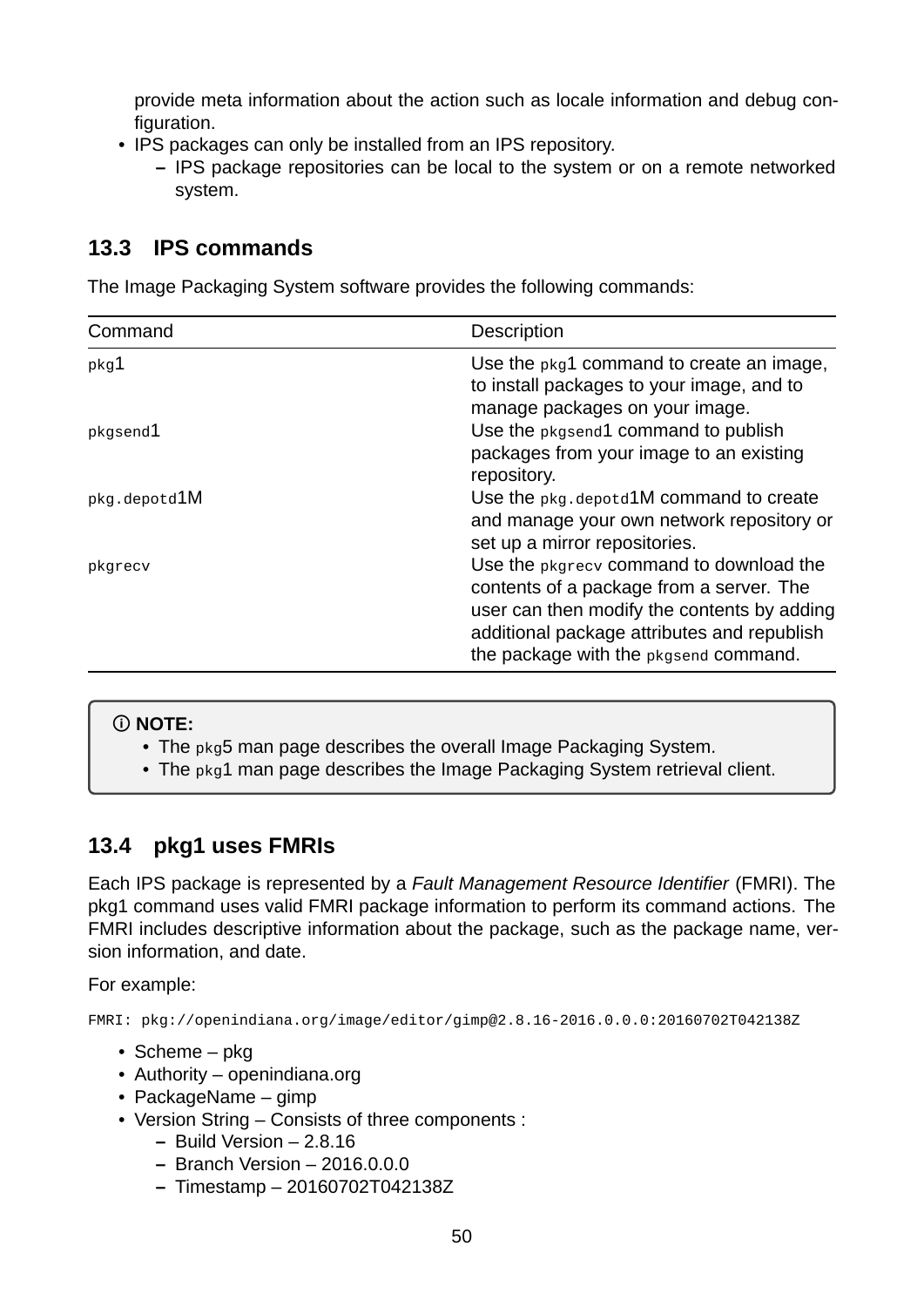provide meta information about the action such as locale information and debug configuration.

- IPS packages can only be installed from an IPS repository.
  - IPS package repositories can be local to the system or on a remote networked system.

## 13.3 IPS commands

The Image Packaging System software provides the following commands:

| Command | Description |
|---|---|
| `pkg`1 | Use the `pkg`1 command to create an image, to install packages to your image, and to manage packages on your image. |
| `pkgsend`1 | Use the `pkgsend`1 command to publish packages from your image to an existing repository. |
| `pkg.depotd`1M | Use the `pkg.depotd`1M command to create and manage your own network repository or set up a mirror repositories. |
| `pkgrecv` | Use the `pkgrecv` command to download the contents of a package from a server. The user can then modify the contents by adding additional package attributes and republish the package with the `pkgsend` command. |

> ⓘ **NOTE:**
> - The `pkg`5 man page describes the overall Image Packaging System.
> - The `pkg`1 man page describes the Image Packaging System retrieval client.

## 13.4 pkg1 uses FMRIs

Each IPS package is represented by a *Fault Management Resource Identifier* (FMRI). The pkg1 command uses valid FMRI package information to perform its command actions. The FMRI includes descriptive information about the package, such as the package name, version information, and date.

For example:

```
FMRI: pkg://openindiana.org/image/editor/gimp@2.8.16-2016.0.0.0:20160702T042138Z
```

- Scheme – pkg
- Authority – openindiana.org
- PackageName – gimp
- Version String – Consists of three components :
  - Build Version – 2.8.16
  - Branch Version – 2016.0.0.0
  - Timestamp – 20160702T042138Z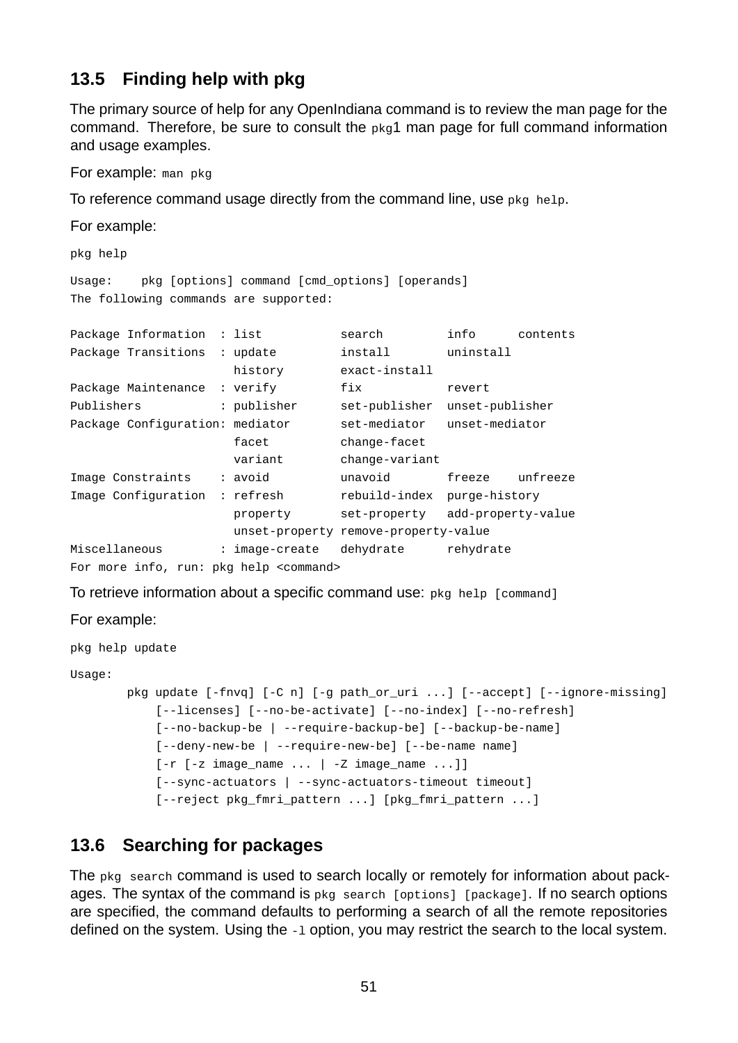## 13.5 Finding help with pkg

The primary source of help for any OpenIndiana command is to review the man page for the command. Therefore, be sure to consult the `pkg1` man page for full command information and usage examples.

For example: `man pkg`

To reference command usage directly from the command line, use `pkg help`.

For example:

```
pkg help

Usage:    pkg [options] command [cmd_options] [operands]
The following commands are supported:

Package Information  : list           search         info      contents
Package Transitions  : update         install        uninstall
                       history        exact-install
Package Maintenance  : verify         fix            revert
Publishers           : publisher      set-publisher  unset-publisher
Package Configuration: mediator       set-mediator   unset-mediator
                       facet          change-facet
                       variant        change-variant
Image Constraints    : avoid          unavoid        freeze    unfreeze
Image Configuration  : refresh        rebuild-index  purge-history
                       property       set-property   add-property-value
                       unset-property remove-property-value
Miscellaneous        : image-create   dehydrate      rehydrate
For more info, run: pkg help <command>
```

To retrieve information about a specific command use: `pkg help [command]`

For example:

```
pkg help update

Usage:
        pkg update [-fnvq] [-C n] [-g path_or_uri ...] [--accept] [--ignore-missing]
            [--licenses] [--no-be-activate] [--no-index] [--no-refresh]
            [--no-backup-be | --require-backup-be] [--backup-be-name]
            [--deny-new-be | --require-new-be] [--be-name name]
            [-r [-z image_name ... | -Z image_name ...]]
            [--sync-actuators | --sync-actuators-timeout timeout]
            [--reject pkg_fmri_pattern ...] [pkg_fmri_pattern ...]
```

## 13.6 Searching for packages

The `pkg search` command is used to search locally or remotely for information about packages. The syntax of the command is `pkg search [options] [package]`. If no search options are specified, the command defaults to performing a search of all the remote repositories defined on the system. Using the `-l` option, you may restrict the search to the local system.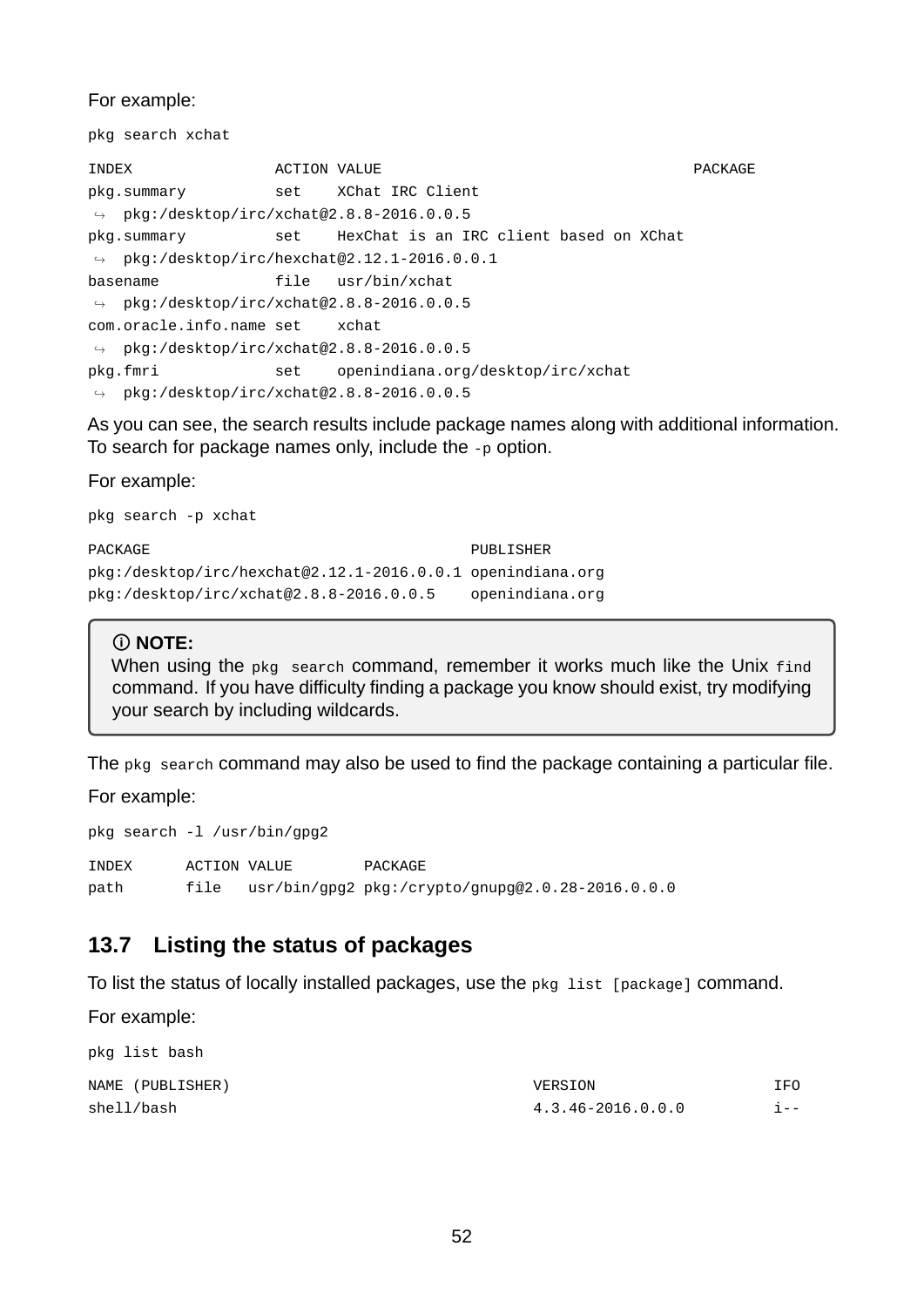For example:

```
pkg search xchat
```

```
INDEX               ACTION VALUE                                   PACKAGE
pkg.summary         set    XChat IRC Client
 ↪  pkg:/desktop/irc/xchat@2.8.8-2016.0.0.5
pkg.summary         set    HexChat is an IRC client based on XChat
 ↪  pkg:/desktop/irc/hexchat@2.12.1-2016.0.0.1
basename            file   usr/bin/xchat
 ↪  pkg:/desktop/irc/xchat@2.8.8-2016.0.0.5
com.oracle.info.name set    xchat
 ↪  pkg:/desktop/irc/xchat@2.8.8-2016.0.0.5
pkg.fmri            set    openindiana.org/desktop/irc/xchat
 ↪  pkg:/desktop/irc/xchat@2.8.8-2016.0.0.5
```

As you can see, the search results include package names along with additional information. To search for package names only, include the `-p` option.

For example:

```
pkg search -p xchat
```

```
PACKAGE                                     PUBLISHER
pkg:/desktop/irc/hexchat@2.12.1-2016.0.0.1 openindiana.org
pkg:/desktop/irc/xchat@2.8.8-2016.0.0.5    openindiana.org
```

> ⓘ **NOTE:**
> When using the `pkg search` command, remember it works much like the Unix `find` command. If you have difficulty finding a package you know should exist, try modifying your search by including wildcards.

The `pkg search` command may also be used to find the package containing a particular file.

For example:

```
pkg search -l /usr/bin/gpg2
```

```
INDEX      ACTION VALUE         PACKAGE
path       file   usr/bin/gpg2 pkg:/crypto/gnupg@2.0.28-2016.0.0.0
```

## 13.7 Listing the status of packages

To list the status of locally installed packages, use the `pkg list [package]` command.

For example:

```
pkg list bash
```

```
NAME (PUBLISHER)                                  VERSION                    IFO
shell/bash                                        4.3.46-2016.0.0.0          i--
```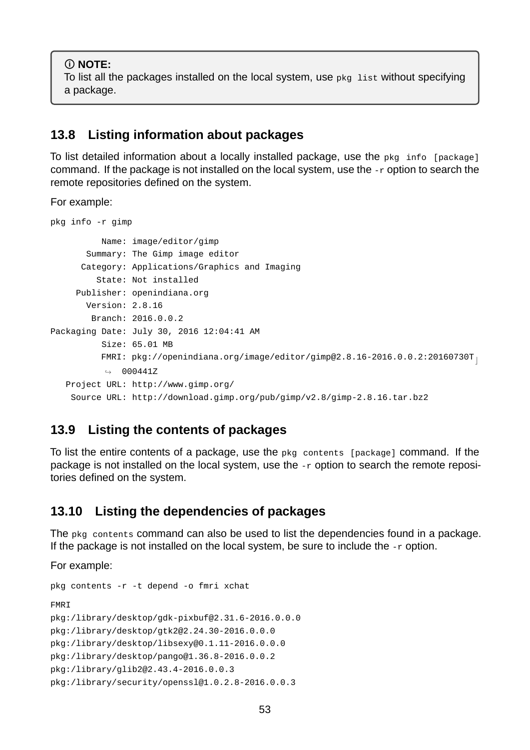> ⓘ **NOTE:**
> To list all the packages installed on the local system, use `pkg list` without specifying a package.

## 13.8 Listing information about packages

To list detailed information about a locally installed package, use the `pkg info [package]` command. If the package is not installed on the local system, use the `-r` option to search the remote repositories defined on the system.

For example:

```
pkg info -r gimp

          Name: image/editor/gimp
       Summary: The Gimp image editor
      Category: Applications/Graphics and Imaging
         State: Not installed
     Publisher: openindiana.org
       Version: 2.8.16
        Branch: 2016.0.0.2
Packaging Date: July 30, 2016 12:04:41 AM
          Size: 65.01 MB
          FMRI: pkg://openindiana.org/image/editor/gimp@2.8.16-2016.0.0.2:20160730T
           ↪  000441Z
   Project URL: http://www.gimp.org/
    Source URL: http://download.gimp.org/pub/gimp/v2.8/gimp-2.8.16.tar.bz2
```

## 13.9 Listing the contents of packages

To list the entire contents of a package, use the `pkg contents [package]` command. If the package is not installed on the local system, use the `-r` option to search the remote repositories defined on the system.

## 13.10 Listing the dependencies of packages

The `pkg contents` command can also be used to list the dependencies found in a package. If the package is not installed on the local system, be sure to include the `-r` option.

For example:

```
pkg contents -r -t depend -o fmri xchat

FMRI
pkg:/library/desktop/gdk-pixbuf@2.31.6-2016.0.0.0
pkg:/library/desktop/gtk2@2.24.30-2016.0.0.0
pkg:/library/desktop/libsexy@0.1.11-2016.0.0.0
pkg:/library/desktop/pango@1.36.8-2016.0.0.2
pkg:/library/glib2@2.43.4-2016.0.0.3
pkg:/library/security/openssl@1.0.2.8-2016.0.0.3
```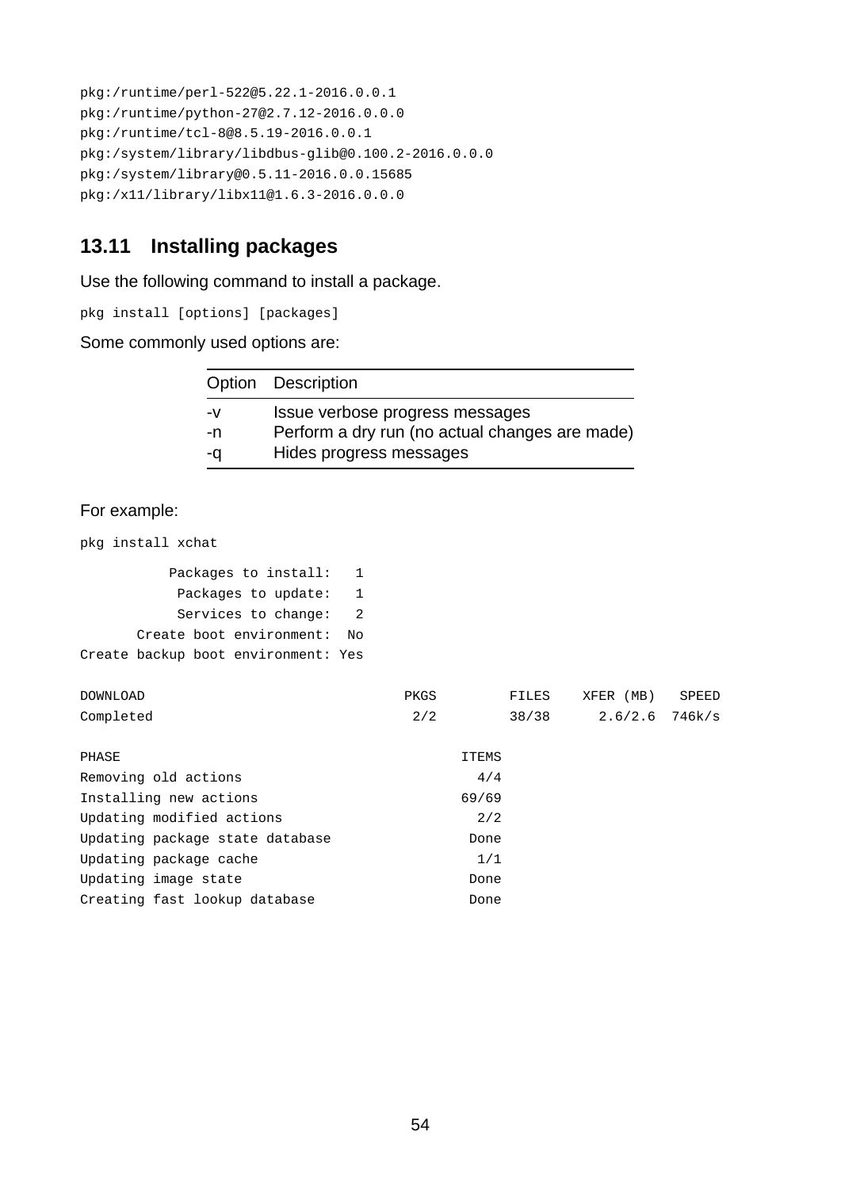```
pkg:/runtime/perl-522@5.22.1-2016.0.0.1
pkg:/runtime/python-27@2.7.12-2016.0.0.0
pkg:/runtime/tcl-8@8.5.19-2016.0.0.1
pkg:/system/library/libdbus-glib@0.100.2-2016.0.0.0
pkg:/system/library@0.5.11-2016.0.0.15685
pkg:/x11/library/libx11@1.6.3-2016.0.0.0
```

## 13.11 Installing packages

Use the following command to install a package.

```
pkg install [options] [packages]
```

Some commonly used options are:

| Option | Description |
|---|---|
| -v | Issue verbose progress messages |
| -n | Perform a dry run (no actual changes are made) |
| -q | Hides progress messages |

For example:

```
pkg install xchat
```

```
           Packages to install:   1
            Packages to update:   1
            Services to change:   2
       Create boot environment:  No
Create backup boot environment: Yes

DOWNLOAD                                PKGS         FILES    XFER (MB)   SPEED
Completed                                2/2         38/38      2.6/2.6  746k/s

PHASE                                          ITEMS
Removing old actions                             4/4
Installing new actions                         69/69
Updating modified actions                        2/2
Updating package state database                 Done
Updating package cache                           1/1
Updating image state                            Done
Creating fast lookup database                   Done
```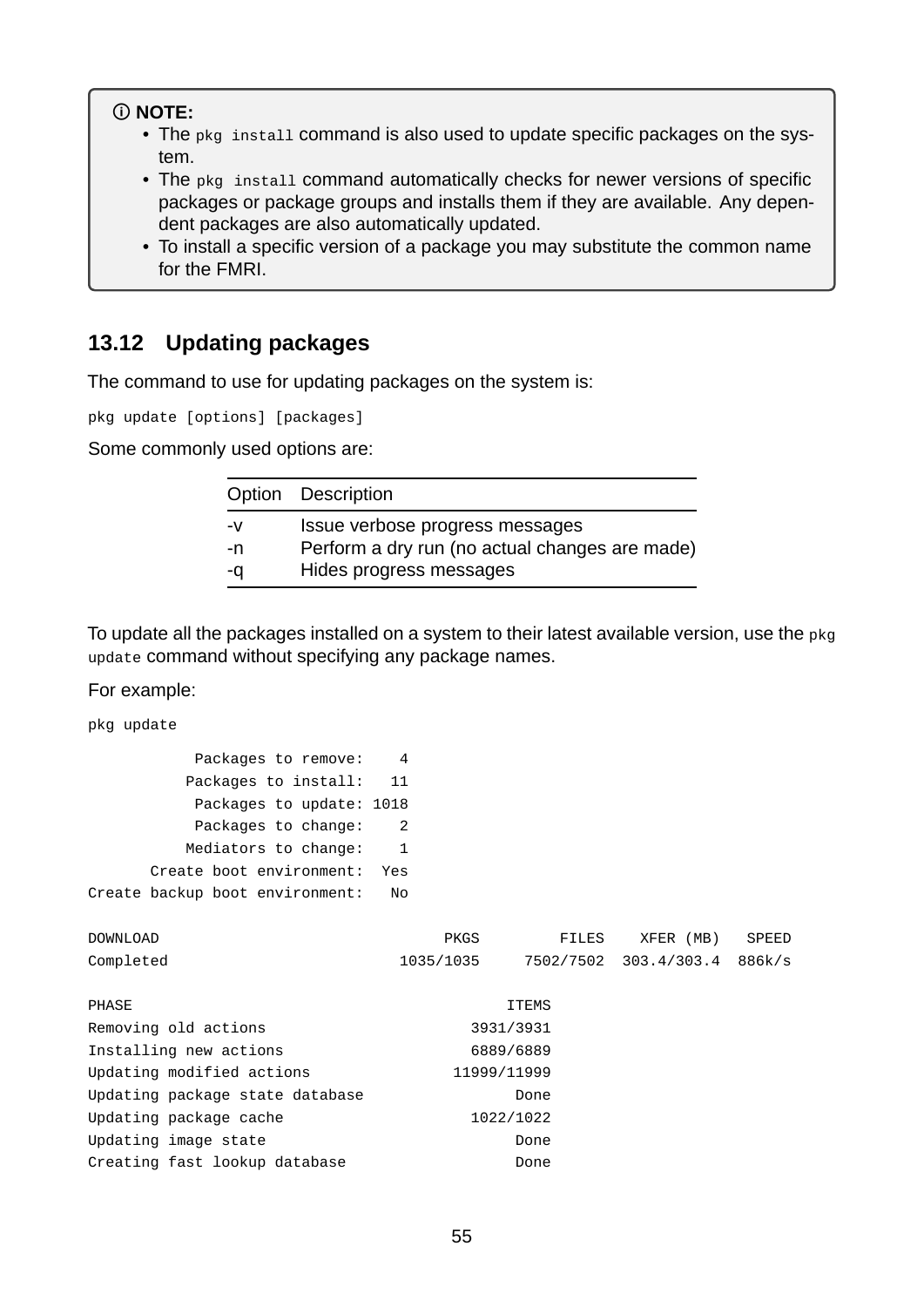> ⓘ **NOTE:**
> - The `pkg install` command is also used to update specific packages on the system.
> - The `pkg install` command automatically checks for newer versions of specific packages or package groups and installs them if they are available. Any dependent packages are also automatically updated.
> - To install a specific version of a package you may substitute the common name for the FMRI.

## 13.12 Updating packages

The command to use for updating packages on the system is:

```
pkg update [options] [packages]
```

Some commonly used options are:

| Option | Description |
|---|---|
| -v | Issue verbose progress messages |
| -n | Perform a dry run (no actual changes are made) |
| -q | Hides progress messages |

To update all the packages installed on a system to their latest available version, use the `pkg update` command without specifying any package names.

For example:

```
pkg update

           Packages to remove:    4
          Packages to install:   11
           Packages to update: 1018
           Packages to change:    2
          Mediators to change:    1
      Create boot environment:  Yes
Create backup boot environment:   No

DOWNLOAD                                PKGS         FILES    XFER (MB)   SPEED
Completed                          1035/1035     7502/7502  303.4/303.4  886k/s

PHASE                                          ITEMS
Removing old actions                       3931/3931
Installing new actions                     6889/6889
Updating modified actions                11999/11999
Updating package state database                 Done
Updating package cache                     1022/1022
Updating image state                            Done
Creating fast lookup database                   Done
```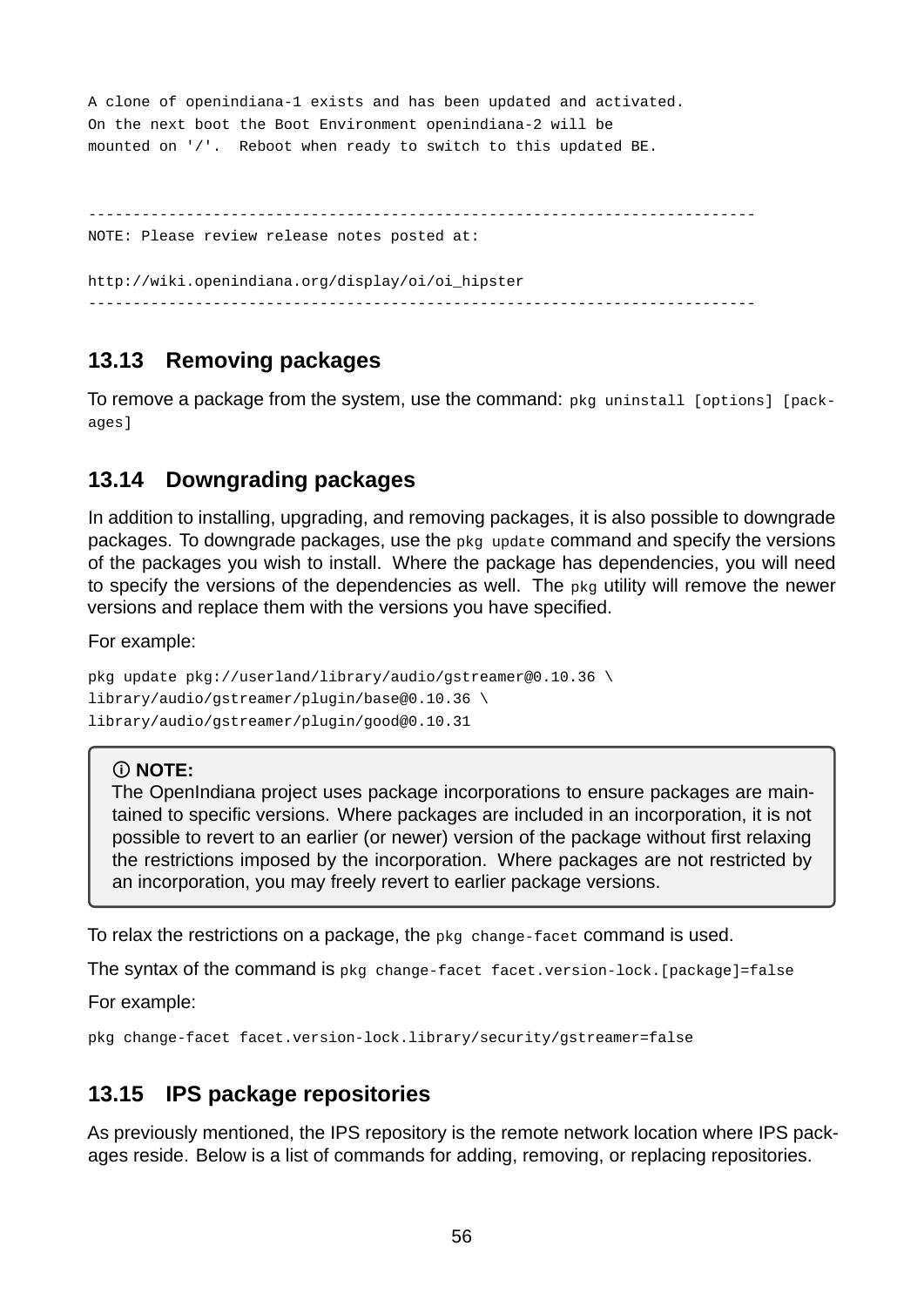```
A clone of openindiana-1 exists and has been updated and activated.
On the next boot the Boot Environment openindiana-2 will be
mounted on '/'.  Reboot when ready to switch to this updated BE.


---------------------------------------------------------------------------
NOTE: Please review release notes posted at:

http://wiki.openindiana.org/display/oi/oi_hipster
---------------------------------------------------------------------------
```

## 13.13 Removing packages

To remove a package from the system, use the command: `pkg uninstall [options] [packages]`

## 13.14 Downgrading packages

In addition to installing, upgrading, and removing packages, it is also possible to downgrade packages. To downgrade packages, use the `pkg update` command and specify the versions of the packages you wish to install. Where the package has dependencies, you will need to specify the versions of the dependencies as well. The `pkg` utility will remove the newer versions and replace them with the versions you have specified.

For example:

```
pkg update pkg://userland/library/audio/gstreamer@0.10.36 \
library/audio/gstreamer/plugin/base@0.10.36 \
library/audio/gstreamer/plugin/good@0.10.31
```

> ⓘ **NOTE:**
> The OpenIndiana project uses package incorporations to ensure packages are maintained to specific versions. Where packages are included in an incorporation, it is not possible to revert to an earlier (or newer) version of the package without first relaxing the restrictions imposed by the incorporation. Where packages are not restricted by an incorporation, you may freely revert to earlier package versions.

To relax the restrictions on a package, the `pkg change-facet` command is used.

The syntax of the command is `pkg change-facet facet.version-lock.[package]=false`

For example:

```
pkg change-facet facet.version-lock.library/security/gstreamer=false
```

## 13.15 IPS package repositories

As previously mentioned, the IPS repository is the remote network location where IPS packages reside. Below is a list of commands for adding, removing, or replacing repositories.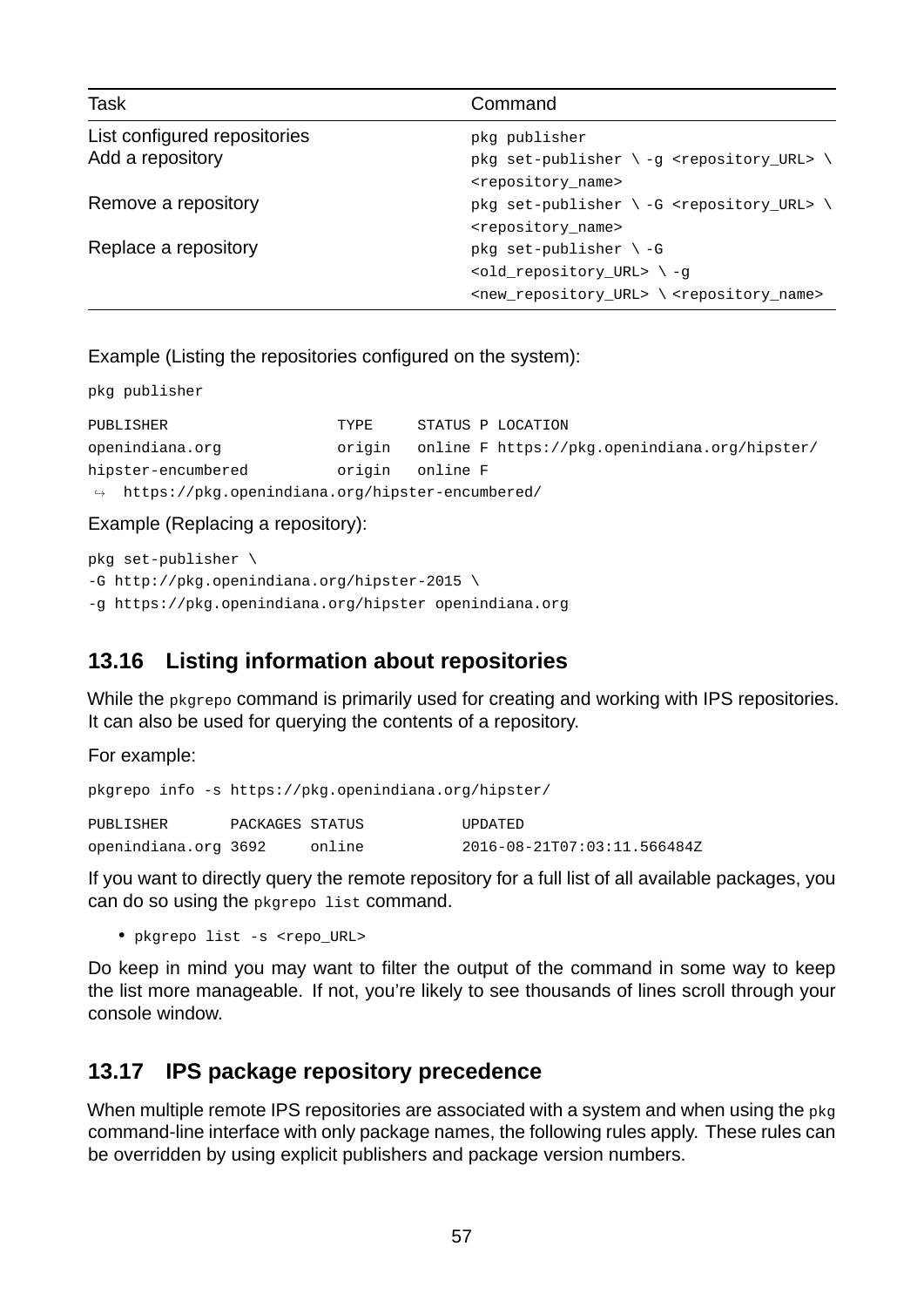| Task | Command |
|---|---|
| List configured repositories | `pkg publisher` |
| Add a repository | `pkg set-publisher \ -g <repository_URL> \ <repository_name>` |
| Remove a repository | `pkg set-publisher \ -G <repository_URL> \ <repository_name>` |
| Replace a repository | `pkg set-publisher \ -G <old_repository_URL> \ -g <new_repository_URL> \ <repository_name>` |

Example (Listing the repositories configured on the system):

```
pkg publisher

PUBLISHER                TYPE     STATUS P LOCATION
openindiana.org          origin   online F https://pkg.openindiana.org/hipster/
hipster-encumbered       origin   online F
↪  https://pkg.openindiana.org/hipster-encumbered/
```

Example (Replacing a repository):

```
pkg set-publisher \
-G http://pkg.openindiana.org/hipster-2015 \
-g https://pkg.openindiana.org/hipster openindiana.org
```

## 13.16 Listing information about repositories

While the `pkgrepo` command is primarily used for creating and working with IPS repositories. It can also be used for querying the contents of a repository.

For example:

```
pkgrepo info -s https://pkg.openindiana.org/hipster/

PUBLISHER       PACKAGES STATUS           UPDATED
openindiana.org 3692     online           2016-08-21T07:03:11.566484Z
```

If you want to directly query the remote repository for a full list of all available packages, you can do so using the `pkgrepo list` command.

- `pkgrepo list -s <repo_URL>`

Do keep in mind you may want to filter the output of the command in some way to keep the list more manageable. If not, you're likely to see thousands of lines scroll through your console window.

## 13.17 IPS package repository precedence

When multiple remote IPS repositories are associated with a system and when using the `pkg` command-line interface with only package names, the following rules apply. These rules can be overridden by using explicit publishers and package version numbers.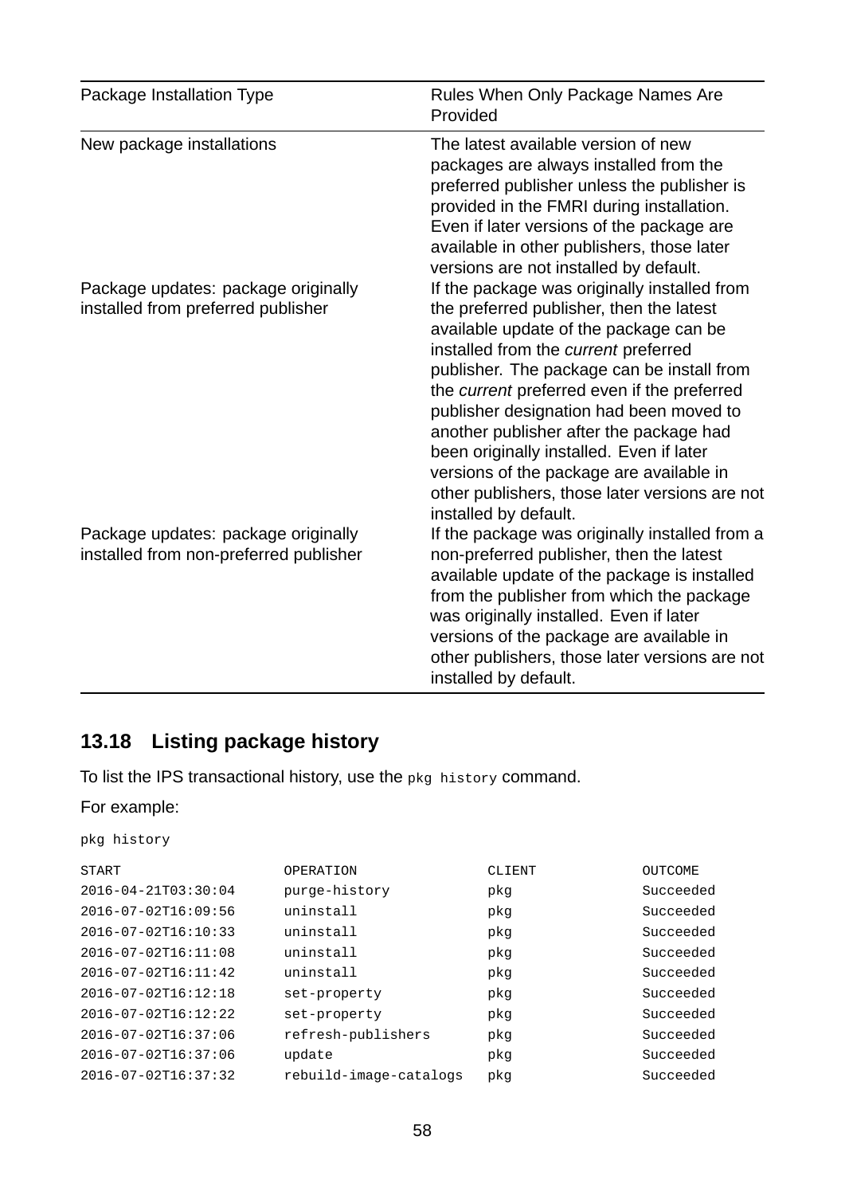| Package Installation Type | Rules When Only Package Names Are Provided |
|---|---|
| New package installations | The latest available version of new packages are always installed from the preferred publisher unless the publisher is provided in the FMRI during installation. Even if later versions of the package are available in other publishers, those later versions are not installed by default. |
| Package updates: package originally installed from preferred publisher | If the package was originally installed from the preferred publisher, then the latest available update of the package can be installed from the *current* preferred publisher. The package can be install from the *current* preferred even if the preferred publisher designation had been moved to another publisher after the package had been originally installed. Even if later versions of the package are available in other publishers, those later versions are not installed by default. |
| Package updates: package originally installed from non-preferred publisher | If the package was originally installed from a non-preferred publisher, then the latest available update of the package is installed from the publisher from which the package was originally installed. Even if later versions of the package are available in other publishers, those later versions are not installed by default. |

## 13.18 Listing package history

To list the IPS transactional history, use the `pkg history` command.

For example:

```
pkg history

START                  OPERATION              CLIENT        OUTCOME
2016-04-21T03:30:04    purge-history          pkg           Succeeded
2016-07-02T16:09:56    uninstall              pkg           Succeeded
2016-07-02T16:10:33    uninstall              pkg           Succeeded
2016-07-02T16:11:08    uninstall              pkg           Succeeded
2016-07-02T16:11:42    uninstall              pkg           Succeeded
2016-07-02T16:12:18    set-property           pkg           Succeeded
2016-07-02T16:12:22    set-property           pkg           Succeeded
2016-07-02T16:37:06    refresh-publishers     pkg           Succeeded
2016-07-02T16:37:06    update                 pkg           Succeeded
2016-07-02T16:37:32    rebuild-image-catalogs pkg           Succeeded
```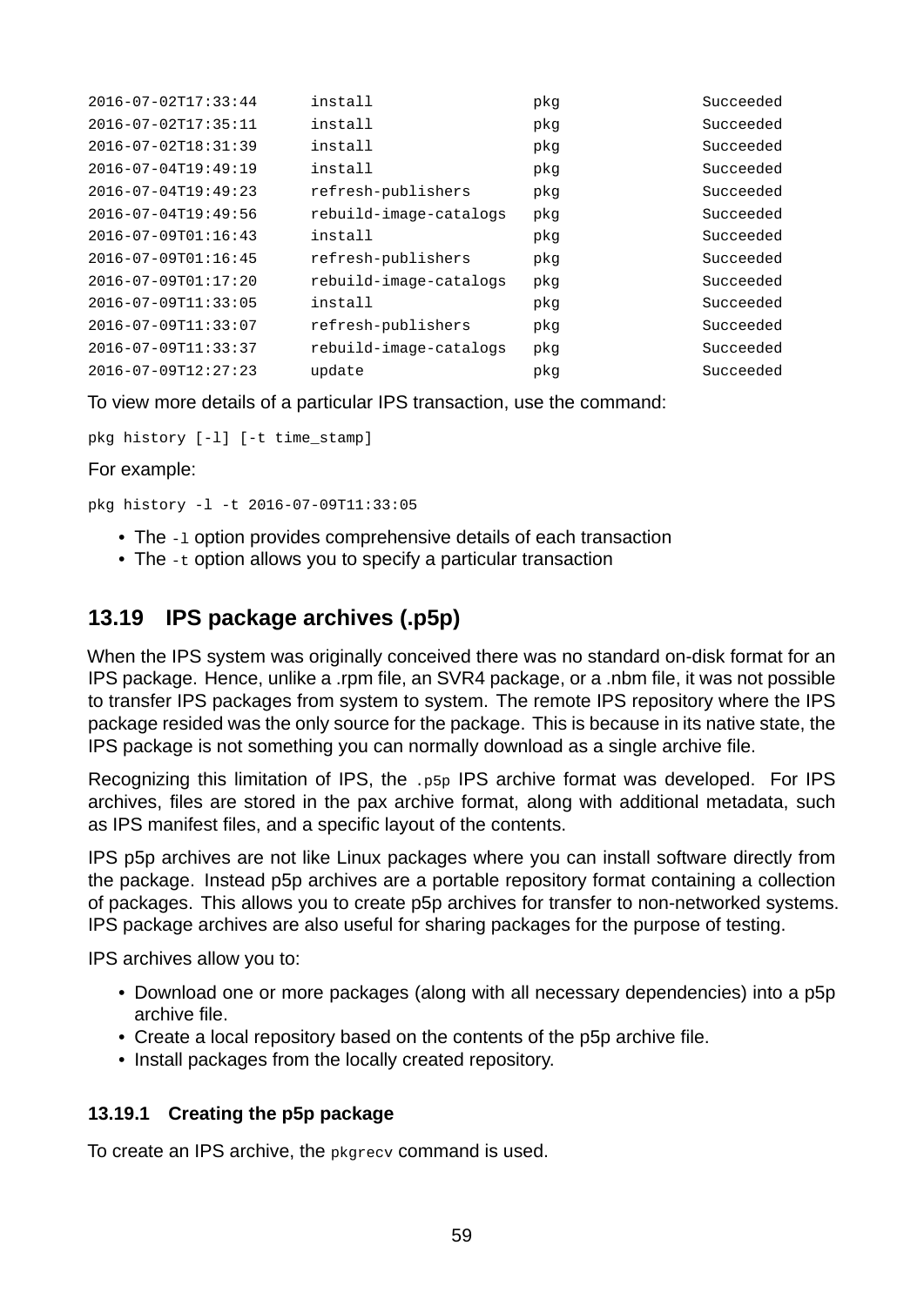```
2016-07-02T17:33:44      install                  pkg              Succeeded
2016-07-02T17:35:11      install                  pkg              Succeeded
2016-07-02T18:31:39      install                  pkg              Succeeded
2016-07-04T19:49:19      install                  pkg              Succeeded
2016-07-04T19:49:23      refresh-publishers       pkg              Succeeded
2016-07-04T19:49:56      rebuild-image-catalogs   pkg              Succeeded
2016-07-09T01:16:43      install                  pkg              Succeeded
2016-07-09T01:16:45      refresh-publishers       pkg              Succeeded
2016-07-09T01:17:20      rebuild-image-catalogs   pkg              Succeeded
2016-07-09T11:33:05      install                  pkg              Succeeded
2016-07-09T11:33:07      refresh-publishers       pkg              Succeeded
2016-07-09T11:33:37      rebuild-image-catalogs   pkg              Succeeded
2016-07-09T12:27:23      update                   pkg              Succeeded
```

To view more details of a particular IPS transaction, use the command:

```
pkg history [-l] [-t time_stamp]
```

For example:

```
pkg history -l -t 2016-07-09T11:33:05
```

- The `-l` option provides comprehensive details of each transaction
- The `-t` option allows you to specify a particular transaction

## 13.19 IPS package archives (.p5p)

When the IPS system was originally conceived there was no standard on-disk format for an IPS package. Hence, unlike a .rpm file, an SVR4 package, or a .nbm file, it was not possible to transfer IPS packages from system to system. The remote IPS repository where the IPS package resided was the only source for the package. This is because in its native state, the IPS package is not something you can normally download as a single archive file.

Recognizing this limitation of IPS, the `.p5p` IPS archive format was developed. For IPS archives, files are stored in the pax archive format, along with additional metadata, such as IPS manifest files, and a specific layout of the contents.

IPS p5p archives are not like Linux packages where you can install software directly from the package. Instead p5p archives are a portable repository format containing a collection of packages. This allows you to create p5p archives for transfer to non-networked systems. IPS package archives are also useful for sharing packages for the purpose of testing.

IPS archives allow you to:

- Download one or more packages (along with all necessary dependencies) into a p5p archive file.
- Create a local repository based on the contents of the p5p archive file.
- Install packages from the locally created repository.

### 13.19.1 Creating the p5p package

To create an IPS archive, the `pkgrecv` command is used.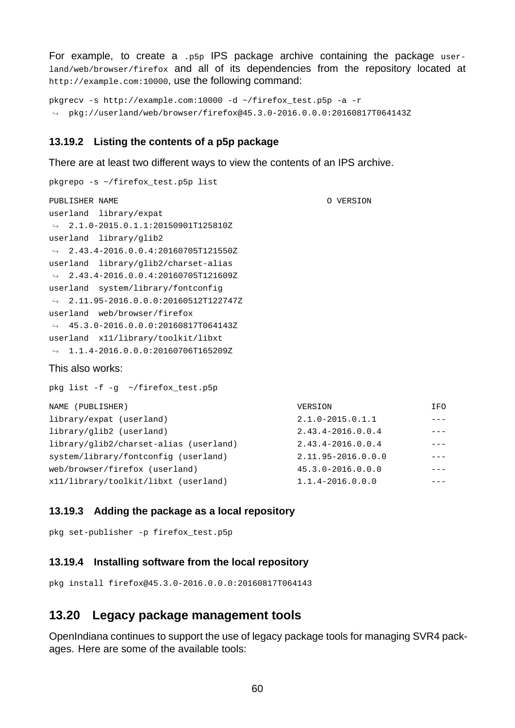For example, to create a `.p5p` IPS package archive containing the package `userland/web/browser/firefox` and all of its dependencies from the repository located at `http://example.com:10000`, use the following command:

```
pkgrecv -s http://example.com:10000 -d ~/firefox_test.p5p -a -r
 ↪ pkg://userland/web/browser/firefox@45.3.0-2016.0.0.0:20160817T064143Z
```

### 13.19.2 Listing the contents of a p5p package

There are at least two different ways to view the contents of an IPS archive.

```
pkgrepo -s ~/firefox_test.p5p list
```

```
PUBLISHER NAME                                              O VERSION
userland  library/expat
 ↪ 2.1.0-2015.0.1.1:20150901T125810Z
userland  library/glib2
 ↪ 2.43.4-2016.0.0.4:20160705T121550Z
userland  library/glib2/charset-alias
 ↪ 2.43.4-2016.0.0.4:20160705T121609Z
userland  system/library/fontconfig
 ↪ 2.11.95-2016.0.0.0:20160512T122747Z
userland  web/browser/firefox
 ↪ 45.3.0-2016.0.0.0:20160817T064143Z
userland  x11/library/toolkit/libxt
 ↪ 1.1.4-2016.0.0.0:20160706T165209Z
```

This also works:

```
pkg list -f -g  ~/firefox_test.p5p
```

```
NAME (PUBLISHER)                                  VERSION                    IFO
library/expat (userland)                          2.1.0-2015.0.1.1           ---
library/glib2 (userland)                          2.43.4-2016.0.0.4          ---
library/glib2/charset-alias (userland)            2.43.4-2016.0.0.4          ---
system/library/fontconfig (userland)              2.11.95-2016.0.0.0         ---
web/browser/firefox (userland)                    45.3.0-2016.0.0.0          ---
x11/library/toolkit/libxt (userland)              1.1.4-2016.0.0.0           ---
```

### 13.19.3 Adding the package as a local repository

```
pkg set-publisher -p firefox_test.p5p
```

### 13.19.4 Installing software from the local repository

```
pkg install firefox@45.3.0-2016.0.0.0:20160817T064143
```

## 13.20 Legacy package management tools

OpenIndiana continues to support the use of legacy package tools for managing SVR4 packages. Here are some of the available tools: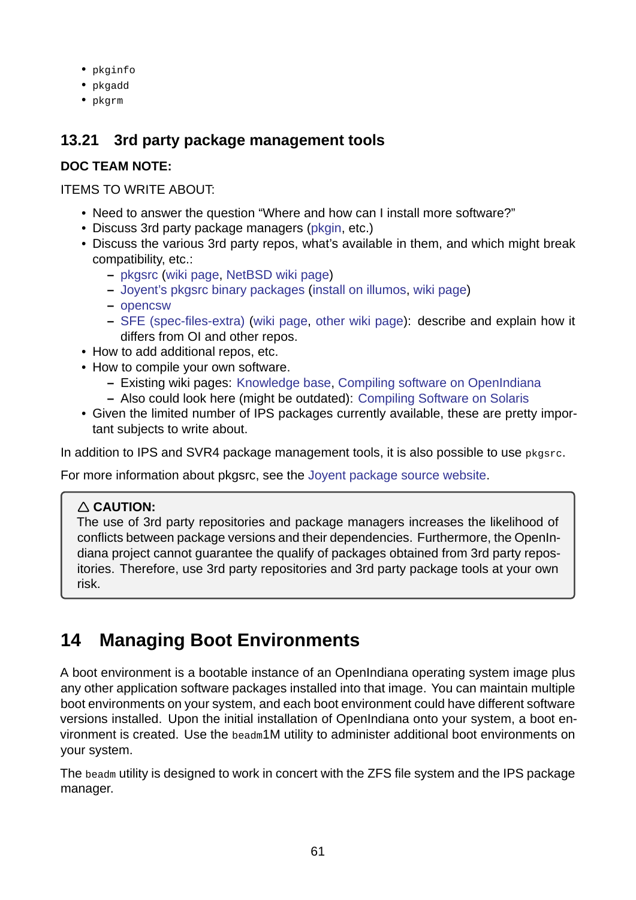- `pkginfo`
- `pkgadd`
- `pkgrm`

### 13.21 3rd party package management tools

**DOC TEAM NOTE:**

ITEMS TO WRITE ABOUT:

- Need to answer the question “Where and how can I install more software?”
- Discuss 3rd party package managers (pkgin, etc.)
- Discuss the various 3rd party repos, what’s available in them, and which might break compatibility, etc.:
  - pkgsrc (wiki page, NetBSD wiki page)
  - Joyent’s pkgsrc binary packages (install on illumos, wiki page)
  - opencsw
  - SFE (spec-files-extra) (wiki page, other wiki page): describe and explain how it differs from OI and other repos.
- How to add additional repos, etc.
- How to compile your own software.
  - Existing wiki pages: Knowledge base, Compiling software on OpenIndiana
  - Also could look here (might be outdated): Compiling Software on Solaris
- Given the limited number of IPS packages currently available, these are pretty important subjects to write about.

In addition to IPS and SVR4 package management tools, it is also possible to use `pkgsrc`.

For more information about pkgsrc, see the Joyent package source website.

> △ **CAUTION:**
> The use of 3rd party repositories and package managers increases the likelihood of conflicts between package versions and their dependencies. Furthermore, the OpenIndiana project cannot guarantee the qualify of packages obtained from 3rd party repositories. Therefore, use 3rd party repositories and 3rd party package tools at your own risk.

## 14 Managing Boot Environments

A boot environment is a bootable instance of an OpenIndiana operating system image plus any other application software packages installed into that image. You can maintain multiple boot environments on your system, and each boot environment could have different software versions installed. Upon the initial installation of OpenIndiana onto your system, a boot environment is created. Use the `beadm`1M utility to administer additional boot environments on your system.

The `beadm` utility is designed to work in concert with the ZFS file system and the IPS package manager.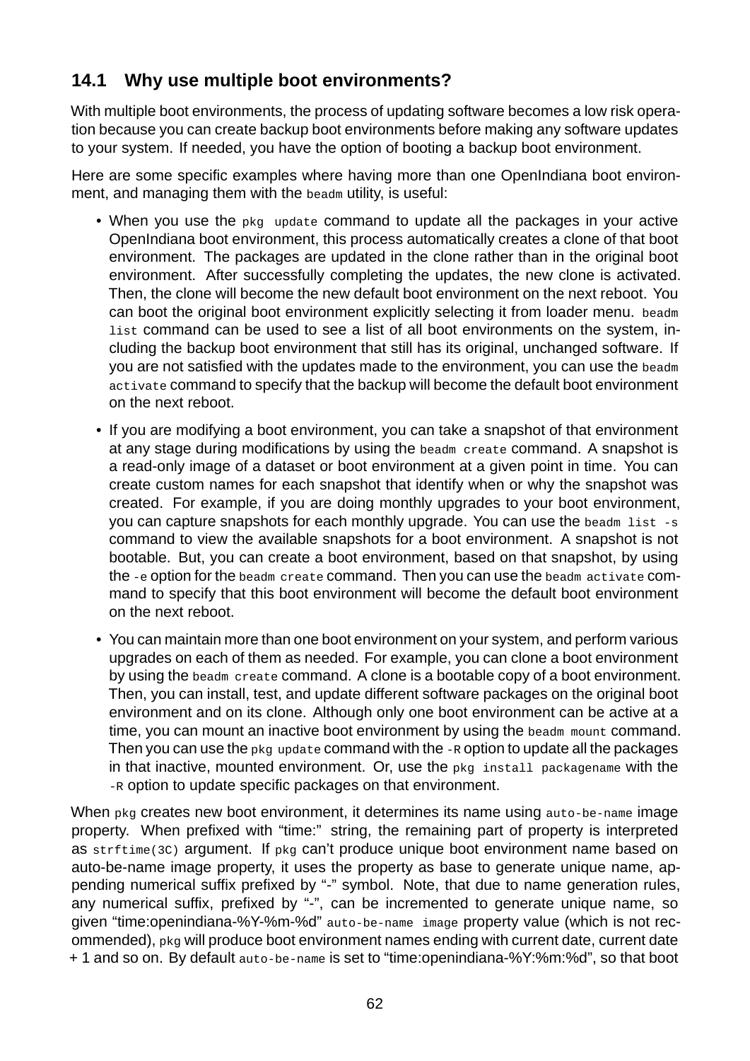## 14.1 Why use multiple boot environments?

With multiple boot environments, the process of updating software becomes a low risk operation because you can create backup boot environments before making any software updates to your system. If needed, you have the option of booting a backup boot environment.

Here are some specific examples where having more than one OpenIndiana boot environment, and managing them with the `beadm` utility, is useful:

- When you use the `pkg update` command to update all the packages in your active OpenIndiana boot environment, this process automatically creates a clone of that boot environment. The packages are updated in the clone rather than in the original boot environment. After successfully completing the updates, the new clone is activated. Then, the clone will become the new default boot environment on the next reboot. You can boot the original boot environment explicitly selecting it from loader menu. `beadm list` command can be used to see a list of all boot environments on the system, including the backup boot environment that still has its original, unchanged software. If you are not satisfied with the updates made to the environment, you can use the `beadm activate` command to specify that the backup will become the default boot environment on the next reboot.
- If you are modifying a boot environment, you can take a snapshot of that environment at any stage during modifications by using the `beadm create` command. A snapshot is a read-only image of a dataset or boot environment at a given point in time. You can create custom names for each snapshot that identify when or why the snapshot was created. For example, if you are doing monthly upgrades to your boot environment, you can capture snapshots for each monthly upgrade. You can use the `beadm list -s` command to view the available snapshots for a boot environment. A snapshot is not bootable. But, you can create a boot environment, based on that snapshot, by using the `-e` option for the `beadm create` command. Then you can use the `beadm activate` command to specify that this boot environment will become the default boot environment on the next reboot.
- You can maintain more than one boot environment on your system, and perform various upgrades on each of them as needed. For example, you can clone a boot environment by using the `beadm create` command. A clone is a bootable copy of a boot environment. Then, you can install, test, and update different software packages on the original boot environment and on its clone. Although only one boot environment can be active at a time, you can mount an inactive boot environment by using the `beadm mount` command. Then you can use the `pkg update` command with the `-R` option to update all the packages in that inactive, mounted environment. Or, use the `pkg install packagename` with the `-R` option to update specific packages on that environment.

When `pkg` creates new boot environment, it determines its name using `auto-be-name` image property. When prefixed with "time:" string, the remaining part of property is interpreted as `strftime(3C)` argument. If `pkg` can't produce unique boot environment name based on auto-be-name image property, it uses the property as base to generate unique name, appending numerical suffix prefixed by "-" symbol. Note, that due to name generation rules, any numerical suffix, prefixed by "-", can be incremented to generate unique name, so given "time:openindiana-%Y-%m-%d" `auto-be-name image` property value (which is not recommended), `pkg` will produce boot environment names ending with current date, current date + 1 and so on. By default `auto-be-name` is set to "time:openindiana-%Y:%m:%d", so that boot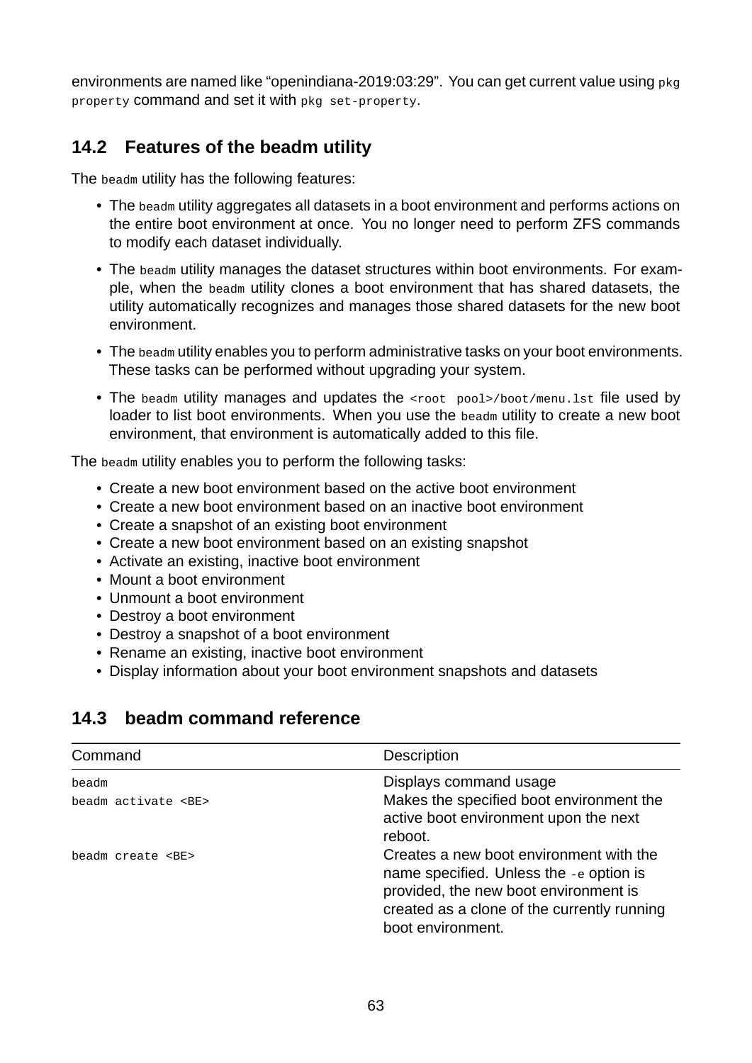environments are named like “openindiana-2019:03:29”. You can get current value using `pkg property` command and set it with `pkg set-property`.

## 14.2 Features of the beadm utility

The `beadm` utility has the following features:

- The `beadm` utility aggregates all datasets in a boot environment and performs actions on the entire boot environment at once. You no longer need to perform ZFS commands to modify each dataset individually.
- The `beadm` utility manages the dataset structures within boot environments. For example, when the `beadm` utility clones a boot environment that has shared datasets, the utility automatically recognizes and manages those shared datasets for the new boot environment.
- The `beadm` utility enables you to perform administrative tasks on your boot environments. These tasks can be performed without upgrading your system.
- The `beadm` utility manages and updates the `<root pool>/boot/menu.lst` file used by loader to list boot environments. When you use the `beadm` utility to create a new boot environment, that environment is automatically added to this file.

The `beadm` utility enables you to perform the following tasks:

- Create a new boot environment based on the active boot environment
- Create a new boot environment based on an inactive boot environment
- Create a snapshot of an existing boot environment
- Create a new boot environment based on an existing snapshot
- Activate an existing, inactive boot environment
- Mount a boot environment
- Unmount a boot environment
- Destroy a boot environment
- Destroy a snapshot of a boot environment
- Rename an existing, inactive boot environment
- Display information about your boot environment snapshots and datasets

## 14.3 beadm command reference

| Command | Description |
|---|---|
| `beadm` | Displays command usage |
| `beadm activate <BE>` | Makes the specified boot environment the active boot environment upon the next reboot. |
| `beadm create <BE>` | Creates a new boot environment with the name specified. Unless the `-e` option is provided, the new boot environment is created as a clone of the currently running boot environment. |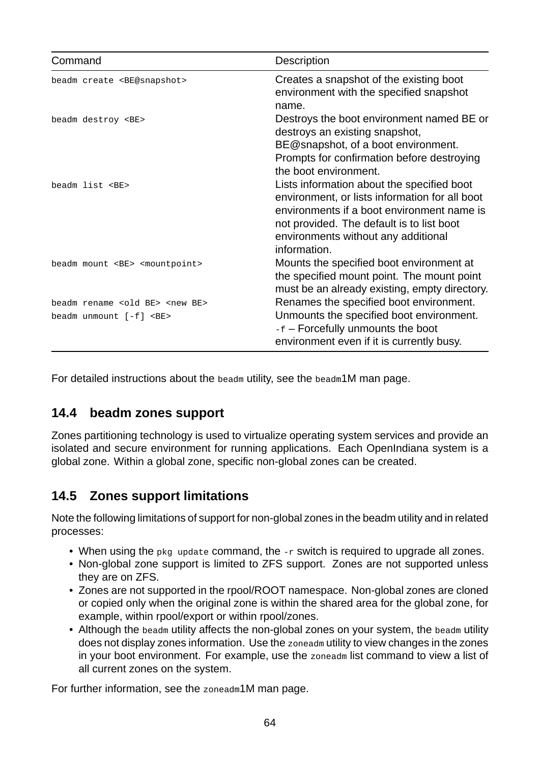| Command | Description |
| --- | --- |
| `beadm create <BE@snapshot>` | Creates a snapshot of the existing boot environment with the specified snapshot name. |
| `beadm destroy <BE>` | Destroys the boot environment named BE or destroys an existing snapshot, BE@snapshot, of a boot environment. Prompts for confirmation before destroying the boot environment. |
| `beadm list <BE>` | Lists information about the specified boot environment, or lists information for all boot environments if a boot environment name is not provided. The default is to list boot environments without any additional information. |
| `beadm mount <BE> <mountpoint>` | Mounts the specified boot environment at the specified mount point. The mount point must be an already existing, empty directory. |
| `beadm rename <old BE> <new BE>` | Renames the specified boot environment. |
| `beadm unmount [-f] <BE>` | Unmounts the specified boot environment. `-f` – Forcefully unmounts the boot environment even if it is currently busy. |

For detailed instructions about the `beadm` utility, see the `beadm`1M man page.

## 14.4 beadm zones support

Zones partitioning technology is used to virtualize operating system services and provide an isolated and secure environment for running applications. Each OpenIndiana system is a global zone. Within a global zone, specific non-global zones can be created.

## 14.5 Zones support limitations

Note the following limitations of support for non-global zones in the beadm utility and in related processes:

- When using the `pkg update` command, the `-r` switch is required to upgrade all zones.
- Non-global zone support is limited to ZFS support. Zones are not supported unless they are on ZFS.
- Zones are not supported in the rpool/ROOT namespace. Non-global zones are cloned or copied only when the original zone is within the shared area for the global zone, for example, within rpool/export or within rpool/zones.
- Although the `beadm` utility affects the non-global zones on your system, the `beadm` utility does not display zones information. Use the `zoneadm` utility to view changes in the zones in your boot environment. For example, use the `zoneadm` list command to view a list of all current zones on the system.

For further information, see the `zoneadm`1M man page.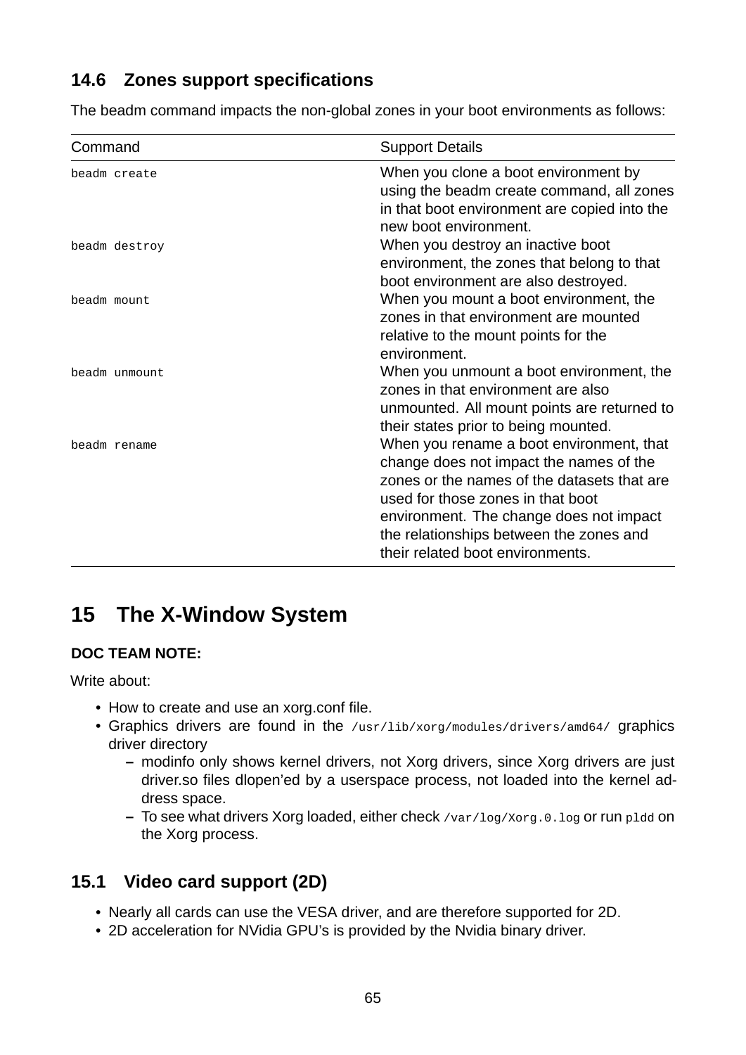### 14.6 Zones support specifications

The beadm command impacts the non-global zones in your boot environments as follows:

| Command | Support Details |
| --- | --- |
| `beadm create` | When you clone a boot environment by using the beadm create command, all zones in that boot environment are copied into the new boot environment. |
| `beadm destroy` | When you destroy an inactive boot environment, the zones that belong to that boot environment are also destroyed. |
| `beadm mount` | When you mount a boot environment, the zones in that environment are mounted relative to the mount points for the environment. |
| `beadm unmount` | When you unmount a boot environment, the zones in that environment are also unmounted. All mount points are returned to their states prior to being mounted. |
| `beadm rename` | When you rename a boot environment, that change does not impact the names of the zones or the names of the datasets that are used for those zones in that boot environment. The change does not impact the relationships between the zones and their related boot environments. |

## 15 The X-Window System

**DOC TEAM NOTE:**

Write about:

- How to create and use an xorg.conf file.
- Graphics drivers are found in the `/usr/lib/xorg/modules/drivers/amd64/` graphics driver directory
  - modinfo only shows kernel drivers, not Xorg drivers, since Xorg drivers are just driver.so files dlopen'ed by a userspace process, not loaded into the kernel address space.
  - To see what drivers Xorg loaded, either check `/var/log/Xorg.0.log` or run `pldd` on the Xorg process.

### 15.1 Video card support (2D)

- Nearly all cards can use the VESA driver, and are therefore supported for 2D.
- 2D acceleration for NVidia GPU's is provided by the Nvidia binary driver.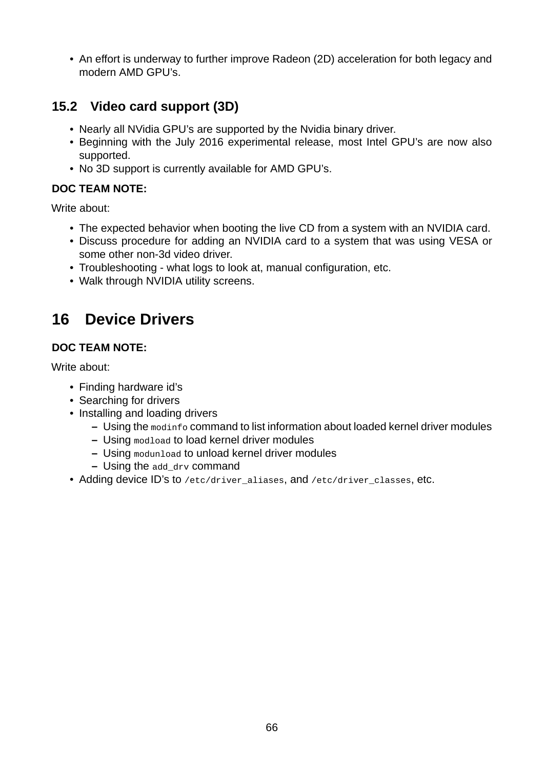- An effort is underway to further improve Radeon (2D) acceleration for both legacy and modern AMD GPU's.

## 15.2 Video card support (3D)

- Nearly all NVidia GPU's are supported by the Nvidia binary driver.
- Beginning with the July 2016 experimental release, most Intel GPU's are now also supported.
- No 3D support is currently available for AMD GPU's.

**DOC TEAM NOTE:**

Write about:

- The expected behavior when booting the live CD from a system with an NVIDIA card.
- Discuss procedure for adding an NVIDIA card to a system that was using VESA or some other non-3d video driver.
- Troubleshooting - what logs to look at, manual configuration, etc.
- Walk through NVIDIA utility screens.

# 16 Device Drivers

**DOC TEAM NOTE:**

Write about:

- Finding hardware id's
- Searching for drivers
- Installing and loading drivers
  - Using the `modinfo` command to list information about loaded kernel driver modules
  - Using `modload` to load kernel driver modules
  - Using `modunload` to unload kernel driver modules
  - Using the `add_drv` command
- Adding device ID's to `/etc/driver_aliases`, and `/etc/driver_classes`, etc.